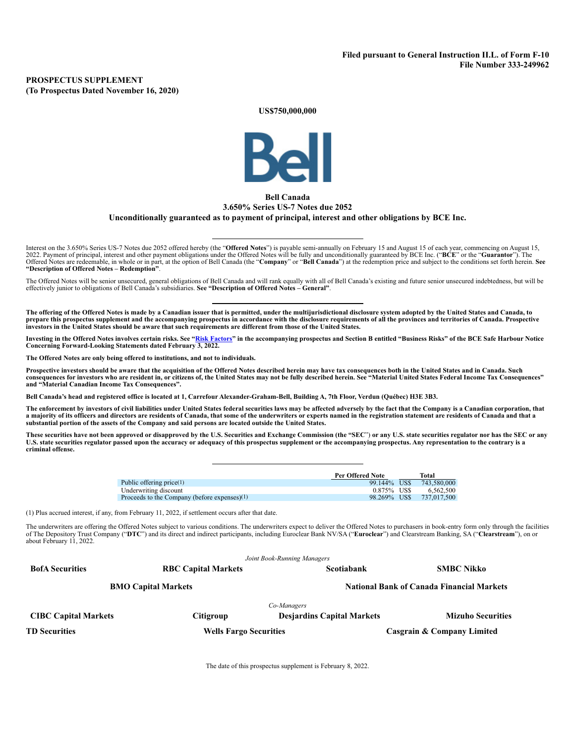**Filed pursuant to General Instruction II.L. of Form F-10**
**File Number 333-249962**

**PROSPECTUS SUPPLEMENT**
**(To Prospectus Dated November 16, 2020)**

**US$750,000,000**

Bell

**Bell Canada**
**3.650% Series US-7 Notes due 2052**
**Unconditionally guaranteed as to payment of principal, interest and other obligations by BCE Inc.**

---

Interest on the 3.650% Series US-7 Notes due 2052 offered hereby (the "**Offered Notes**") is payable semi-annually on February 15 and August 15 of each year, commencing on August 15, 2022. Payment of principal, interest and other payment obligations under the Offered Notes will be fully and unconditionally guaranteed by BCE Inc. ("**BCE**" or the "**Guarantor**"). The Offered Notes are redeemable, in whole or in part, at the option of Bell Canada (the "**Company**" or "**Bell Canada**") at the redemption price and subject to the conditions set forth herein. **See "Description of Offered Notes – Redemption"**.

The Offered Notes will be senior unsecured, general obligations of Bell Canada and will rank equally with all of Bell Canada's existing and future senior unsecured indebtedness, but will be effectively junior to obligations of Bell Canada's subsidiaries. **See "Description of Offered Notes – General"**.

---

**The offering of the Offered Notes is made by a Canadian issuer that is permitted, under the multijurisdictional disclosure system adopted by the United States and Canada, to prepare this prospectus supplement and the accompanying prospectus in accordance with the disclosure requirements of all the provinces and territories of Canada. Prospective investors in the United States should be aware that such requirements are different from those of the United States.**

**Investing in the Offered Notes involves certain risks. See "Risk Factors" in the accompanying prospectus and Section B entitled "Business Risks" of the BCE Safe Harbour Notice Concerning Forward-Looking Statements dated February 3, 2022.**

**The Offered Notes are only being offered to institutions, and not to individuals.**

**Prospective investors should be aware that the acquisition of the Offered Notes described herein may have tax consequences both in the United States and in Canada. Such consequences for investors who are resident in, or citizens of, the United States may not be fully described herein. See "Material United States Federal Income Tax Consequences" and "Material Canadian Income Tax Consequences".**

**Bell Canada's head and registered office is located at 1, Carrefour Alexander-Graham-Bell, Building A, 7th Floor, Verdun (Québec) H3E 3B3.**

**The enforcement by investors of civil liabilities under United States federal securities laws may be affected adversely by the fact that the Company is a Canadian corporation, that a majority of its officers and directors are residents of Canada, that some of the underwriters or experts named in the registration statement are residents of Canada and that a substantial portion of the assets of the Company and said persons are located outside the United States.**

**These securities have not been approved or disapproved by the U.S. Securities and Exchange Commission (the "SEC") or any U.S. state securities regulator nor has the SEC or any U.S. state securities regulator passed upon the accuracy or adequacy of this prospectus supplement or the accompanying prospectus. Any representation to the contrary is a criminal offense.**

---

| | Per Offered Note | Total |
|---|---|---|
| Public offering price(1) | 99.144% | US$ 743,580,000 |
| Underwriting discount | 0.875% | US$ 6,562,500 |
| Proceeds to the Company (before expenses)(1) | 98.269% | US$ 737,017,500 |

(1) Plus accrued interest, if any, from February 11, 2022, if settlement occurs after that date.

The underwriters are offering the Offered Notes subject to various conditions. The underwriters expect to deliver the Offered Notes to purchasers in book-entry form only through the facilities of The Depository Trust Company ("**DTC**") and its direct and indirect participants, including Euroclear Bank NV/SA ("**Euroclear**") and Clearstream Banking, SA ("**Clearstream**"), on or about February 11, 2022.

*Joint Book-Running Managers*

**BofA Securities** **RBC Capital Markets** **Scotiabank** **SMBC Nikko**

**BMO Capital Markets** **National Bank of Canada Financial Markets**

*Co-Managers*

**CIBC Capital Markets** **Citigroup** **Desjardins Capital Markets** **Mizuho Securities**

**TD Securities** **Wells Fargo Securities** **Casgrain & Company Limited**

The date of this prospectus supplement is February 8, 2022.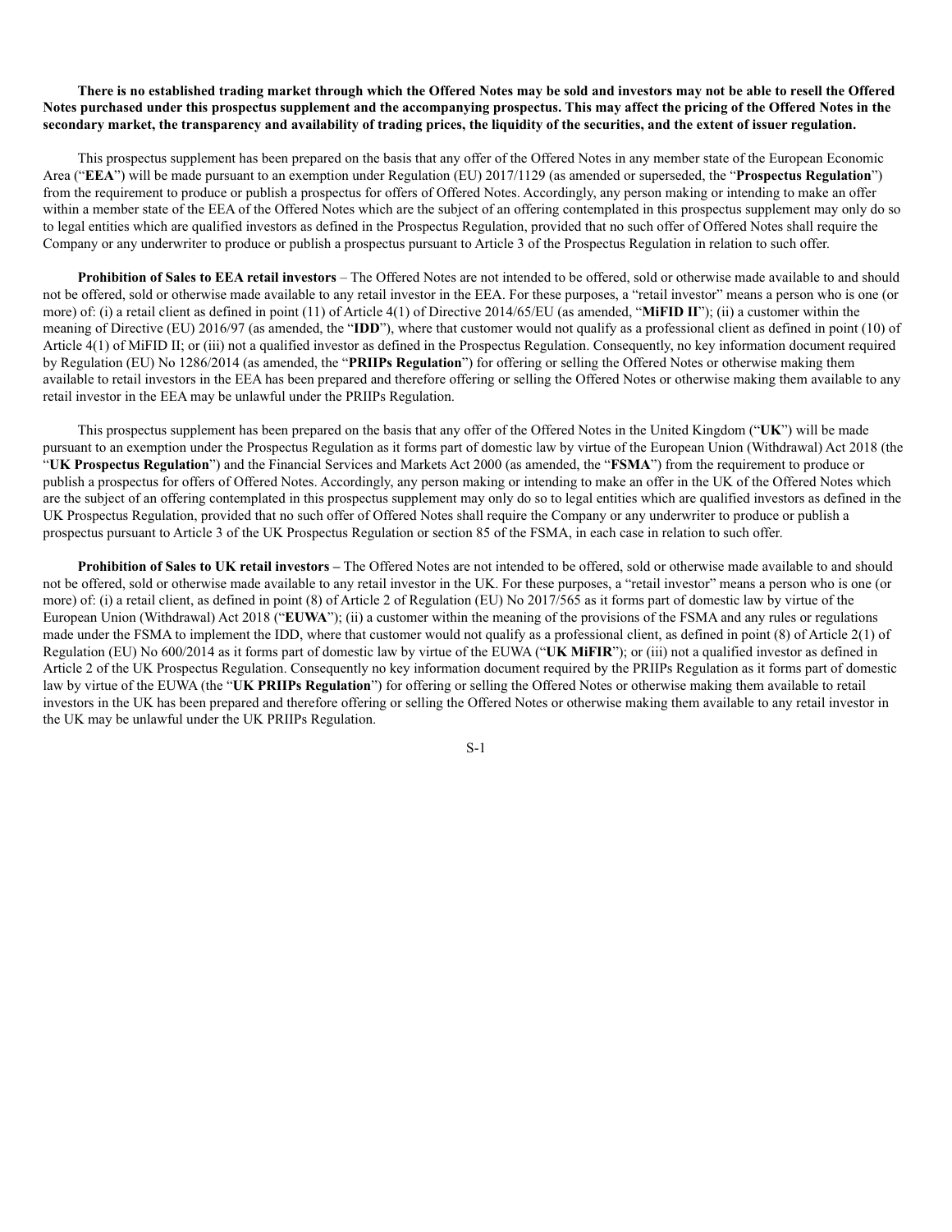**There is no established trading market through which the Offered Notes may be sold and investors may not be able to resell the Offered Notes purchased under this prospectus supplement and the accompanying prospectus. This may affect the pricing of the Offered Notes in the secondary market, the transparency and availability of trading prices, the liquidity of the securities, and the extent of issuer regulation.**

This prospectus supplement has been prepared on the basis that any offer of the Offered Notes in any member state of the European Economic Area ("**EEA**") will be made pursuant to an exemption under Regulation (EU) 2017/1129 (as amended or superseded, the "**Prospectus Regulation**") from the requirement to produce or publish a prospectus for offers of Offered Notes. Accordingly, any person making or intending to make an offer within a member state of the EEA of the Offered Notes which are the subject of an offering contemplated in this prospectus supplement may only do so to legal entities which are qualified investors as defined in the Prospectus Regulation, provided that no such offer of Offered Notes shall require the Company or any underwriter to produce or publish a prospectus pursuant to Article 3 of the Prospectus Regulation in relation to such offer.

**Prohibition of Sales to EEA retail investors** – The Offered Notes are not intended to be offered, sold or otherwise made available to and should not be offered, sold or otherwise made available to any retail investor in the EEA. For these purposes, a "retail investor" means a person who is one (or more) of: (i) a retail client as defined in point (11) of Article 4(1) of Directive 2014/65/EU (as amended, "**MiFID II**"); (ii) a customer within the meaning of Directive (EU) 2016/97 (as amended, the "**IDD**"), where that customer would not qualify as a professional client as defined in point (10) of Article 4(1) of MiFID II; or (iii) not a qualified investor as defined in the Prospectus Regulation. Consequently, no key information document required by Regulation (EU) No 1286/2014 (as amended, the "**PRIIPs Regulation**") for offering or selling the Offered Notes or otherwise making them available to retail investors in the EEA has been prepared and therefore offering or selling the Offered Notes or otherwise making them available to any retail investor in the EEA may be unlawful under the PRIIPs Regulation.

This prospectus supplement has been prepared on the basis that any offer of the Offered Notes in the United Kingdom ("**UK**") will be made pursuant to an exemption under the Prospectus Regulation as it forms part of domestic law by virtue of the European Union (Withdrawal) Act 2018 (the "**UK Prospectus Regulation**") and the Financial Services and Markets Act 2000 (as amended, the "**FSMA**") from the requirement to produce or publish a prospectus for offers of Offered Notes. Accordingly, any person making or intending to make an offer in the UK of the Offered Notes which are the subject of an offering contemplated in this prospectus supplement may only do so to legal entities which are qualified investors as defined in the UK Prospectus Regulation, provided that no such offer of Offered Notes shall require the Company or any underwriter to produce or publish a prospectus pursuant to Article 3 of the UK Prospectus Regulation or section 85 of the FSMA, in each case in relation to such offer.

**Prohibition of Sales to UK retail investors –** The Offered Notes are not intended to be offered, sold or otherwise made available to and should not be offered, sold or otherwise made available to any retail investor in the UK. For these purposes, a "retail investor" means a person who is one (or more) of: (i) a retail client, as defined in point (8) of Article 2 of Regulation (EU) No 2017/565 as it forms part of domestic law by virtue of the European Union (Withdrawal) Act 2018 ("**EUWA**"); (ii) a customer within the meaning of the provisions of the FSMA and any rules or regulations made under the FSMA to implement the IDD, where that customer would not qualify as a professional client, as defined in point (8) of Article 2(1) of Regulation (EU) No 600/2014 as it forms part of domestic law by virtue of the EUWA ("**UK MiFIR**"); or (iii) not a qualified investor as defined in Article 2 of the UK Prospectus Regulation. Consequently no key information document required by the PRIIPs Regulation as it forms part of domestic law by virtue of the EUWA (the "**UK PRIIPs Regulation**") for offering or selling the Offered Notes or otherwise making them available to retail investors in the UK has been prepared and therefore offering or selling the Offered Notes or otherwise making them available to any retail investor in the UK may be unlawful under the UK PRIIPs Regulation.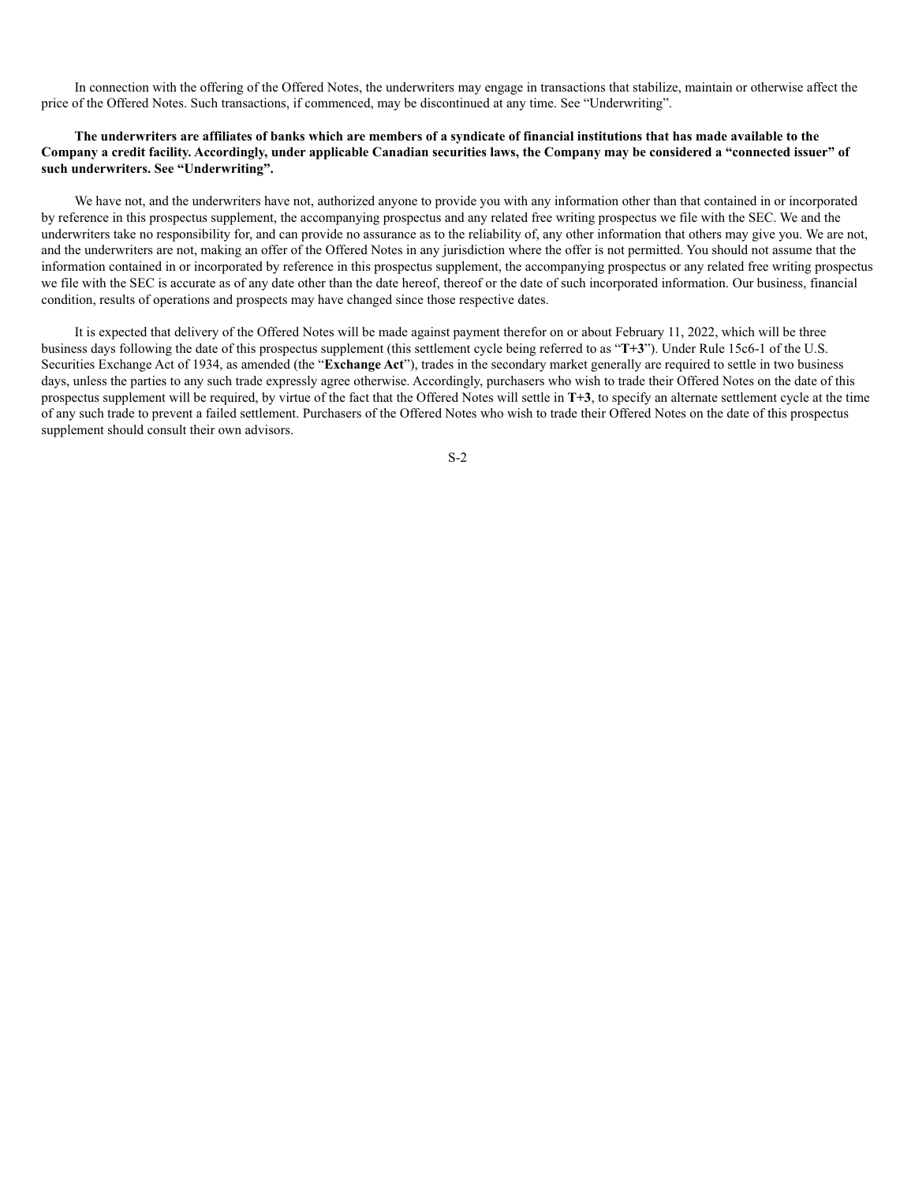In connection with the offering of the Offered Notes, the underwriters may engage in transactions that stabilize, maintain or otherwise affect the price of the Offered Notes. Such transactions, if commenced, may be discontinued at any time. See "Underwriting".

**The underwriters are affiliates of banks which are members of a syndicate of financial institutions that has made available to the Company a credit facility. Accordingly, under applicable Canadian securities laws, the Company may be considered a "connected issuer" of such underwriters. See "Underwriting".**

We have not, and the underwriters have not, authorized anyone to provide you with any information other than that contained in or incorporated by reference in this prospectus supplement, the accompanying prospectus and any related free writing prospectus we file with the SEC. We and the underwriters take no responsibility for, and can provide no assurance as to the reliability of, any other information that others may give you. We are not, and the underwriters are not, making an offer of the Offered Notes in any jurisdiction where the offer is not permitted. You should not assume that the information contained in or incorporated by reference in this prospectus supplement, the accompanying prospectus or any related free writing prospectus we file with the SEC is accurate as of any date other than the date hereof, thereof or the date of such incorporated information. Our business, financial condition, results of operations and prospects may have changed since those respective dates.

It is expected that delivery of the Offered Notes will be made against payment therefor on or about February 11, 2022, which will be three business days following the date of this prospectus supplement (this settlement cycle being referred to as "**T+3**"). Under Rule 15c6-1 of the U.S. Securities Exchange Act of 1934, as amended (the "**Exchange Act**"), trades in the secondary market generally are required to settle in two business days, unless the parties to any such trade expressly agree otherwise. Accordingly, purchasers who wish to trade their Offered Notes on the date of this prospectus supplement will be required, by virtue of the fact that the Offered Notes will settle in **T+3**, to specify an alternate settlement cycle at the time of any such trade to prevent a failed settlement. Purchasers of the Offered Notes who wish to trade their Offered Notes on the date of this prospectus supplement should consult their own advisors.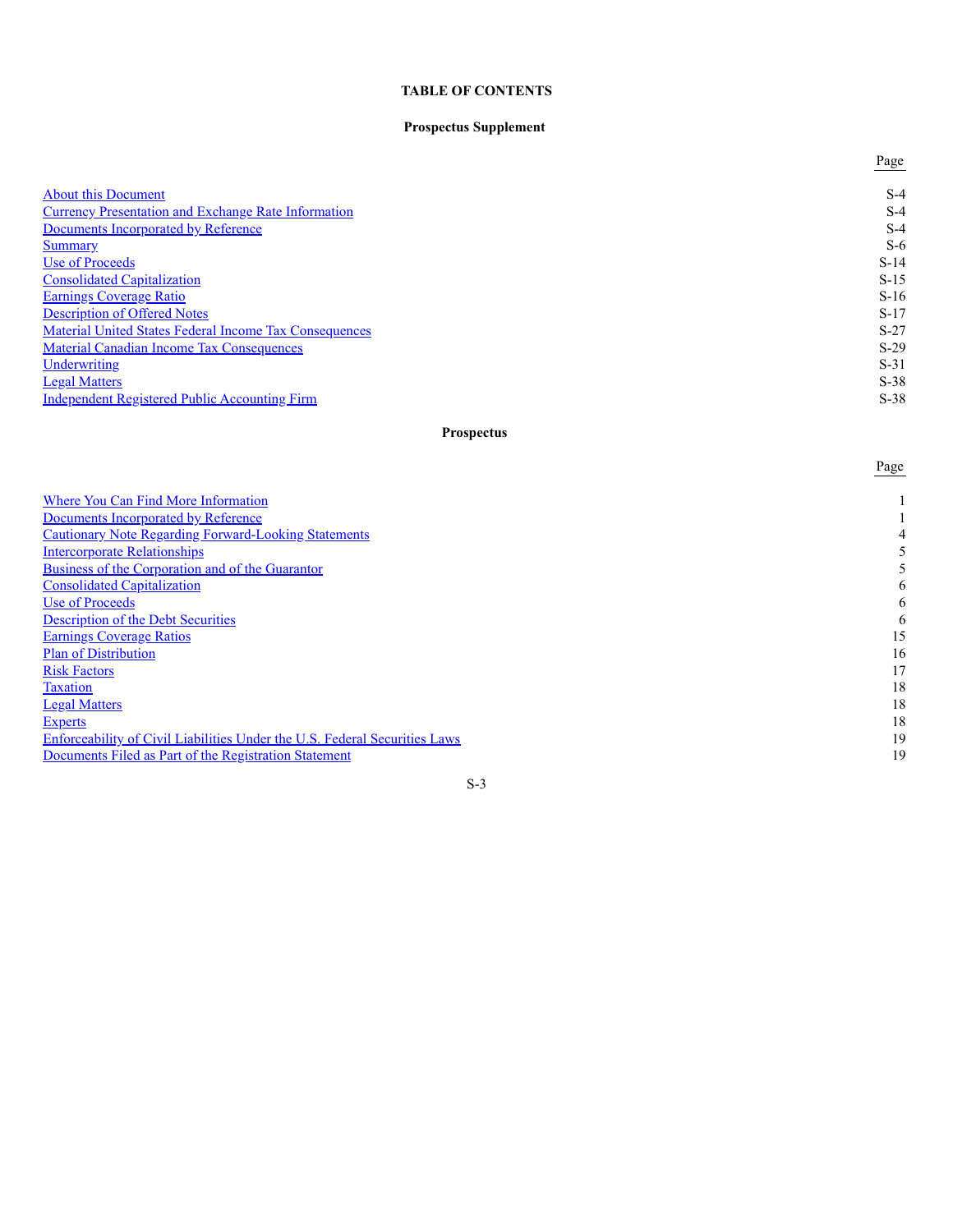## TABLE OF CONTENTS

### Prospectus Supplement

| | Page |
|---|---|
| About this Document | S-4 |
| Currency Presentation and Exchange Rate Information | S-4 |
| Documents Incorporated by Reference | S-4 |
| Summary | S-6 |
| Use of Proceeds | S-14 |
| Consolidated Capitalization | S-15 |
| Earnings Coverage Ratio | S-16 |
| Description of Offered Notes | S-17 |
| Material United States Federal Income Tax Consequences | S-27 |
| Material Canadian Income Tax Consequences | S-29 |
| Underwriting | S-31 |
| Legal Matters | S-38 |
| Independent Registered Public Accounting Firm | S-38 |

### Prospectus

| | Page |
|---|---|
| Where You Can Find More Information | 1 |
| Documents Incorporated by Reference | 1 |
| Cautionary Note Regarding Forward-Looking Statements | 4 |
| Intercorporate Relationships | 5 |
| Business of the Corporation and of the Guarantor | 5 |
| Consolidated Capitalization | 6 |
| Use of Proceeds | 6 |
| Description of the Debt Securities | 6 |
| Earnings Coverage Ratios | 15 |
| Plan of Distribution | 16 |
| Risk Factors | 17 |
| Taxation | 18 |
| Legal Matters | 18 |
| Experts | 18 |
| Enforceability of Civil Liabilities Under the U.S. Federal Securities Laws | 19 |
| Documents Filed as Part of the Registration Statement | 19 |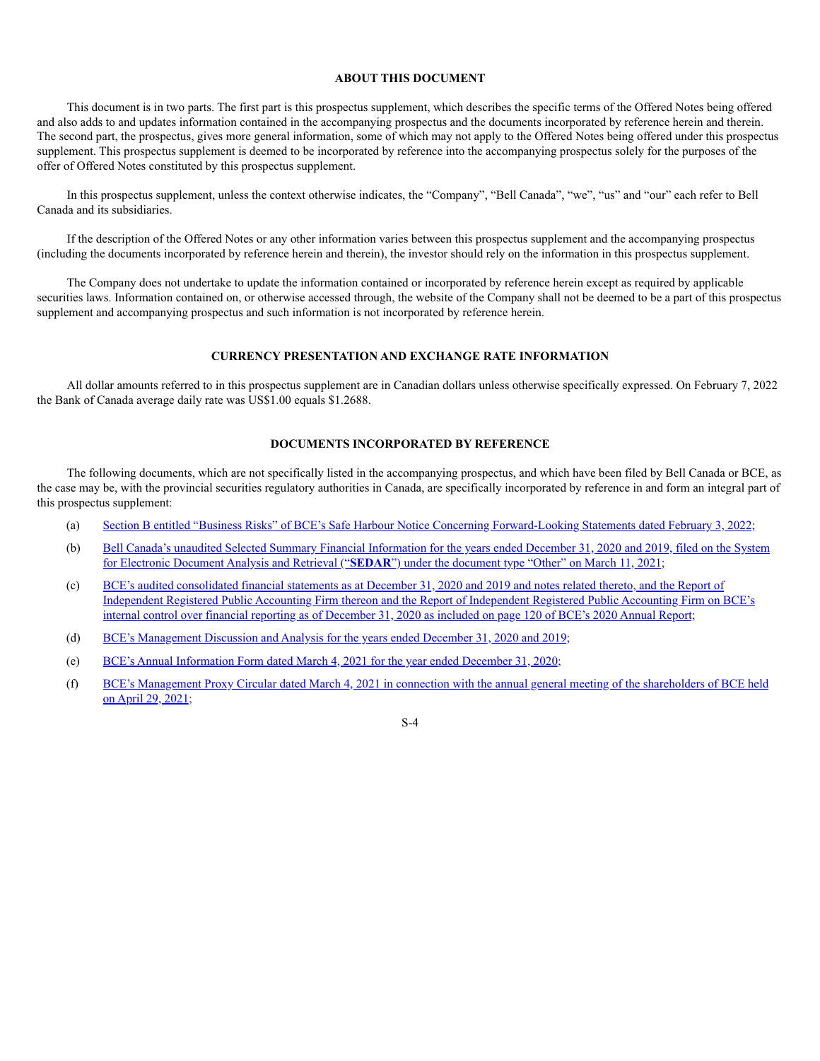## ABOUT THIS DOCUMENT

This document is in two parts. The first part is this prospectus supplement, which describes the specific terms of the Offered Notes being offered and also adds to and updates information contained in the accompanying prospectus and the documents incorporated by reference herein and therein. The second part, the prospectus, gives more general information, some of which may not apply to the Offered Notes being offered under this prospectus supplement. This prospectus supplement is deemed to be incorporated by reference into the accompanying prospectus solely for the purposes of the offer of Offered Notes constituted by this prospectus supplement.

In this prospectus supplement, unless the context otherwise indicates, the "Company", "Bell Canada", "we", "us" and "our" each refer to Bell Canada and its subsidiaries.

If the description of the Offered Notes or any other information varies between this prospectus supplement and the accompanying prospectus (including the documents incorporated by reference herein and therein), the investor should rely on the information in this prospectus supplement.

The Company does not undertake to update the information contained or incorporated by reference herein except as required by applicable securities laws. Information contained on, or otherwise accessed through, the website of the Company shall not be deemed to be a part of this prospectus supplement and accompanying prospectus and such information is not incorporated by reference herein.

## CURRENCY PRESENTATION AND EXCHANGE RATE INFORMATION

All dollar amounts referred to in this prospectus supplement are in Canadian dollars unless otherwise specifically expressed. On February 7, 2022 the Bank of Canada average daily rate was US$1.00 equals $1.2688.

## DOCUMENTS INCORPORATED BY REFERENCE

The following documents, which are not specifically listed in the accompanying prospectus, and which have been filed by Bell Canada or BCE, as the case may be, with the provincial securities regulatory authorities in Canada, are specifically incorporated by reference in and form an integral part of this prospectus supplement:

(a) Section B entitled "Business Risks" of BCE's Safe Harbour Notice Concerning Forward-Looking Statements dated February 3, 2022;

(b) Bell Canada's unaudited Selected Summary Financial Information for the years ended December 31, 2020 and 2019, filed on the System for Electronic Document Analysis and Retrieval ("**SEDAR**") under the document type "Other" on March 11, 2021;

(c) BCE's audited consolidated financial statements as at December 31, 2020 and 2019 and notes related thereto, and the Report of Independent Registered Public Accounting Firm thereon and the Report of Independent Registered Public Accounting Firm on BCE's internal control over financial reporting as of December 31, 2020 as included on page 120 of BCE's 2020 Annual Report;

(d) BCE's Management Discussion and Analysis for the years ended December 31, 2020 and 2019;

(e) BCE's Annual Information Form dated March 4, 2021 for the year ended December 31, 2020;

(f) BCE's Management Proxy Circular dated March 4, 2021 in connection with the annual general meeting of the shareholders of BCE held on April 29, 2021;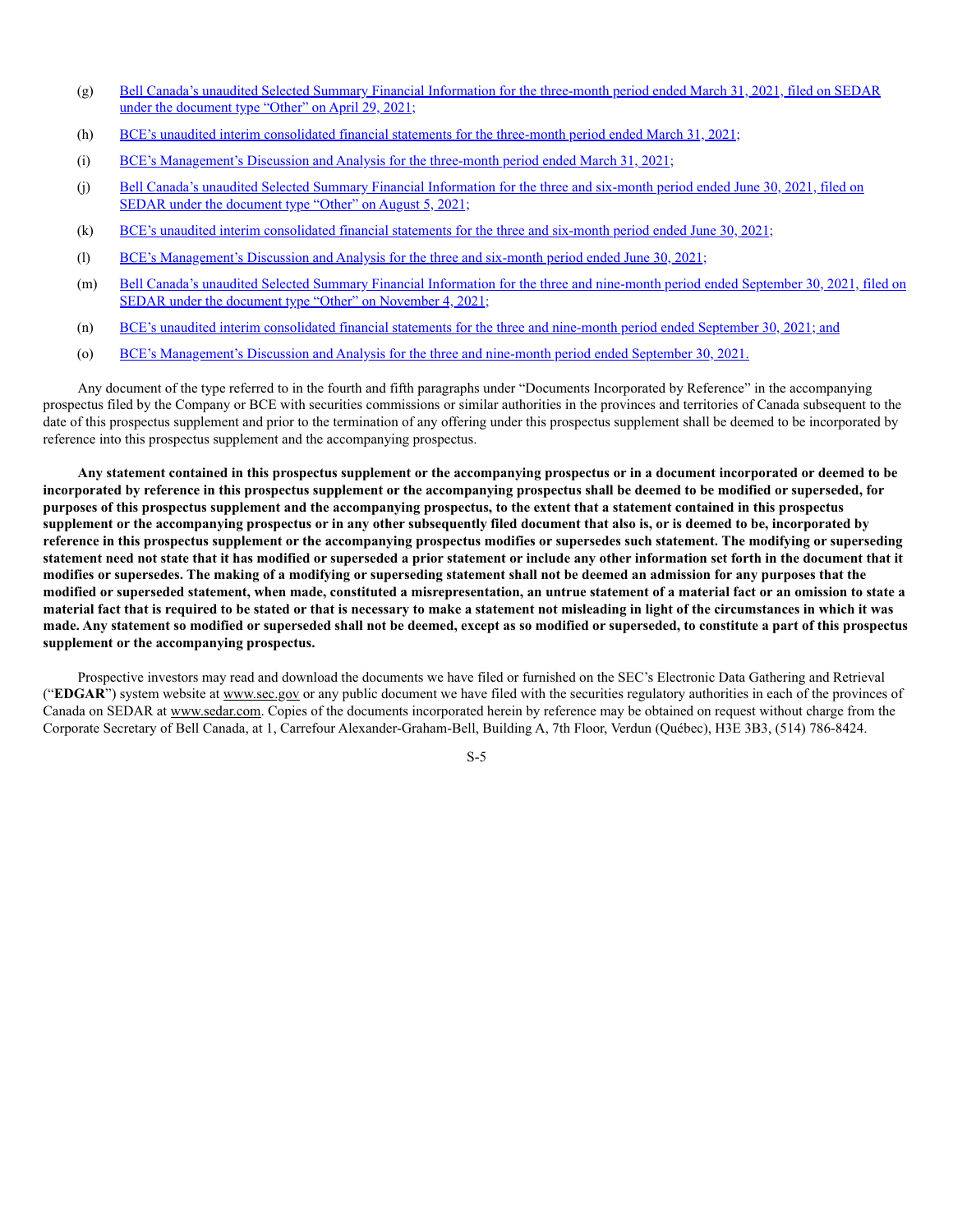(g) Bell Canada's unaudited Selected Summary Financial Information for the three-month period ended March 31, 2021, filed on SEDAR under the document type "Other" on April 29, 2021;

(h) BCE's unaudited interim consolidated financial statements for the three-month period ended March 31, 2021;

(i) BCE's Management's Discussion and Analysis for the three-month period ended March 31, 2021;

(j) Bell Canada's unaudited Selected Summary Financial Information for the three and six-month period ended June 30, 2021, filed on SEDAR under the document type "Other" on August 5, 2021;

(k) BCE's unaudited interim consolidated financial statements for the three and six-month period ended June 30, 2021;

(l) BCE's Management's Discussion and Analysis for the three and six-month period ended June 30, 2021;

(m) Bell Canada's unaudited Selected Summary Financial Information for the three and nine-month period ended September 30, 2021, filed on SEDAR under the document type "Other" on November 4, 2021;

(n) BCE's unaudited interim consolidated financial statements for the three and nine-month period ended September 30, 2021; and

(o) BCE's Management's Discussion and Analysis for the three and nine-month period ended September 30, 2021.

Any document of the type referred to in the fourth and fifth paragraphs under "Documents Incorporated by Reference" in the accompanying prospectus filed by the Company or BCE with securities commissions or similar authorities in the provinces and territories of Canada subsequent to the date of this prospectus supplement and prior to the termination of any offering under this prospectus supplement shall be deemed to be incorporated by reference into this prospectus supplement and the accompanying prospectus.

**Any statement contained in this prospectus supplement or the accompanying prospectus or in a document incorporated or deemed to be incorporated by reference in this prospectus supplement or the accompanying prospectus shall be deemed to be modified or superseded, for purposes of this prospectus supplement and the accompanying prospectus, to the extent that a statement contained in this prospectus supplement or the accompanying prospectus or in any other subsequently filed document that also is, or is deemed to be, incorporated by reference in this prospectus supplement or the accompanying prospectus modifies or supersedes such statement. The modifying or superseding statement need not state that it has modified or superseded a prior statement or include any other information set forth in the document that it modifies or supersedes. The making of a modifying or superseding statement shall not be deemed an admission for any purposes that the modified or superseded statement, when made, constituted a misrepresentation, an untrue statement of a material fact or an omission to state a material fact that is required to be stated or that is necessary to make a statement not misleading in light of the circumstances in which it was made. Any statement so modified or superseded shall not be deemed, except as so modified or superseded, to constitute a part of this prospectus supplement or the accompanying prospectus.**

Prospective investors may read and download the documents we have filed or furnished on the SEC's Electronic Data Gathering and Retrieval ("**EDGAR**") system website at www.sec.gov or any public document we have filed with the securities regulatory authorities in each of the provinces of Canada on SEDAR at www.sedar.com. Copies of the documents incorporated herein by reference may be obtained on request without charge from the Corporate Secretary of Bell Canada, at 1, Carrefour Alexander-Graham-Bell, Building A, 7th Floor, Verdun (Québec), H3E 3B3, (514) 786-8424.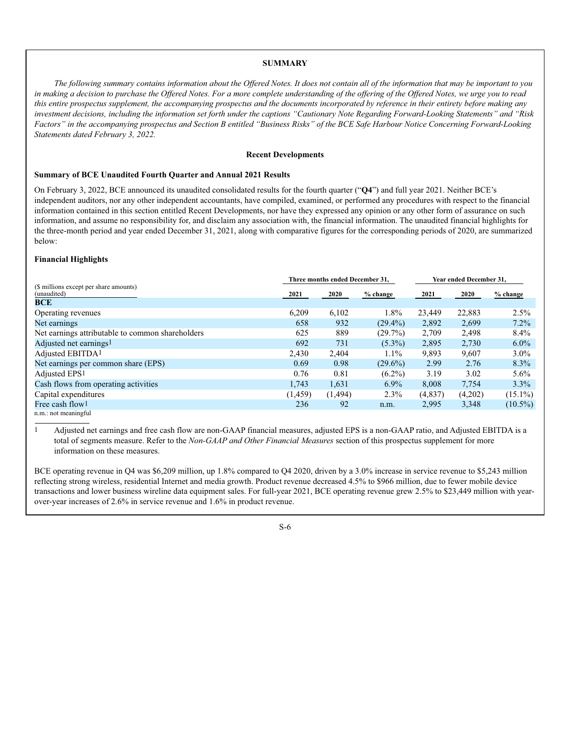## SUMMARY

*The following summary contains information about the Offered Notes. It does not contain all of the information that may be important to you in making a decision to purchase the Offered Notes. For a more complete understanding of the offering of the Offered Notes, we urge you to read this entire prospectus supplement, the accompanying prospectus and the documents incorporated by reference in their entirety before making any investment decisions, including the information set forth under the captions "Cautionary Note Regarding Forward-Looking Statements" and "Risk Factors" in the accompanying prospectus and Section B entitled "Business Risks" of the BCE Safe Harbour Notice Concerning Forward-Looking Statements dated February 3, 2022.*

### Recent Developments

#### Summary of BCE Unaudited Fourth Quarter and Annual 2021 Results

On February 3, 2022, BCE announced its unaudited consolidated results for the fourth quarter ("**Q4**") and full year 2021. Neither BCE's independent auditors, nor any other independent accountants, have compiled, examined, or performed any procedures with respect to the financial information contained in this section entitled Recent Developments, nor have they expressed any opinion or any other form of assurance on such information, and assume no responsibility for, and disclaim any association with, the financial information. The unaudited financial highlights for the three-month period and year ended December 31, 2021, along with comparative figures for the corresponding periods of 2020, are summarized below:

#### Financial Highlights

| ($ millions except per share amounts) (unaudited) | Three months ended December 31, | | | Year ended December 31, | | |
|---|---|---|---|---|---|---|
| | 2021 | 2020 | % change | 2021 | 2020 | % change |
| **BCE** | | | | | | |
| Operating revenues | 6,209 | 6,102 | 1.8% | 23,449 | 22,883 | 2.5% |
| Net earnings | 658 | 932 | (29.4%) | 2,892 | 2,699 | 7.2% |
| Net earnings attributable to common shareholders | 625 | 889 | (29.7%) | 2,709 | 2,498 | 8.4% |
| Adjusted net earnings[1] | 692 | 731 | (5.3%) | 2,895 | 2,730 | 6.0% |
| Adjusted EBITDA[1] | 2,430 | 2,404 | 1.1% | 9,893 | 9,607 | 3.0% |
| Net earnings per common share (EPS) | 0.69 | 0.98 | (29.6%) | 2.99 | 2.76 | 8.3% |
| Adjusted EPS[1] | 0.76 | 0.81 | (6.2%) | 3.19 | 3.02 | 5.6% |
| Cash flows from operating activities | 1,743 | 1,631 | 6.9% | 8,008 | 7,754 | 3.3% |
| Capital expenditures | (1,459) | (1,494) | 2.3% | (4,837) | (4,202) | (15.1%) |
| Free cash flow[1] | 236 | 92 | n.m. | 2,995 | 3,348 | (10.5%) |

n.m.: not meaningful

[1] Adjusted net earnings and free cash flow are non-GAAP financial measures, adjusted EPS is a non-GAAP ratio, and Adjusted EBITDA is a total of segments measure. Refer to the *Non-GAAP and Other Financial Measures* section of this prospectus supplement for more information on these measures.

BCE operating revenue in Q4 was $6,209 million, up 1.8% compared to Q4 2020, driven by a 3.0% increase in service revenue to $5,243 million reflecting strong wireless, residential Internet and media growth. Product revenue decreased 4.5% to $966 million, due to fewer mobile device transactions and lower business wireline data equipment sales. For full-year 2021, BCE operating revenue grew 2.5% to $23,449 million with year-over-year increases of 2.6% in service revenue and 1.6% in product revenue.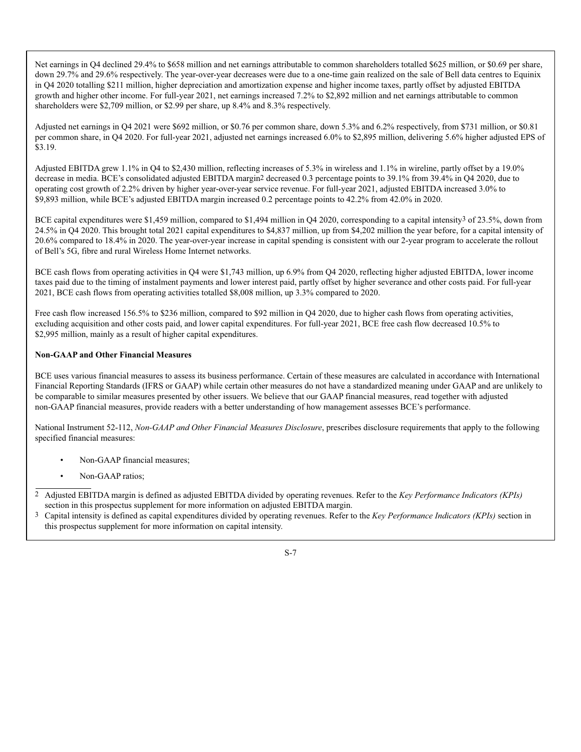Net earnings in Q4 declined 29.4% to $658 million and net earnings attributable to common shareholders totalled $625 million, or $0.69 per share, down 29.7% and 29.6% respectively. The year-over-year decreases were due to a one-time gain realized on the sale of Bell data centres to Equinix in Q4 2020 totalling $211 million, higher depreciation and amortization expense and higher income taxes, partly offset by adjusted EBITDA growth and higher other income. For full-year 2021, net earnings increased 7.2% to $2,892 million and net earnings attributable to common shareholders were $2,709 million, or $2.99 per share, up 8.4% and 8.3% respectively.

Adjusted net earnings in Q4 2021 were $692 million, or $0.76 per common share, down 5.3% and 6.2% respectively, from $731 million, or $0.81 per common share, in Q4 2020. For full-year 2021, adjusted net earnings increased 6.0% to $2,895 million, delivering 5.6% higher adjusted EPS of $3.19.

Adjusted EBITDA grew 1.1% in Q4 to $2,430 million, reflecting increases of 5.3% in wireless and 1.1% in wireline, partly offset by a 19.0% decrease in media. BCE's consolidated adjusted EBITDA margin[2] decreased 0.3 percentage points to 39.1% from 39.4% in Q4 2020, due to operating cost growth of 2.2% driven by higher year-over-year service revenue. For full-year 2021, adjusted EBITDA increased 3.0% to $9,893 million, while BCE's adjusted EBITDA margin increased 0.2 percentage points to 42.2% from 42.0% in 2020.

BCE capital expenditures were $1,459 million, compared to $1,494 million in Q4 2020, corresponding to a capital intensity[3] of 23.5%, down from 24.5% in Q4 2020. This brought total 2021 capital expenditures to $4,837 million, up from $4,202 million the year before, for a capital intensity of 20.6% compared to 18.4% in 2020. The year-over-year increase in capital spending is consistent with our 2-year program to accelerate the rollout of Bell's 5G, fibre and rural Wireless Home Internet networks.

BCE cash flows from operating activities in Q4 were $1,743 million, up 6.9% from Q4 2020, reflecting higher adjusted EBITDA, lower income taxes paid due to the timing of instalment payments and lower interest paid, partly offset by higher severance and other costs paid. For full-year 2021, BCE cash flows from operating activities totalled $8,008 million, up 3.3% compared to 2020.

Free cash flow increased 156.5% to $236 million, compared to $92 million in Q4 2020, due to higher cash flows from operating activities, excluding acquisition and other costs paid, and lower capital expenditures. For full-year 2021, BCE free cash flow decreased 10.5% to $2,995 million, mainly as a result of higher capital expenditures.

**Non-GAAP and Other Financial Measures**

BCE uses various financial measures to assess its business performance. Certain of these measures are calculated in accordance with International Financial Reporting Standards (IFRS or GAAP) while certain other measures do not have a standardized meaning under GAAP and are unlikely to be comparable to similar measures presented by other issuers. We believe that our GAAP financial measures, read together with adjusted non-GAAP financial measures, provide readers with a better understanding of how management assesses BCE's performance.

National Instrument 52-112, *Non-GAAP and Other Financial Measures Disclosure*, prescribes disclosure requirements that apply to the following specified financial measures:

- Non-GAAP financial measures;
- Non-GAAP ratios;

[2] Adjusted EBITDA margin is defined as adjusted EBITDA divided by operating revenues. Refer to the *Key Performance Indicators (KPIs)* section in this prospectus supplement for more information on adjusted EBITDA margin.

[3] Capital intensity is defined as capital expenditures divided by operating revenues. Refer to the *Key Performance Indicators (KPIs)* section in this prospectus supplement for more information on capital intensity.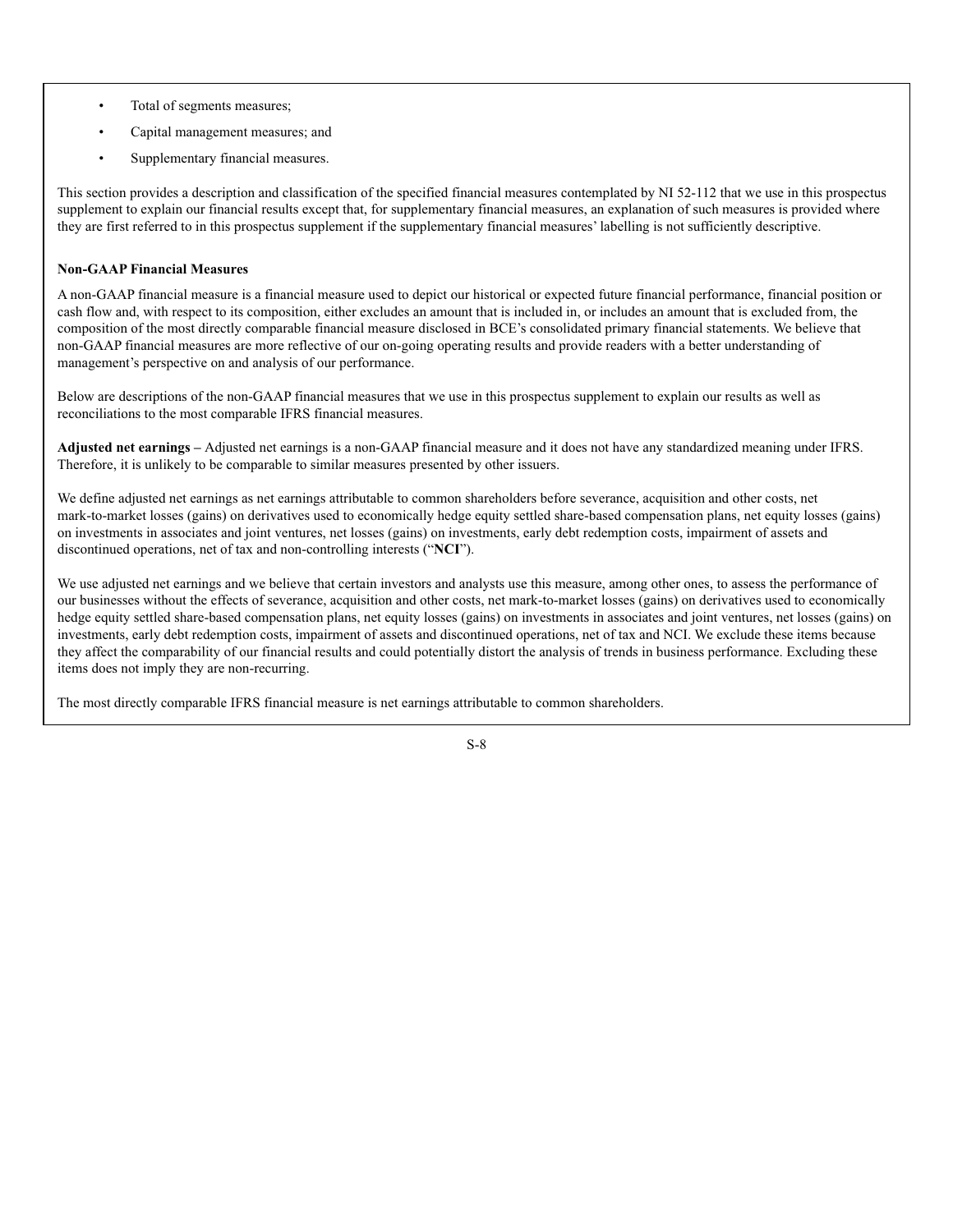- Total of segments measures;
- Capital management measures; and
- Supplementary financial measures.

This section provides a description and classification of the specified financial measures contemplated by NI 52-112 that we use in this prospectus supplement to explain our financial results except that, for supplementary financial measures, an explanation of such measures is provided where they are first referred to in this prospectus supplement if the supplementary financial measures' labelling is not sufficiently descriptive.

**Non-GAAP Financial Measures**

A non-GAAP financial measure is a financial measure used to depict our historical or expected future financial performance, financial position or cash flow and, with respect to its composition, either excludes an amount that is included in, or includes an amount that is excluded from, the composition of the most directly comparable financial measure disclosed in BCE's consolidated primary financial statements. We believe that non-GAAP financial measures are more reflective of our on-going operating results and provide readers with a better understanding of management's perspective on and analysis of our performance.

Below are descriptions of the non-GAAP financial measures that we use in this prospectus supplement to explain our results as well as reconciliations to the most comparable IFRS financial measures.

**Adjusted net earnings –** Adjusted net earnings is a non-GAAP financial measure and it does not have any standardized meaning under IFRS. Therefore, it is unlikely to be comparable to similar measures presented by other issuers.

We define adjusted net earnings as net earnings attributable to common shareholders before severance, acquisition and other costs, net mark-to-market losses (gains) on derivatives used to economically hedge equity settled share-based compensation plans, net equity losses (gains) on investments in associates and joint ventures, net losses (gains) on investments, early debt redemption costs, impairment of assets and discontinued operations, net of tax and non-controlling interests ("**NCI**").

We use adjusted net earnings and we believe that certain investors and analysts use this measure, among other ones, to assess the performance of our businesses without the effects of severance, acquisition and other costs, net mark-to-market losses (gains) on derivatives used to economically hedge equity settled share-based compensation plans, net equity losses (gains) on investments in associates and joint ventures, net losses (gains) on investments, early debt redemption costs, impairment of assets and discontinued operations, net of tax and NCI. We exclude these items because they affect the comparability of our financial results and could potentially distort the analysis of trends in business performance. Excluding these items does not imply they are non-recurring.

The most directly comparable IFRS financial measure is net earnings attributable to common shareholders.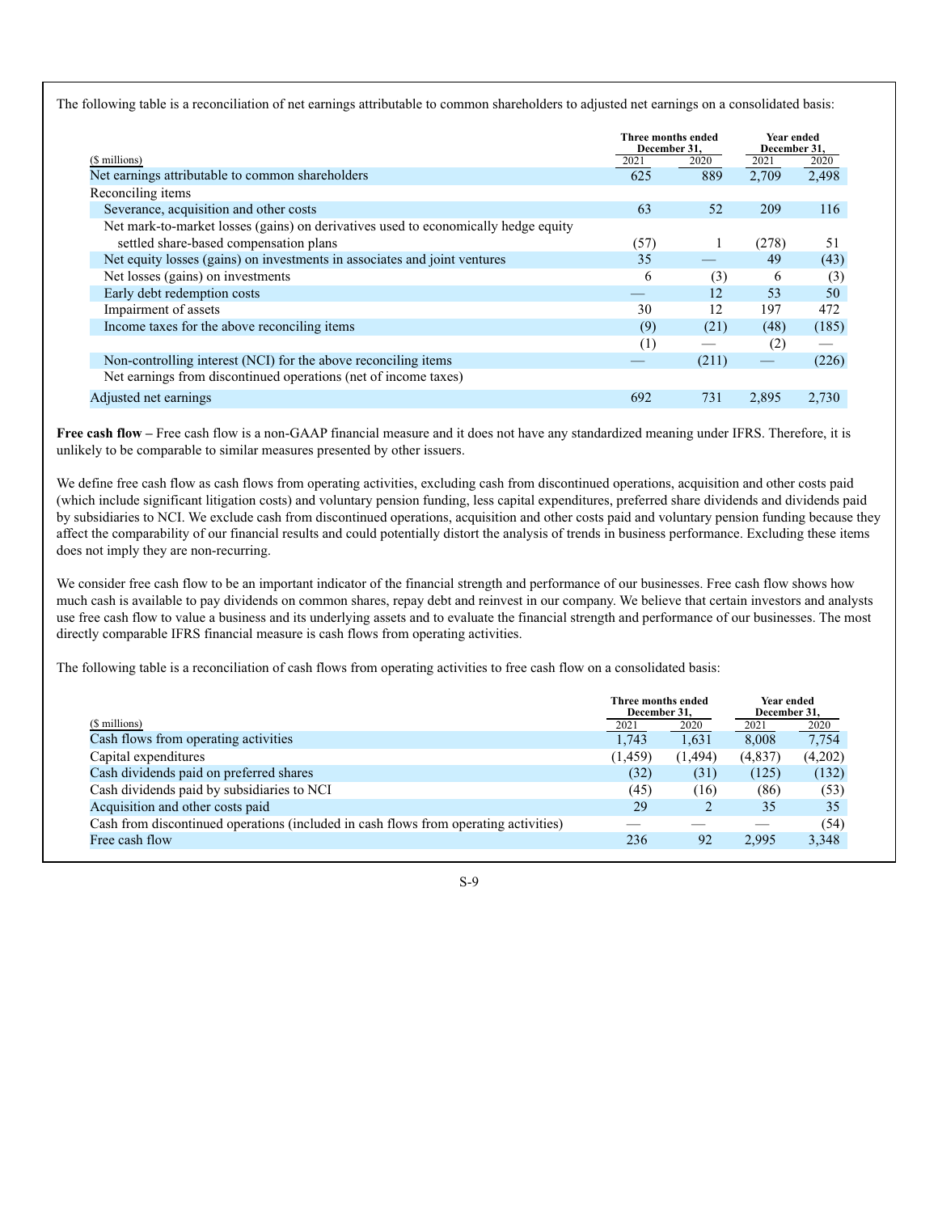The following table is a reconciliation of net earnings attributable to common shareholders to adjusted net earnings on a consolidated basis:

| | Three months ended December 31, | | Year ended December 31, | |
|---|---|---|---|---|
| ($ millions) | 2021 | 2020 | 2021 | 2020 |
| Net earnings attributable to common shareholders | 625 | 889 | 2,709 | 2,498 |
| Reconciling items | | | | |
| Severance, acquisition and other costs | 63 | 52 | 209 | 116 |
| Net mark-to-market losses (gains) on derivatives used to economically hedge equity settled share-based compensation plans | (57) | 1 | (278) | 51 |
| Net equity losses (gains) on investments in associates and joint ventures | 35 | — | 49 | (43) |
| Net losses (gains) on investments | 6 | (3) | 6 | (3) |
| Early debt redemption costs | — | 12 | 53 | 50 |
| Impairment of assets | 30 | 12 | 197 | 472 |
| Income taxes for the above reconciling items | (9) | (21) | (48) | (185) |
| | (1) | — | (2) | — |
| Non-controlling interest (NCI) for the above reconciling items | — | (211) | — | (226) |
| Net earnings from discontinued operations (net of income taxes) | | | | |
| Adjusted net earnings | 692 | 731 | 2,895 | 2,730 |

**Free cash flow –** Free cash flow is a non-GAAP financial measure and it does not have any standardized meaning under IFRS. Therefore, it is unlikely to be comparable to similar measures presented by other issuers.

We define free cash flow as cash flows from operating activities, excluding cash from discontinued operations, acquisition and other costs paid (which include significant litigation costs) and voluntary pension funding, less capital expenditures, preferred share dividends and dividends paid by subsidiaries to NCI. We exclude cash from discontinued operations, acquisition and other costs paid and voluntary pension funding because they affect the comparability of our financial results and could potentially distort the analysis of trends in business performance. Excluding these items does not imply they are non-recurring.

We consider free cash flow to be an important indicator of the financial strength and performance of our businesses. Free cash flow shows how much cash is available to pay dividends on common shares, repay debt and reinvest in our company. We believe that certain investors and analysts use free cash flow to value a business and its underlying assets and to evaluate the financial strength and performance of our businesses. The most directly comparable IFRS financial measure is cash flows from operating activities.

The following table is a reconciliation of cash flows from operating activities to free cash flow on a consolidated basis:

| | Three months ended December 31, | | Year ended December 31, | |
|---|---|---|---|---|
| ($ millions) | 2021 | 2020 | 2021 | 2020 |
| Cash flows from operating activities | 1,743 | 1,631 | 8,008 | 7,754 |
| Capital expenditures | (1,459) | (1,494) | (4,837) | (4,202) |
| Cash dividends paid on preferred shares | (32) | (31) | (125) | (132) |
| Cash dividends paid by subsidiaries to NCI | (45) | (16) | (86) | (53) |
| Acquisition and other costs paid | 29 | 2 | 35 | 35 |
| Cash from discontinued operations (included in cash flows from operating activities) | — | — | — | (54) |
| Free cash flow | 236 | 92 | 2,995 | 3,348 |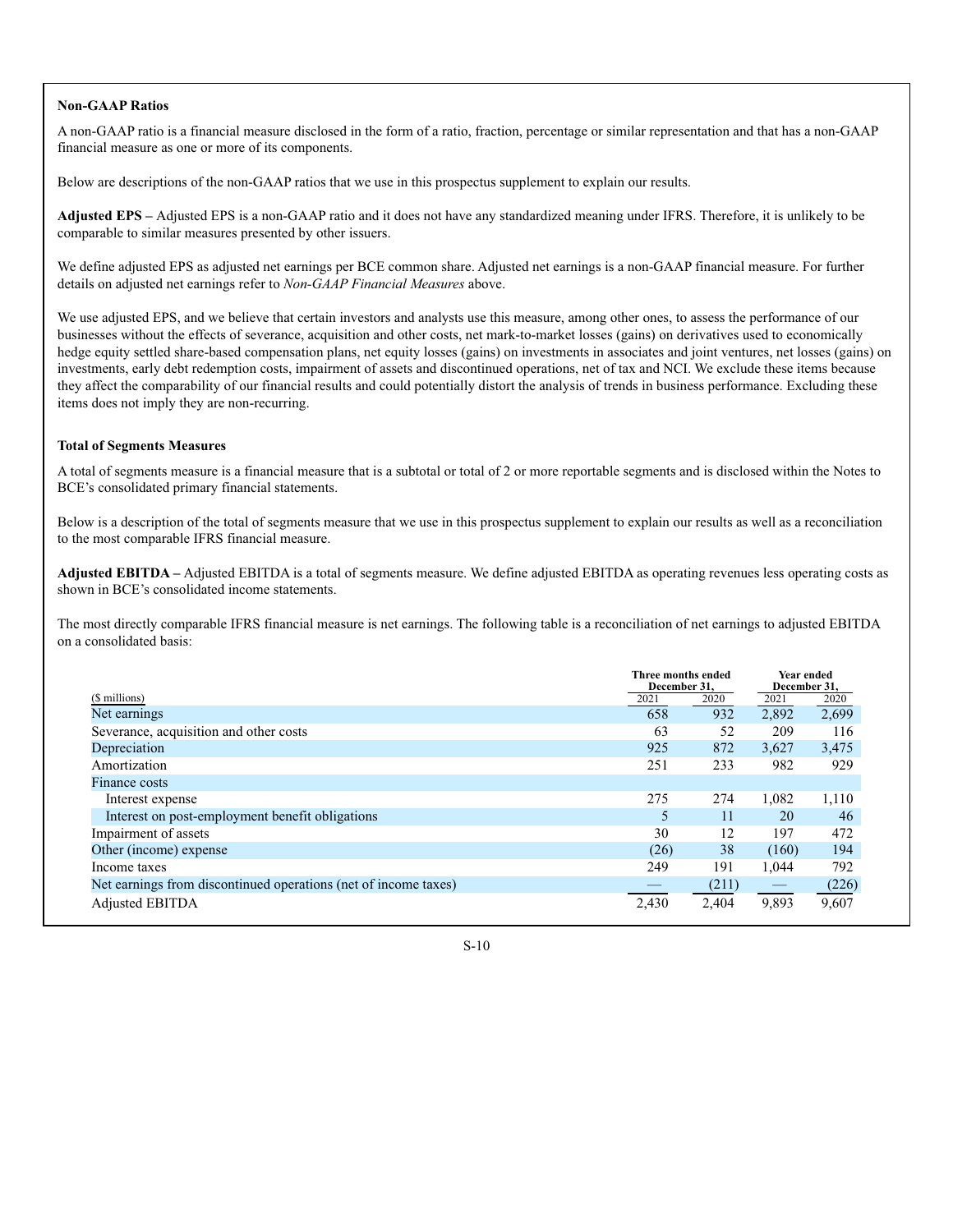**Non-GAAP Ratios**

A non-GAAP ratio is a financial measure disclosed in the form of a ratio, fraction, percentage or similar representation and that has a non-GAAP financial measure as one or more of its components.

Below are descriptions of the non-GAAP ratios that we use in this prospectus supplement to explain our results.

**Adjusted EPS –** Adjusted EPS is a non-GAAP ratio and it does not have any standardized meaning under IFRS. Therefore, it is unlikely to be comparable to similar measures presented by other issuers.

We define adjusted EPS as adjusted net earnings per BCE common share. Adjusted net earnings is a non-GAAP financial measure. For further details on adjusted net earnings refer to *Non-GAAP Financial Measures* above.

We use adjusted EPS, and we believe that certain investors and analysts use this measure, among other ones, to assess the performance of our businesses without the effects of severance, acquisition and other costs, net mark-to-market losses (gains) on derivatives used to economically hedge equity settled share-based compensation plans, net equity losses (gains) on investments in associates and joint ventures, net losses (gains) on investments, early debt redemption costs, impairment of assets and discontinued operations, net of tax and NCI. We exclude these items because they affect the comparability of our financial results and could potentially distort the analysis of trends in business performance. Excluding these items does not imply they are non-recurring.

**Total of Segments Measures**

A total of segments measure is a financial measure that is a subtotal or total of 2 or more reportable segments and is disclosed within the Notes to BCE's consolidated primary financial statements.

Below is a description of the total of segments measure that we use in this prospectus supplement to explain our results as well as a reconciliation to the most comparable IFRS financial measure.

**Adjusted EBITDA –** Adjusted EBITDA is a total of segments measure. We define adjusted EBITDA as operating revenues less operating costs as shown in BCE's consolidated income statements.

The most directly comparable IFRS financial measure is net earnings. The following table is a reconciliation of net earnings to adjusted EBITDA on a consolidated basis:

| | Three months ended December 31, | | Year ended December 31, | |
|---|---|---|---|---|
| ($ millions) | 2021 | 2020 | 2021 | 2020 |
| Net earnings | 658 | 932 | 2,892 | 2,699 |
| Severance, acquisition and other costs | 63 | 52 | 209 | 116 |
| Depreciation | 925 | 872 | 3,627 | 3,475 |
| Amortization | 251 | 233 | 982 | 929 |
| Finance costs | | | | |
| Interest expense | 275 | 274 | 1,082 | 1,110 |
| Interest on post-employment benefit obligations | 5 | 11 | 20 | 46 |
| Impairment of assets | 30 | 12 | 197 | 472 |
| Other (income) expense | (26) | 38 | (160) | 194 |
| Income taxes | 249 | 191 | 1,044 | 792 |
| Net earnings from discontinued operations (net of income taxes) | — | (211) | — | (226) |
| Adjusted EBITDA | 2,430 | 2,404 | 9,893 | 9,607 |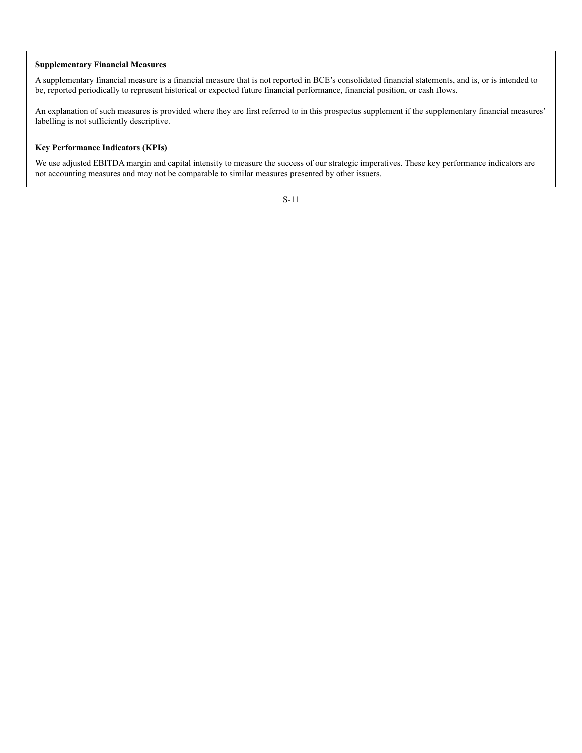**Supplementary Financial Measures**

A supplementary financial measure is a financial measure that is not reported in BCE's consolidated financial statements, and is, or is intended to be, reported periodically to represent historical or expected future financial performance, financial position, or cash flows.

An explanation of such measures is provided where they are first referred to in this prospectus supplement if the supplementary financial measures' labelling is not sufficiently descriptive.

**Key Performance Indicators (KPIs)**

We use adjusted EBITDA margin and capital intensity to measure the success of our strategic imperatives. These key performance indicators are not accounting measures and may not be comparable to similar measures presented by other issuers.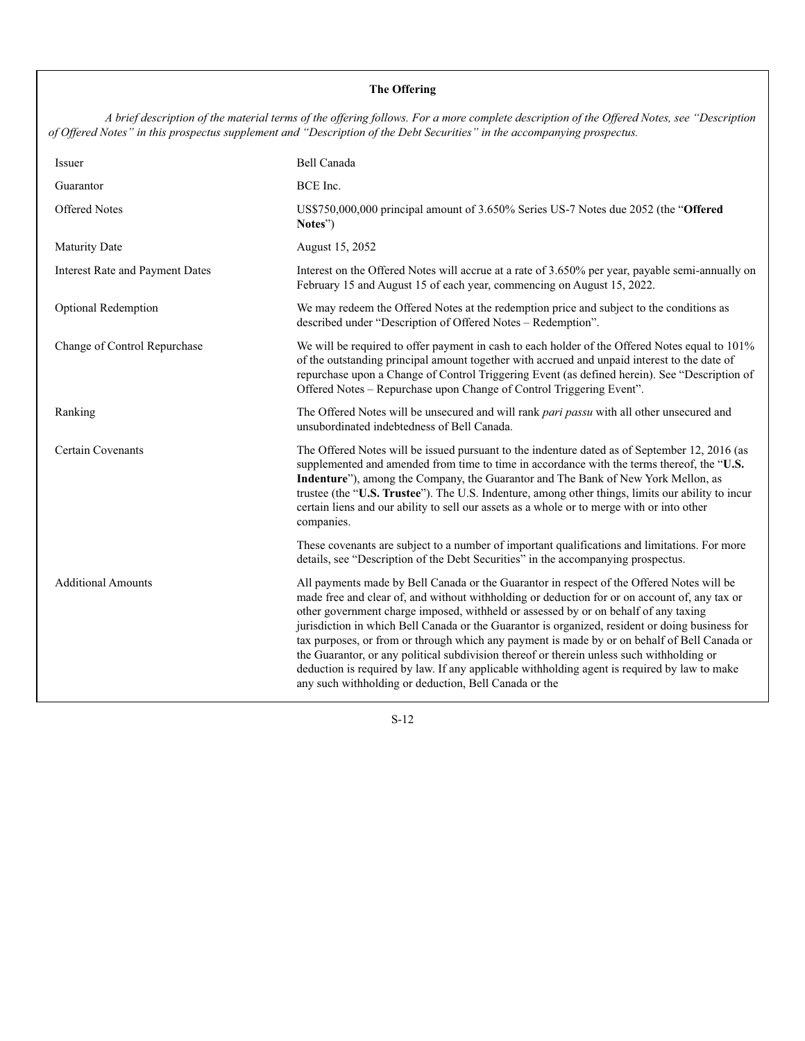## The Offering

*A brief description of the material terms of the offering follows. For a more complete description of the Offered Notes, see "Description of Offered Notes" in this prospectus supplement and "Description of the Debt Securities" in the accompanying prospectus.*

| | |
|---|---|
| Issuer | Bell Canada |
| Guarantor | BCE Inc. |
| Offered Notes | US$750,000,000 principal amount of 3.650% Series US-7 Notes due 2052 (the "**Offered Notes**") |
| Maturity Date | August 15, 2052 |
| Interest Rate and Payment Dates | Interest on the Offered Notes will accrue at a rate of 3.650% per year, payable semi-annually on February 15 and August 15 of each year, commencing on August 15, 2022. |
| Optional Redemption | We may redeem the Offered Notes at the redemption price and subject to the conditions as described under "Description of Offered Notes – Redemption". |
| Change of Control Repurchase | We will be required to offer payment in cash to each holder of the Offered Notes equal to 101% of the outstanding principal amount together with accrued and unpaid interest to the date of repurchase upon a Change of Control Triggering Event (as defined herein). See "Description of Offered Notes – Repurchase upon Change of Control Triggering Event". |
| Ranking | The Offered Notes will be unsecured and will rank *pari passu* with all other unsecured and unsubordinated indebtedness of Bell Canada. |
| Certain Covenants | The Offered Notes will be issued pursuant to the indenture dated as of September 12, 2016 (as supplemented and amended from time to time in accordance with the terms thereof, the "**U.S. Indenture**"), among the Company, the Guarantor and The Bank of New York Mellon, as trustee (the "**U.S. Trustee**"). The U.S. Indenture, among other things, limits our ability to incur certain liens and our ability to sell our assets as a whole or to merge with or into other companies.<br><br>These covenants are subject to a number of important qualifications and limitations. For more details, see "Description of the Debt Securities" in the accompanying prospectus. |
| Additional Amounts | All payments made by Bell Canada or the Guarantor in respect of the Offered Notes will be made free and clear of, and without withholding or deduction for or on account of, any tax or other government charge imposed, withheld or assessed by or on behalf of any taxing jurisdiction in which Bell Canada or the Guarantor is organized, resident or doing business for tax purposes, or from or through which any payment is made by or on behalf of Bell Canada or the Guarantor, or any political subdivision thereof or therein unless such withholding or deduction is required by law. If any applicable withholding agent is required by law to make any such withholding or deduction, Bell Canada or the |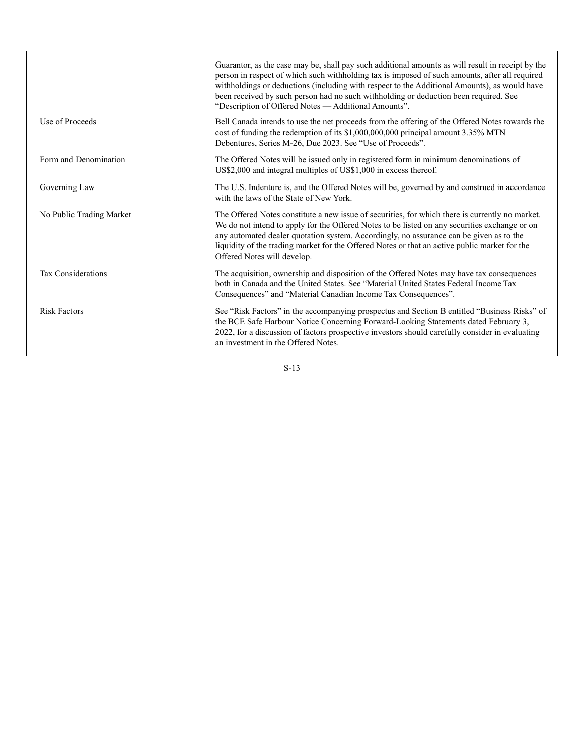| | |
|---|---|
| | Guarantor, as the case may be, shall pay such additional amounts as will result in receipt by the person in respect of which such withholding tax is imposed of such amounts, after all required withholdings or deductions (including with respect to the Additional Amounts), as would have been received by such person had no such withholding or deduction been required. See "Description of Offered Notes — Additional Amounts". |
| Use of Proceeds | Bell Canada intends to use the net proceeds from the offering of the Offered Notes towards the cost of funding the redemption of its $1,000,000,000 principal amount 3.35% MTN Debentures, Series M-26, Due 2023. See "Use of Proceeds". |
| Form and Denomination | The Offered Notes will be issued only in registered form in minimum denominations of US$2,000 and integral multiples of US$1,000 in excess thereof. |
| Governing Law | The U.S. Indenture is, and the Offered Notes will be, governed by and construed in accordance with the laws of the State of New York. |
| No Public Trading Market | The Offered Notes constitute a new issue of securities, for which there is currently no market. We do not intend to apply for the Offered Notes to be listed on any securities exchange or on any automated dealer quotation system. Accordingly, no assurance can be given as to the liquidity of the trading market for the Offered Notes or that an active public market for the Offered Notes will develop. |
| Tax Considerations | The acquisition, ownership and disposition of the Offered Notes may have tax consequences both in Canada and the United States. See "Material United States Federal Income Tax Consequences" and "Material Canadian Income Tax Consequences". |
| Risk Factors | See "Risk Factors" in the accompanying prospectus and Section B entitled "Business Risks" of the BCE Safe Harbour Notice Concerning Forward-Looking Statements dated February 3, 2022, for a discussion of factors prospective investors should carefully consider in evaluating an investment in the Offered Notes. |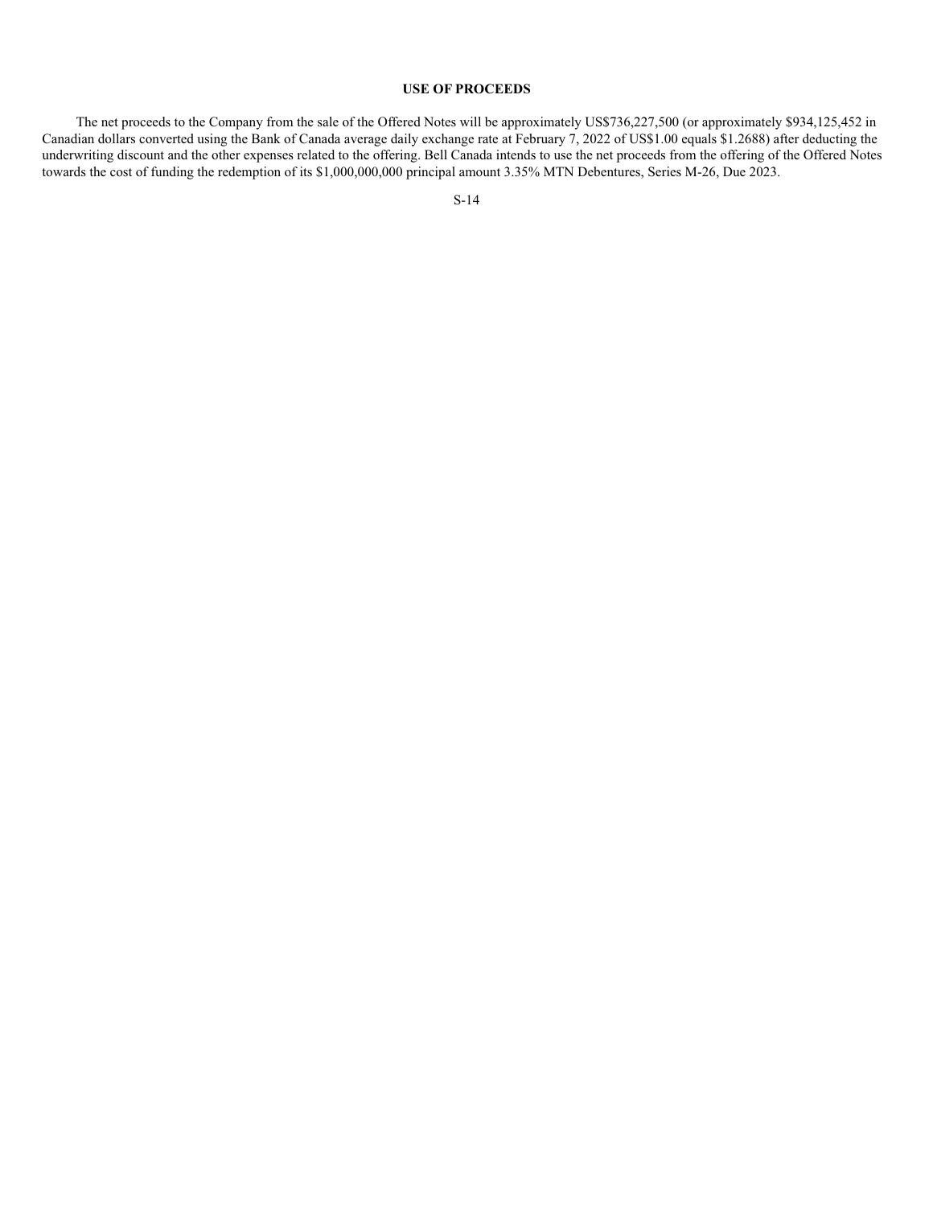## USE OF PROCEEDS

The net proceeds to the Company from the sale of the Offered Notes will be approximately US$736,227,500 (or approximately $934,125,452 in Canadian dollars converted using the Bank of Canada average daily exchange rate at February 7, 2022 of US$1.00 equals $1.2688) after deducting the underwriting discount and the other expenses related to the offering. Bell Canada intends to use the net proceeds from the offering of the Offered Notes towards the cost of funding the redemption of its $1,000,000,000 principal amount 3.35% MTN Debentures, Series M-26, Due 2023.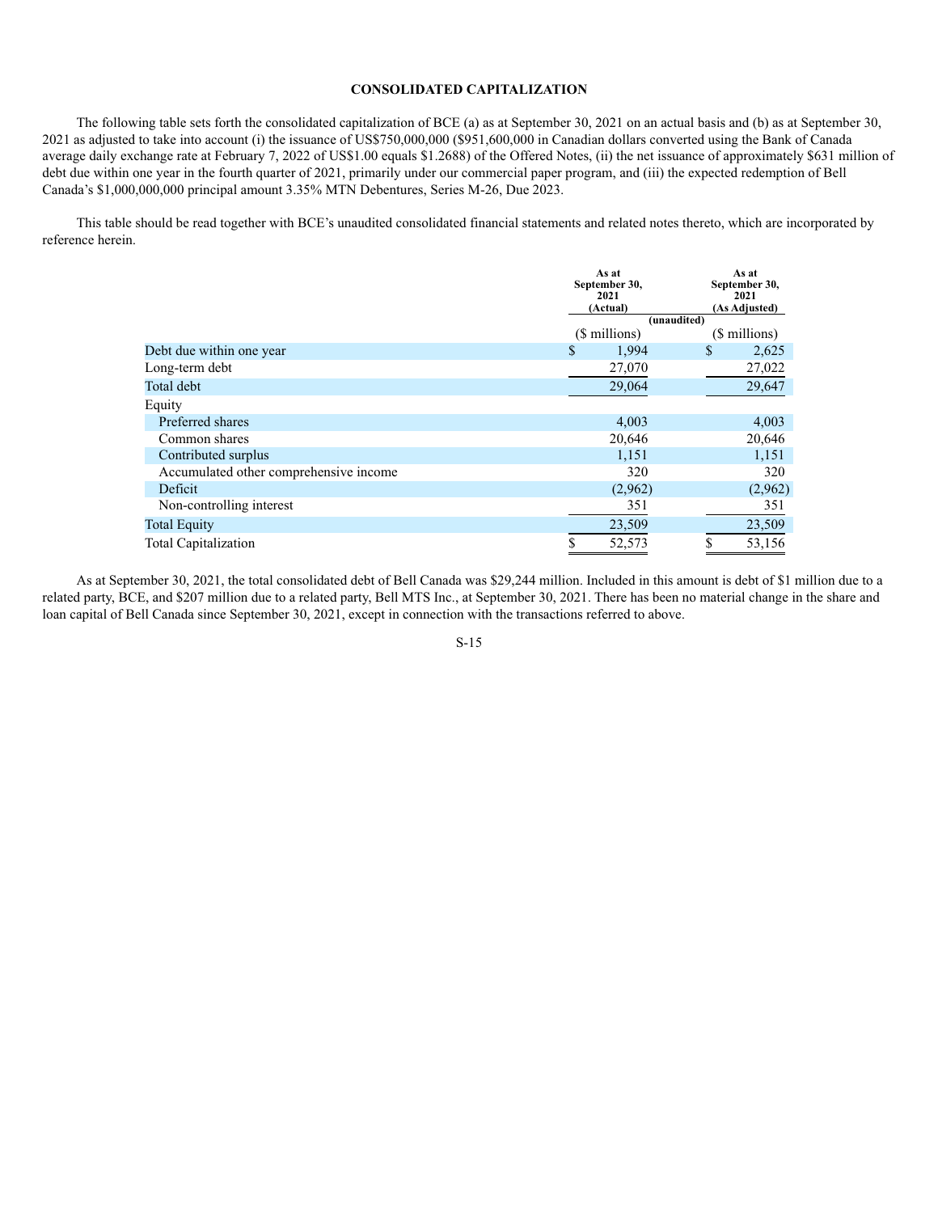## CONSOLIDATED CAPITALIZATION

The following table sets forth the consolidated capitalization of BCE (a) as at September 30, 2021 on an actual basis and (b) as at September 30, 2021 as adjusted to take into account (i) the issuance of US$750,000,000 ($951,600,000 in Canadian dollars converted using the Bank of Canada average daily exchange rate at February 7, 2022 of US$1.00 equals $1.2688) of the Offered Notes, (ii) the net issuance of approximately $631 million of debt due within one year in the fourth quarter of 2021, primarily under our commercial paper program, and (iii) the expected redemption of Bell Canada's $1,000,000,000 principal amount 3.35% MTN Debentures, Series M-26, Due 2023.

This table should be read together with BCE's unaudited consolidated financial statements and related notes thereto, which are incorporated by reference herein.

| | As at September 30, 2021 (Actual) | As at September 30, 2021 (As Adjusted) |
|---|---|---|
| | (unaudited) | |
| | ($ millions) | ($ millions) |
| Debt due within one year | $ 1,994 | $ 2,625 |
| Long-term debt | 27,070 | 27,022 |
| Total debt | 29,064 | 29,647 |
| Equity | | |
| Preferred shares | 4,003 | 4,003 |
| Common shares | 20,646 | 20,646 |
| Contributed surplus | 1,151 | 1,151 |
| Accumulated other comprehensive income | 320 | 320 |
| Deficit | (2,962) | (2,962) |
| Non-controlling interest | 351 | 351 |
| Total Equity | 23,509 | 23,509 |
| Total Capitalization | $ 52,573 | $ 53,156 |

As at September 30, 2021, the total consolidated debt of Bell Canada was $29,244 million. Included in this amount is debt of $1 million due to a related party, BCE, and $207 million due to a related party, Bell MTS Inc., at September 30, 2021. There has been no material change in the share and loan capital of Bell Canada since September 30, 2021, except in connection with the transactions referred to above.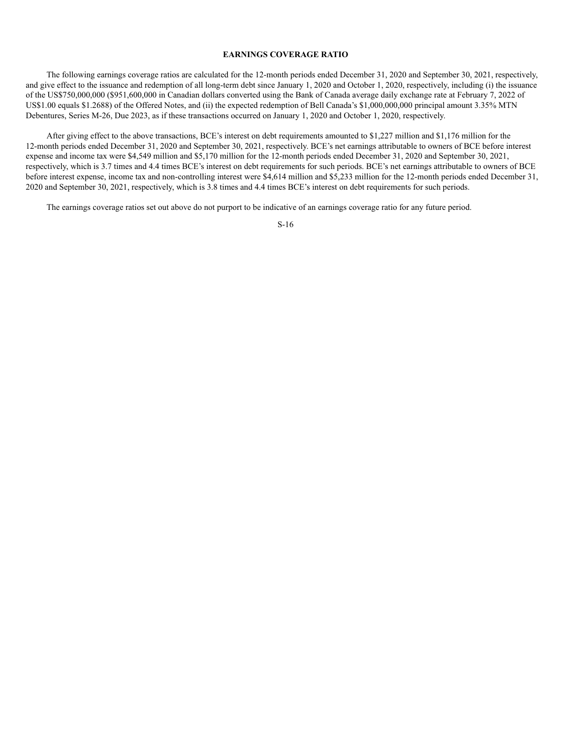## EARNINGS COVERAGE RATIO

The following earnings coverage ratios are calculated for the 12-month periods ended December 31, 2020 and September 30, 2021, respectively, and give effect to the issuance and redemption of all long-term debt since January 1, 2020 and October 1, 2020, respectively, including (i) the issuance of the US$750,000,000 ($951,600,000 in Canadian dollars converted using the Bank of Canada average daily exchange rate at February 7, 2022 of US$1.00 equals $1.2688) of the Offered Notes, and (ii) the expected redemption of Bell Canada's $1,000,000,000 principal amount 3.35% MTN Debentures, Series M-26, Due 2023, as if these transactions occurred on January 1, 2020 and October 1, 2020, respectively.

After giving effect to the above transactions, BCE's interest on debt requirements amounted to $1,227 million and $1,176 million for the 12-month periods ended December 31, 2020 and September 30, 2021, respectively. BCE's net earnings attributable to owners of BCE before interest expense and income tax were $4,549 million and $5,170 million for the 12-month periods ended December 31, 2020 and September 30, 2021, respectively, which is 3.7 times and 4.4 times BCE's interest on debt requirements for such periods. BCE's net earnings attributable to owners of BCE before interest expense, income tax and non-controlling interest were $4,614 million and $5,233 million for the 12-month periods ended December 31, 2020 and September 30, 2021, respectively, which is 3.8 times and 4.4 times BCE's interest on debt requirements for such periods.

The earnings coverage ratios set out above do not purport to be indicative of an earnings coverage ratio for any future period.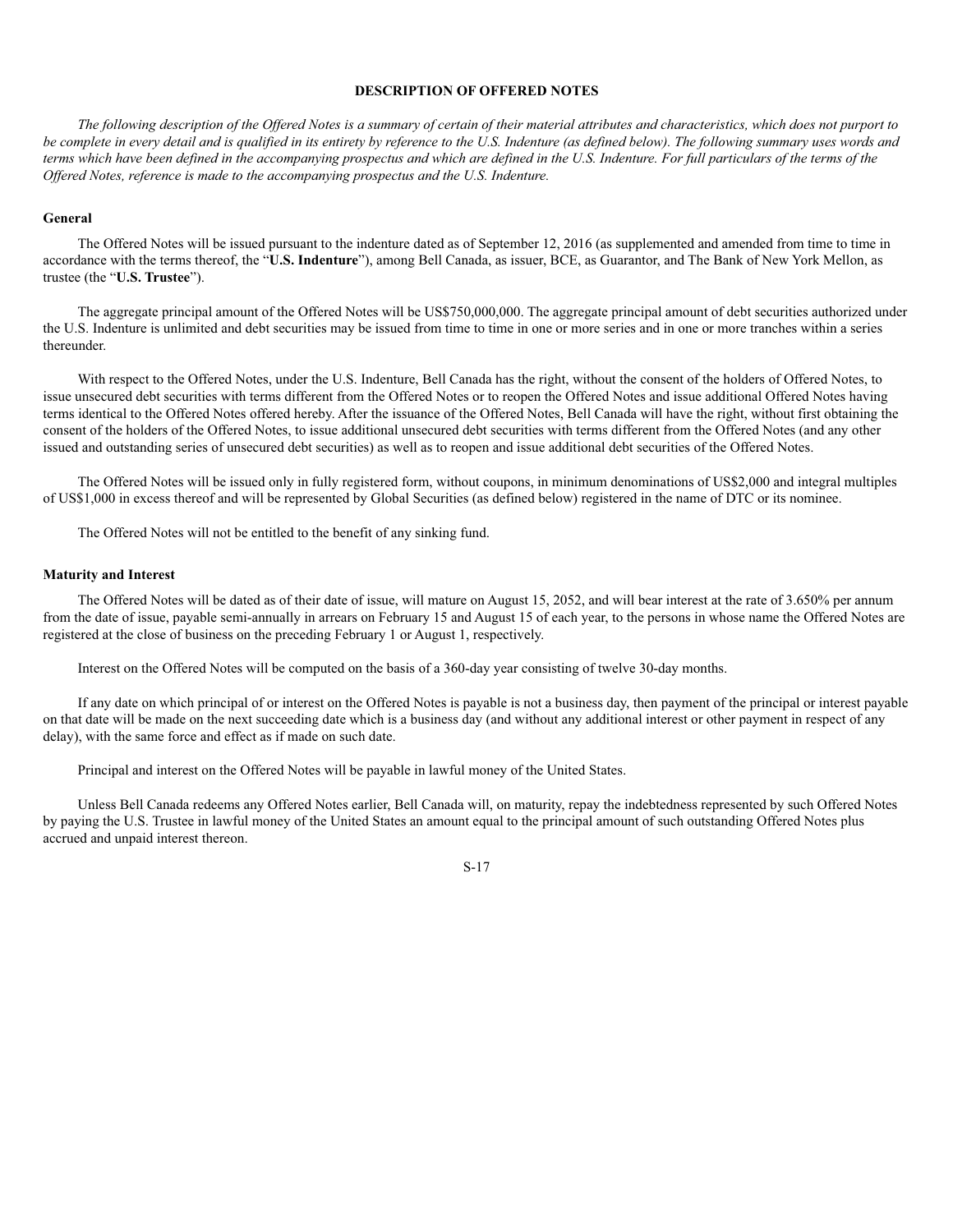## DESCRIPTION OF OFFERED NOTES

*The following description of the Offered Notes is a summary of certain of their material attributes and characteristics, which does not purport to be complete in every detail and is qualified in its entirety by reference to the U.S. Indenture (as defined below). The following summary uses words and terms which have been defined in the accompanying prospectus and which are defined in the U.S. Indenture. For full particulars of the terms of the Offered Notes, reference is made to the accompanying prospectus and the U.S. Indenture.*

### General

The Offered Notes will be issued pursuant to the indenture dated as of September 12, 2016 (as supplemented and amended from time to time in accordance with the terms thereof, the "**U.S. Indenture**"), among Bell Canada, as issuer, BCE, as Guarantor, and The Bank of New York Mellon, as trustee (the "**U.S. Trustee**").

The aggregate principal amount of the Offered Notes will be US$750,000,000. The aggregate principal amount of debt securities authorized under the U.S. Indenture is unlimited and debt securities may be issued from time to time in one or more series and in one or more tranches within a series thereunder.

With respect to the Offered Notes, under the U.S. Indenture, Bell Canada has the right, without the consent of the holders of Offered Notes, to issue unsecured debt securities with terms different from the Offered Notes or to reopen the Offered Notes and issue additional Offered Notes having terms identical to the Offered Notes offered hereby. After the issuance of the Offered Notes, Bell Canada will have the right, without first obtaining the consent of the holders of the Offered Notes, to issue additional unsecured debt securities with terms different from the Offered Notes (and any other issued and outstanding series of unsecured debt securities) as well as to reopen and issue additional debt securities of the Offered Notes.

The Offered Notes will be issued only in fully registered form, without coupons, in minimum denominations of US$2,000 and integral multiples of US$1,000 in excess thereof and will be represented by Global Securities (as defined below) registered in the name of DTC or its nominee.

The Offered Notes will not be entitled to the benefit of any sinking fund.

### Maturity and Interest

The Offered Notes will be dated as of their date of issue, will mature on August 15, 2052, and will bear interest at the rate of 3.650% per annum from the date of issue, payable semi-annually in arrears on February 15 and August 15 of each year, to the persons in whose name the Offered Notes are registered at the close of business on the preceding February 1 or August 1, respectively.

Interest on the Offered Notes will be computed on the basis of a 360-day year consisting of twelve 30-day months.

If any date on which principal of or interest on the Offered Notes is payable is not a business day, then payment of the principal or interest payable on that date will be made on the next succeeding date which is a business day (and without any additional interest or other payment in respect of any delay), with the same force and effect as if made on such date.

Principal and interest on the Offered Notes will be payable in lawful money of the United States.

Unless Bell Canada redeems any Offered Notes earlier, Bell Canada will, on maturity, repay the indebtedness represented by such Offered Notes by paying the U.S. Trustee in lawful money of the United States an amount equal to the principal amount of such outstanding Offered Notes plus accrued and unpaid interest thereon.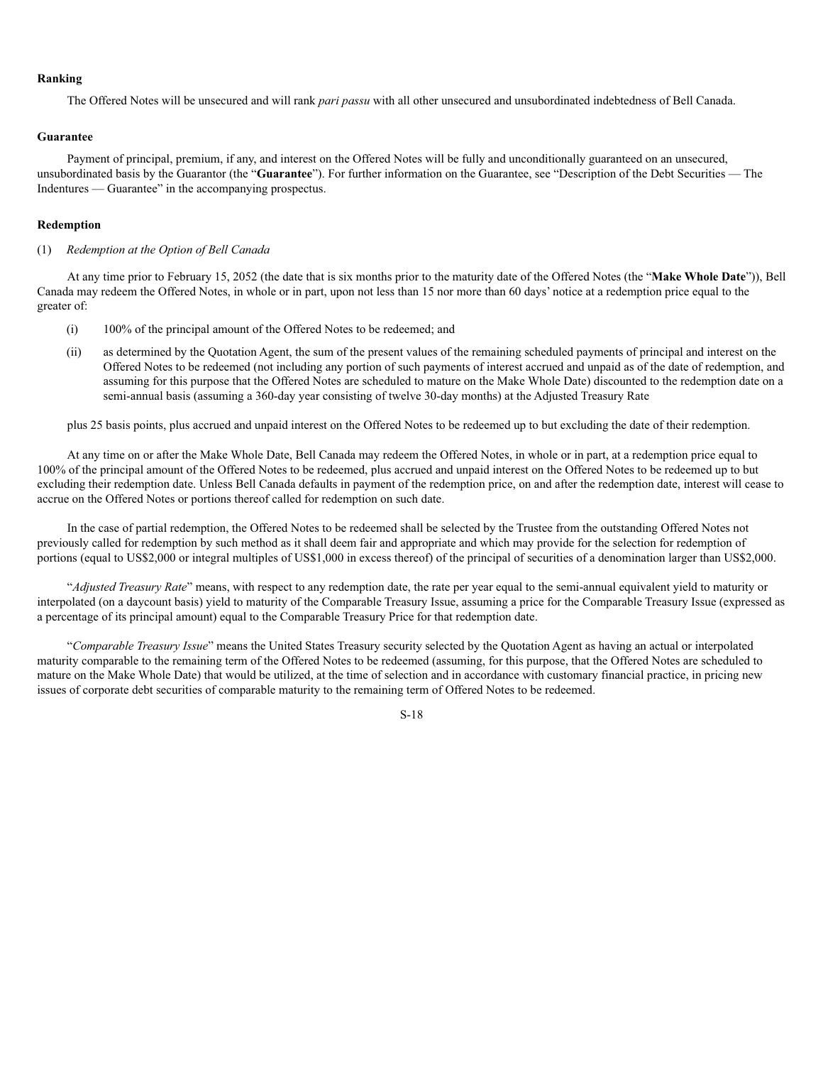### Ranking

The Offered Notes will be unsecured and will rank *pari passu* with all other unsecured and unsubordinated indebtedness of Bell Canada.

### Guarantee

Payment of principal, premium, if any, and interest on the Offered Notes will be fully and unconditionally guaranteed on an unsecured, unsubordinated basis by the Guarantor (the "**Guarantee**"). For further information on the Guarantee, see "Description of the Debt Securities — The Indentures — Guarantee" in the accompanying prospectus.

### Redemption

(1) *Redemption at the Option of Bell Canada*

At any time prior to February 15, 2052 (the date that is six months prior to the maturity date of the Offered Notes (the "**Make Whole Date**")), Bell Canada may redeem the Offered Notes, in whole or in part, upon not less than 15 nor more than 60 days' notice at a redemption price equal to the greater of:

(i) 100% of the principal amount of the Offered Notes to be redeemed; and

(ii) as determined by the Quotation Agent, the sum of the present values of the remaining scheduled payments of principal and interest on the Offered Notes to be redeemed (not including any portion of such payments of interest accrued and unpaid as of the date of redemption, and assuming for this purpose that the Offered Notes are scheduled to mature on the Make Whole Date) discounted to the redemption date on a semi-annual basis (assuming a 360-day year consisting of twelve 30-day months) at the Adjusted Treasury Rate

plus 25 basis points, plus accrued and unpaid interest on the Offered Notes to be redeemed up to but excluding the date of their redemption.

At any time on or after the Make Whole Date, Bell Canada may redeem the Offered Notes, in whole or in part, at a redemption price equal to 100% of the principal amount of the Offered Notes to be redeemed, plus accrued and unpaid interest on the Offered Notes to be redeemed up to but excluding their redemption date. Unless Bell Canada defaults in payment of the redemption price, on and after the redemption date, interest will cease to accrue on the Offered Notes or portions thereof called for redemption on such date.

In the case of partial redemption, the Offered Notes to be redeemed shall be selected by the Trustee from the outstanding Offered Notes not previously called for redemption by such method as it shall deem fair and appropriate and which may provide for the selection for redemption of portions (equal to US$2,000 or integral multiples of US$1,000 in excess thereof) of the principal of securities of a denomination larger than US$2,000.

"*Adjusted Treasury Rate*" means, with respect to any redemption date, the rate per year equal to the semi-annual equivalent yield to maturity or interpolated (on a daycount basis) yield to maturity of the Comparable Treasury Issue, assuming a price for the Comparable Treasury Issue (expressed as a percentage of its principal amount) equal to the Comparable Treasury Price for that redemption date.

"*Comparable Treasury Issue*" means the United States Treasury security selected by the Quotation Agent as having an actual or interpolated maturity comparable to the remaining term of the Offered Notes to be redeemed (assuming, for this purpose, that the Offered Notes are scheduled to mature on the Make Whole Date) that would be utilized, at the time of selection and in accordance with customary financial practice, in pricing new issues of corporate debt securities of comparable maturity to the remaining term of Offered Notes to be redeemed.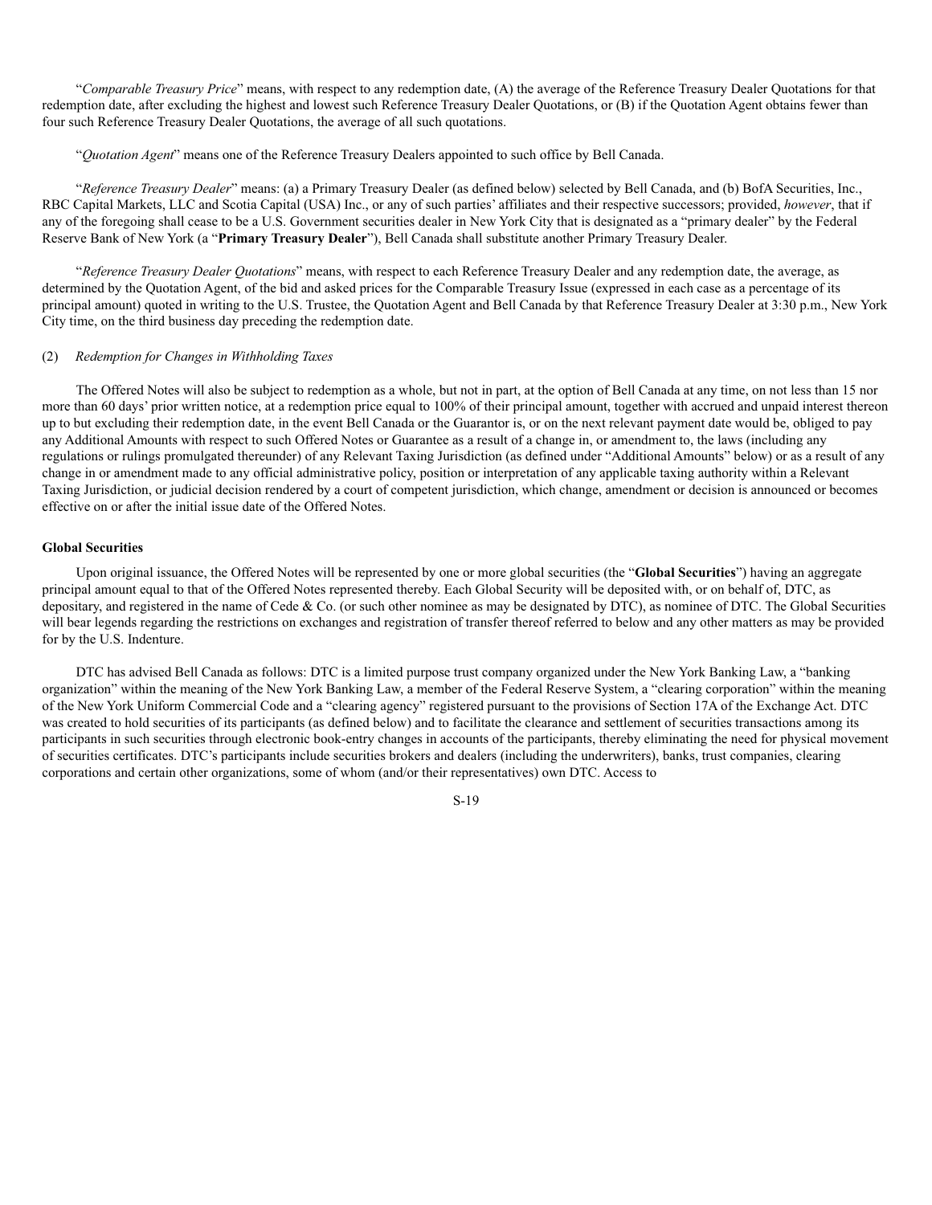"*Comparable Treasury Price*" means, with respect to any redemption date, (A) the average of the Reference Treasury Dealer Quotations for that redemption date, after excluding the highest and lowest such Reference Treasury Dealer Quotations, or (B) if the Quotation Agent obtains fewer than four such Reference Treasury Dealer Quotations, the average of all such quotations.

"*Quotation Agent*" means one of the Reference Treasury Dealers appointed to such office by Bell Canada.

"*Reference Treasury Dealer*" means: (a) a Primary Treasury Dealer (as defined below) selected by Bell Canada, and (b) BofA Securities, Inc., RBC Capital Markets, LLC and Scotia Capital (USA) Inc., or any of such parties' affiliates and their respective successors; provided, *however*, that if any of the foregoing shall cease to be a U.S. Government securities dealer in New York City that is designated as a "primary dealer" by the Federal Reserve Bank of New York (a "**Primary Treasury Dealer**"), Bell Canada shall substitute another Primary Treasury Dealer.

"*Reference Treasury Dealer Quotations*" means, with respect to each Reference Treasury Dealer and any redemption date, the average, as determined by the Quotation Agent, of the bid and asked prices for the Comparable Treasury Issue (expressed in each case as a percentage of its principal amount) quoted in writing to the U.S. Trustee, the Quotation Agent and Bell Canada by that Reference Treasury Dealer at 3:30 p.m., New York City time, on the third business day preceding the redemption date.

(2) *Redemption for Changes in Withholding Taxes*

The Offered Notes will also be subject to redemption as a whole, but not in part, at the option of Bell Canada at any time, on not less than 15 nor more than 60 days' prior written notice, at a redemption price equal to 100% of their principal amount, together with accrued and unpaid interest thereon up to but excluding their redemption date, in the event Bell Canada or the Guarantor is, or on the next relevant payment date would be, obliged to pay any Additional Amounts with respect to such Offered Notes or Guarantee as a result of a change in, or amendment to, the laws (including any regulations or rulings promulgated thereunder) of any Relevant Taxing Jurisdiction (as defined under "Additional Amounts" below) or as a result of any change in or amendment made to any official administrative policy, position or interpretation of any applicable taxing authority within a Relevant Taxing Jurisdiction, or judicial decision rendered by a court of competent jurisdiction, which change, amendment or decision is announced or becomes effective on or after the initial issue date of the Offered Notes.

**Global Securities**

Upon original issuance, the Offered Notes will be represented by one or more global securities (the "**Global Securities**") having an aggregate principal amount equal to that of the Offered Notes represented thereby. Each Global Security will be deposited with, or on behalf of, DTC, as depositary, and registered in the name of Cede & Co. (or such other nominee as may be designated by DTC), as nominee of DTC. The Global Securities will bear legends regarding the restrictions on exchanges and registration of transfer thereof referred to below and any other matters as may be provided for by the U.S. Indenture.

DTC has advised Bell Canada as follows: DTC is a limited purpose trust company organized under the New York Banking Law, a "banking organization" within the meaning of the New York Banking Law, a member of the Federal Reserve System, a "clearing corporation" within the meaning of the New York Uniform Commercial Code and a "clearing agency" registered pursuant to the provisions of Section 17A of the Exchange Act. DTC was created to hold securities of its participants (as defined below) and to facilitate the clearance and settlement of securities transactions among its participants in such securities through electronic book-entry changes in accounts of the participants, thereby eliminating the need for physical movement of securities certificates. DTC's participants include securities brokers and dealers (including the underwriters), banks, trust companies, clearing corporations and certain other organizations, some of whom (and/or their representatives) own DTC. Access to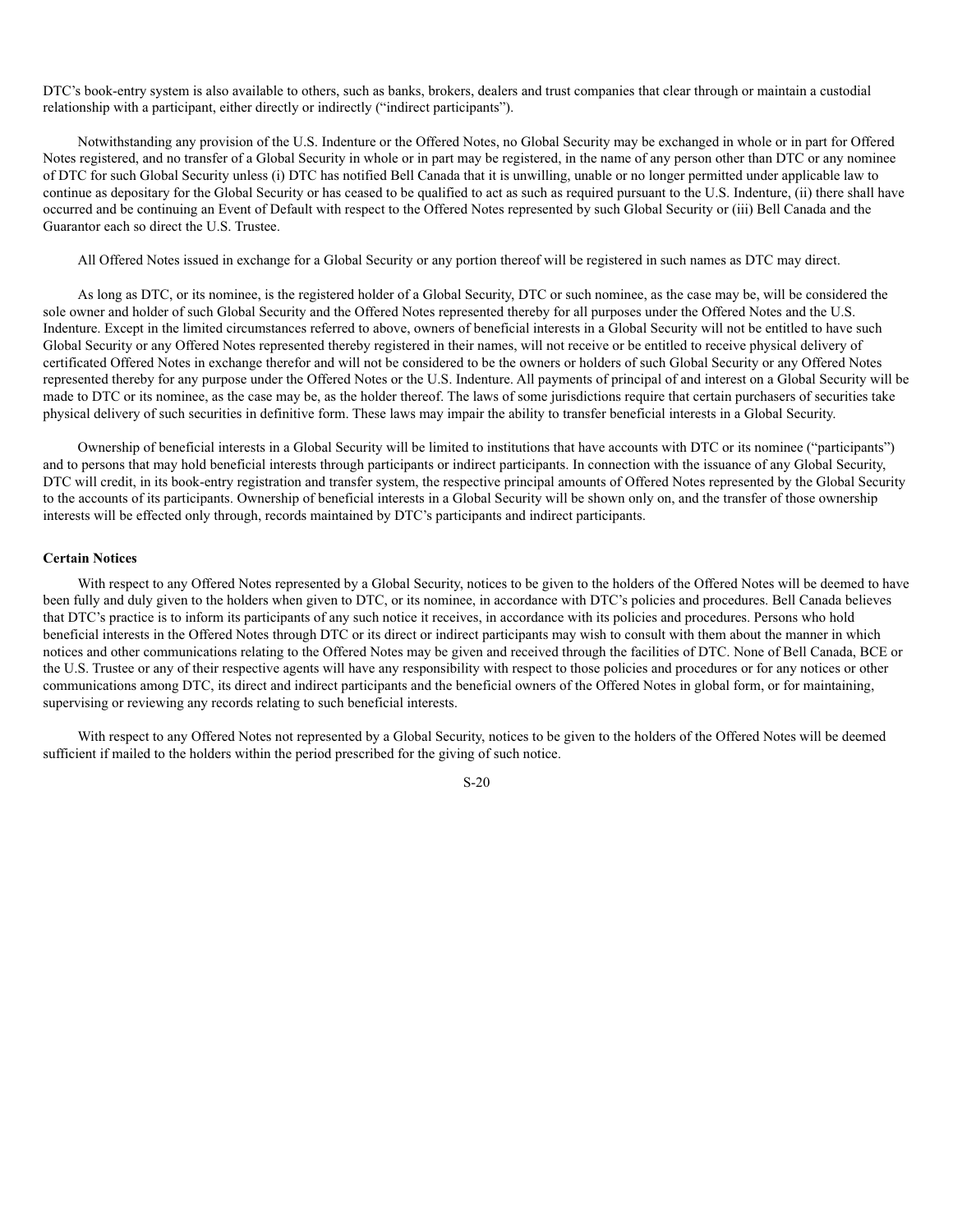DTC's book-entry system is also available to others, such as banks, brokers, dealers and trust companies that clear through or maintain a custodial relationship with a participant, either directly or indirectly ("indirect participants").

Notwithstanding any provision of the U.S. Indenture or the Offered Notes, no Global Security may be exchanged in whole or in part for Offered Notes registered, and no transfer of a Global Security in whole or in part may be registered, in the name of any person other than DTC or any nominee of DTC for such Global Security unless (i) DTC has notified Bell Canada that it is unwilling, unable or no longer permitted under applicable law to continue as depositary for the Global Security or has ceased to be qualified to act as such as required pursuant to the U.S. Indenture, (ii) there shall have occurred and be continuing an Event of Default with respect to the Offered Notes represented by such Global Security or (iii) Bell Canada and the Guarantor each so direct the U.S. Trustee.

All Offered Notes issued in exchange for a Global Security or any portion thereof will be registered in such names as DTC may direct.

As long as DTC, or its nominee, is the registered holder of a Global Security, DTC or such nominee, as the case may be, will be considered the sole owner and holder of such Global Security and the Offered Notes represented thereby for all purposes under the Offered Notes and the U.S. Indenture. Except in the limited circumstances referred to above, owners of beneficial interests in a Global Security will not be entitled to have such Global Security or any Offered Notes represented thereby registered in their names, will not receive or be entitled to receive physical delivery of certificated Offered Notes in exchange therefor and will not be considered to be the owners or holders of such Global Security or any Offered Notes represented thereby for any purpose under the Offered Notes or the U.S. Indenture. All payments of principal of and interest on a Global Security will be made to DTC or its nominee, as the case may be, as the holder thereof. The laws of some jurisdictions require that certain purchasers of securities take physical delivery of such securities in definitive form. These laws may impair the ability to transfer beneficial interests in a Global Security.

Ownership of beneficial interests in a Global Security will be limited to institutions that have accounts with DTC or its nominee ("participants") and to persons that may hold beneficial interests through participants or indirect participants. In connection with the issuance of any Global Security, DTC will credit, in its book-entry registration and transfer system, the respective principal amounts of Offered Notes represented by the Global Security to the accounts of its participants. Ownership of beneficial interests in a Global Security will be shown only on, and the transfer of those ownership interests will be effected only through, records maintained by DTC's participants and indirect participants.

**Certain Notices**

With respect to any Offered Notes represented by a Global Security, notices to be given to the holders of the Offered Notes will be deemed to have been fully and duly given to the holders when given to DTC, or its nominee, in accordance with DTC's policies and procedures. Bell Canada believes that DTC's practice is to inform its participants of any such notice it receives, in accordance with its policies and procedures. Persons who hold beneficial interests in the Offered Notes through DTC or its direct or indirect participants may wish to consult with them about the manner in which notices and other communications relating to the Offered Notes may be given and received through the facilities of DTC. None of Bell Canada, BCE or the U.S. Trustee or any of their respective agents will have any responsibility with respect to those policies and procedures or for any notices or other communications among DTC, its direct and indirect participants and the beneficial owners of the Offered Notes in global form, or for maintaining, supervising or reviewing any records relating to such beneficial interests.

With respect to any Offered Notes not represented by a Global Security, notices to be given to the holders of the Offered Notes will be deemed sufficient if mailed to the holders within the period prescribed for the giving of such notice.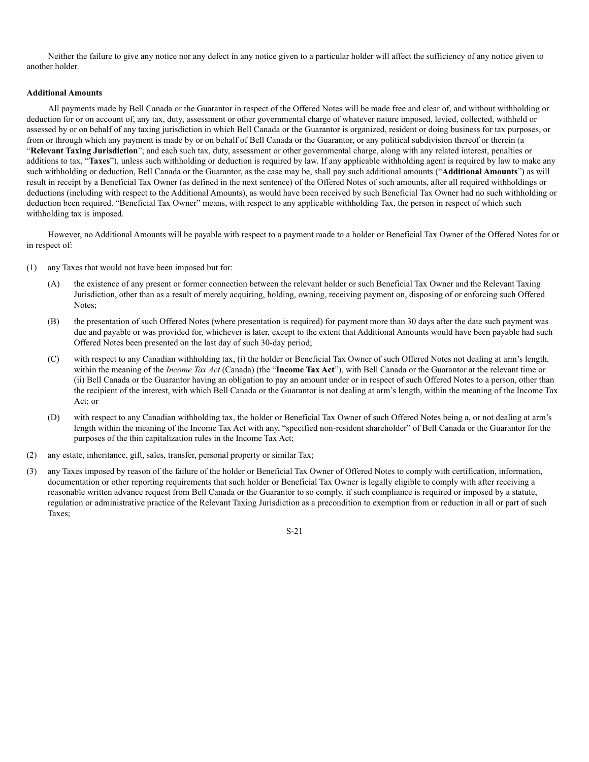Neither the failure to give any notice nor any defect in any notice given to a particular holder will affect the sufficiency of any notice given to another holder.

**Additional Amounts**

All payments made by Bell Canada or the Guarantor in respect of the Offered Notes will be made free and clear of, and without withholding or deduction for or on account of, any tax, duty, assessment or other governmental charge of whatever nature imposed, levied, collected, withheld or assessed by or on behalf of any taxing jurisdiction in which Bell Canada or the Guarantor is organized, resident or doing business for tax purposes, or from or through which any payment is made by or on behalf of Bell Canada or the Guarantor, or any political subdivision thereof or therein (a "**Relevant Taxing Jurisdiction**"; and each such tax, duty, assessment or other governmental charge, along with any related interest, penalties or additions to tax, "**Taxes**"), unless such withholding or deduction is required by law. If any applicable withholding agent is required by law to make any such withholding or deduction, Bell Canada or the Guarantor, as the case may be, shall pay such additional amounts ("**Additional Amounts**") as will result in receipt by a Beneficial Tax Owner (as defined in the next sentence) of the Offered Notes of such amounts, after all required withholdings or deductions (including with respect to the Additional Amounts), as would have been received by such Beneficial Tax Owner had no such withholding or deduction been required. "Beneficial Tax Owner" means, with respect to any applicable withholding Tax, the person in respect of which such withholding tax is imposed.

However, no Additional Amounts will be payable with respect to a payment made to a holder or Beneficial Tax Owner of the Offered Notes for or in respect of:

(1) any Taxes that would not have been imposed but for:

   (A) the existence of any present or former connection between the relevant holder or such Beneficial Tax Owner and the Relevant Taxing Jurisdiction, other than as a result of merely acquiring, holding, owning, receiving payment on, disposing of or enforcing such Offered Notes;

   (B) the presentation of such Offered Notes (where presentation is required) for payment more than 30 days after the date such payment was due and payable or was provided for, whichever is later, except to the extent that Additional Amounts would have been payable had such Offered Notes been presented on the last day of such 30-day period;

   (C) with respect to any Canadian withholding tax, (i) the holder or Beneficial Tax Owner of such Offered Notes not dealing at arm's length, within the meaning of the *Income Tax Act* (Canada) (the "**Income Tax Act**"), with Bell Canada or the Guarantor at the relevant time or (ii) Bell Canada or the Guarantor having an obligation to pay an amount under or in respect of such Offered Notes to a person, other than the recipient of the interest, with which Bell Canada or the Guarantor is not dealing at arm's length, within the meaning of the Income Tax Act; or

   (D) with respect to any Canadian withholding tax, the holder or Beneficial Tax Owner of such Offered Notes being a, or not dealing at arm's length within the meaning of the Income Tax Act with any, "specified non-resident shareholder" of Bell Canada or the Guarantor for the purposes of the thin capitalization rules in the Income Tax Act;

(2) any estate, inheritance, gift, sales, transfer, personal property or similar Tax;

(3) any Taxes imposed by reason of the failure of the holder or Beneficial Tax Owner of Offered Notes to comply with certification, information, documentation or other reporting requirements that such holder or Beneficial Tax Owner is legally eligible to comply with after receiving a reasonable written advance request from Bell Canada or the Guarantor to so comply, if such compliance is required or imposed by a statute, regulation or administrative practice of the Relevant Taxing Jurisdiction as a precondition to exemption from or reduction in all or part of such Taxes;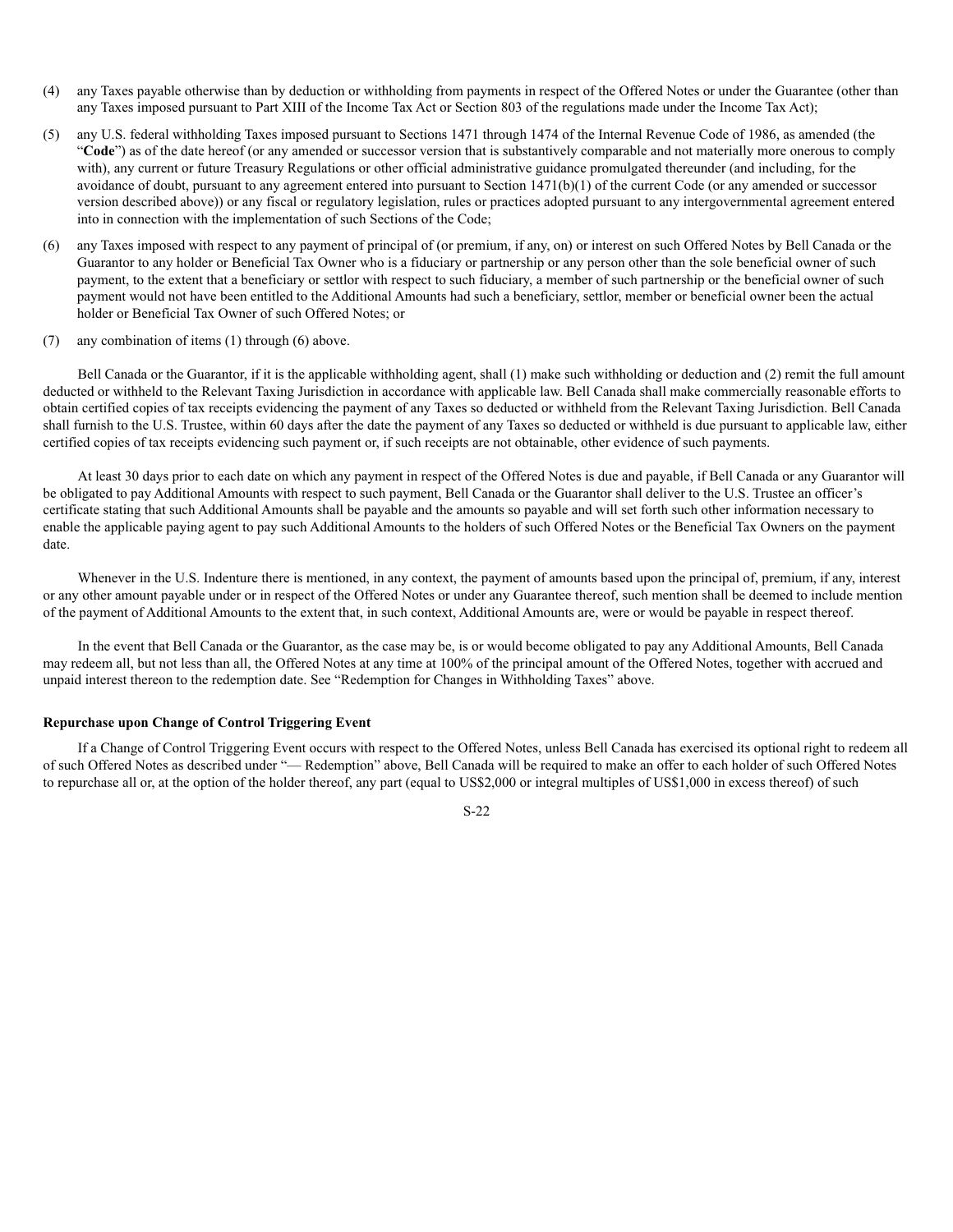(4) any Taxes payable otherwise than by deduction or withholding from payments in respect of the Offered Notes or under the Guarantee (other than any Taxes imposed pursuant to Part XIII of the Income Tax Act or Section 803 of the regulations made under the Income Tax Act);

(5) any U.S. federal withholding Taxes imposed pursuant to Sections 1471 through 1474 of the Internal Revenue Code of 1986, as amended (the "**Code**") as of the date hereof (or any amended or successor version that is substantively comparable and not materially more onerous to comply with), any current or future Treasury Regulations or other official administrative guidance promulgated thereunder (and including, for the avoidance of doubt, pursuant to any agreement entered into pursuant to Section 1471(b)(1) of the current Code (or any amended or successor version described above)) or any fiscal or regulatory legislation, rules or practices adopted pursuant to any intergovernmental agreement entered into in connection with the implementation of such Sections of the Code;

(6) any Taxes imposed with respect to any payment of principal of (or premium, if any, on) or interest on such Offered Notes by Bell Canada or the Guarantor to any holder or Beneficial Tax Owner who is a fiduciary or partnership or any person other than the sole beneficial owner of such payment, to the extent that a beneficiary or settlor with respect to such fiduciary, a member of such partnership or the beneficial owner of such payment would not have been entitled to the Additional Amounts had such a beneficiary, settlor, member or beneficial owner been the actual holder or Beneficial Tax Owner of such Offered Notes; or

(7) any combination of items (1) through (6) above.

Bell Canada or the Guarantor, if it is the applicable withholding agent, shall (1) make such withholding or deduction and (2) remit the full amount deducted or withheld to the Relevant Taxing Jurisdiction in accordance with applicable law. Bell Canada shall make commercially reasonable efforts to obtain certified copies of tax receipts evidencing the payment of any Taxes so deducted or withheld from the Relevant Taxing Jurisdiction. Bell Canada shall furnish to the U.S. Trustee, within 60 days after the date the payment of any Taxes so deducted or withheld is due pursuant to applicable law, either certified copies of tax receipts evidencing such payment or, if such receipts are not obtainable, other evidence of such payments.

At least 30 days prior to each date on which any payment in respect of the Offered Notes is due and payable, if Bell Canada or any Guarantor will be obligated to pay Additional Amounts with respect to such payment, Bell Canada or the Guarantor shall deliver to the U.S. Trustee an officer's certificate stating that such Additional Amounts shall be payable and the amounts so payable and will set forth such other information necessary to enable the applicable paying agent to pay such Additional Amounts to the holders of such Offered Notes or the Beneficial Tax Owners on the payment date.

Whenever in the U.S. Indenture there is mentioned, in any context, the payment of amounts based upon the principal of, premium, if any, interest or any other amount payable under or in respect of the Offered Notes or under any Guarantee thereof, such mention shall be deemed to include mention of the payment of Additional Amounts to the extent that, in such context, Additional Amounts are, were or would be payable in respect thereof.

In the event that Bell Canada or the Guarantor, as the case may be, is or would become obligated to pay any Additional Amounts, Bell Canada may redeem all, but not less than all, the Offered Notes at any time at 100% of the principal amount of the Offered Notes, together with accrued and unpaid interest thereon to the redemption date. See "Redemption for Changes in Withholding Taxes" above.

**Repurchase upon Change of Control Triggering Event**

If a Change of Control Triggering Event occurs with respect to the Offered Notes, unless Bell Canada has exercised its optional right to redeem all of such Offered Notes as described under "— Redemption" above, Bell Canada will be required to make an offer to each holder of such Offered Notes to repurchase all or, at the option of the holder thereof, any part (equal to US$2,000 or integral multiples of US$1,000 in excess thereof) of such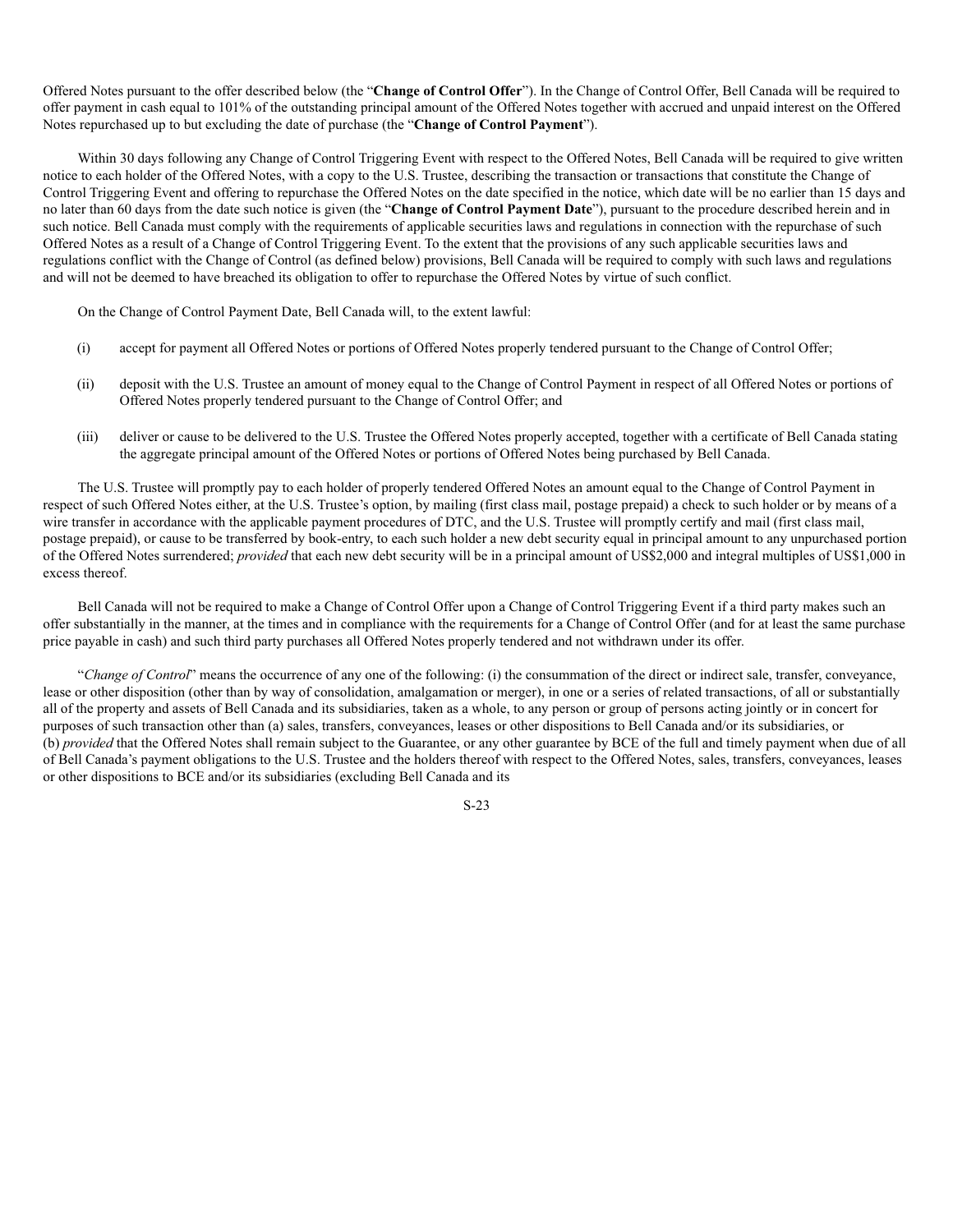Offered Notes pursuant to the offer described below (the "**Change of Control Offer**"). In the Change of Control Offer, Bell Canada will be required to offer payment in cash equal to 101% of the outstanding principal amount of the Offered Notes together with accrued and unpaid interest on the Offered Notes repurchased up to but excluding the date of purchase (the "**Change of Control Payment**").

Within 30 days following any Change of Control Triggering Event with respect to the Offered Notes, Bell Canada will be required to give written notice to each holder of the Offered Notes, with a copy to the U.S. Trustee, describing the transaction or transactions that constitute the Change of Control Triggering Event and offering to repurchase the Offered Notes on the date specified in the notice, which date will be no earlier than 15 days and no later than 60 days from the date such notice is given (the "**Change of Control Payment Date**"), pursuant to the procedure described herein and in such notice. Bell Canada must comply with the requirements of applicable securities laws and regulations in connection with the repurchase of such Offered Notes as a result of a Change of Control Triggering Event. To the extent that the provisions of any such applicable securities laws and regulations conflict with the Change of Control (as defined below) provisions, Bell Canada will be required to comply with such laws and regulations and will not be deemed to have breached its obligation to offer to repurchase the Offered Notes by virtue of such conflict.

On the Change of Control Payment Date, Bell Canada will, to the extent lawful:

(i) accept for payment all Offered Notes or portions of Offered Notes properly tendered pursuant to the Change of Control Offer;

(ii) deposit with the U.S. Trustee an amount of money equal to the Change of Control Payment in respect of all Offered Notes or portions of Offered Notes properly tendered pursuant to the Change of Control Offer; and

(iii) deliver or cause to be delivered to the U.S. Trustee the Offered Notes properly accepted, together with a certificate of Bell Canada stating the aggregate principal amount of the Offered Notes or portions of Offered Notes being purchased by Bell Canada.

The U.S. Trustee will promptly pay to each holder of properly tendered Offered Notes an amount equal to the Change of Control Payment in respect of such Offered Notes either, at the U.S. Trustee's option, by mailing (first class mail, postage prepaid) a check to such holder or by means of a wire transfer in accordance with the applicable payment procedures of DTC, and the U.S. Trustee will promptly certify and mail (first class mail, postage prepaid), or cause to be transferred by book-entry, to each such holder a new debt security equal in principal amount to any unpurchased portion of the Offered Notes surrendered; *provided* that each new debt security will be in a principal amount of US$2,000 and integral multiples of US$1,000 in excess thereof.

Bell Canada will not be required to make a Change of Control Offer upon a Change of Control Triggering Event if a third party makes such an offer substantially in the manner, at the times and in compliance with the requirements for a Change of Control Offer (and for at least the same purchase price payable in cash) and such third party purchases all Offered Notes properly tendered and not withdrawn under its offer.

"*Change of Control*" means the occurrence of any one of the following: (i) the consummation of the direct or indirect sale, transfer, conveyance, lease or other disposition (other than by way of consolidation, amalgamation or merger), in one or a series of related transactions, of all or substantially all of the property and assets of Bell Canada and its subsidiaries, taken as a whole, to any person or group of persons acting jointly or in concert for purposes of such transaction other than (a) sales, transfers, conveyances, leases or other dispositions to Bell Canada and/or its subsidiaries, or (b) *provided* that the Offered Notes shall remain subject to the Guarantee, or any other guarantee by BCE of the full and timely payment when due of all of Bell Canada's payment obligations to the U.S. Trustee and the holders thereof with respect to the Offered Notes, sales, transfers, conveyances, leases or other dispositions to BCE and/or its subsidiaries (excluding Bell Canada and its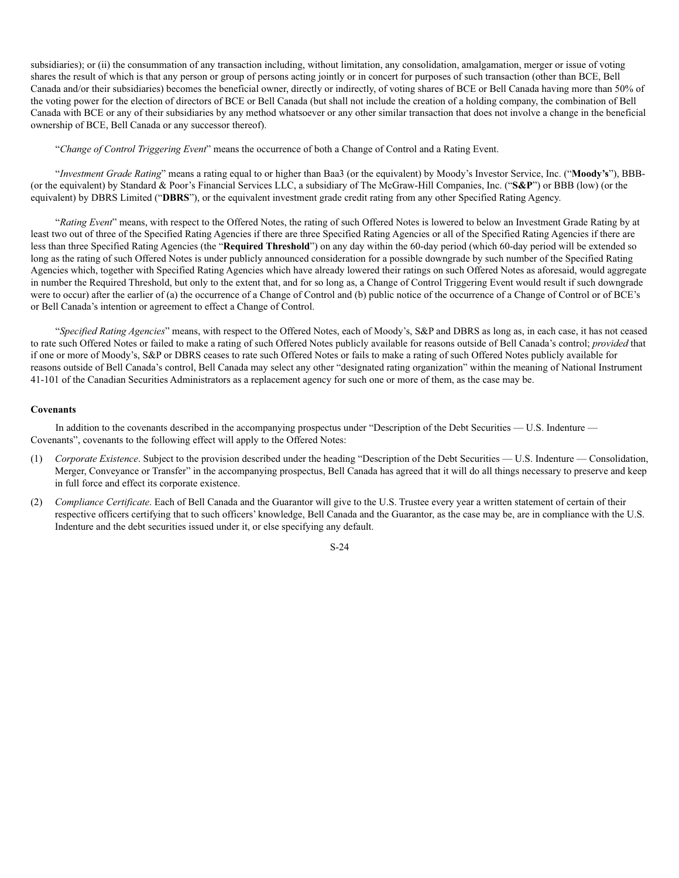subsidiaries); or (ii) the consummation of any transaction including, without limitation, any consolidation, amalgamation, merger or issue of voting shares the result of which is that any person or group of persons acting jointly or in concert for purposes of such transaction (other than BCE, Bell Canada and/or their subsidiaries) becomes the beneficial owner, directly or indirectly, of voting shares of BCE or Bell Canada having more than 50% of the voting power for the election of directors of BCE or Bell Canada (but shall not include the creation of a holding company, the combination of Bell Canada with BCE or any of their subsidiaries by any method whatsoever or any other similar transaction that does not involve a change in the beneficial ownership of BCE, Bell Canada or any successor thereof).

"*Change of Control Triggering Event*" means the occurrence of both a Change of Control and a Rating Event.

"*Investment Grade Rating*" means a rating equal to or higher than Baa3 (or the equivalent) by Moody's Investor Service, Inc. ("**Moody's**"), BBB- (or the equivalent) by Standard & Poor's Financial Services LLC, a subsidiary of The McGraw-Hill Companies, Inc. ("**S&P**") or BBB (low) (or the equivalent) by DBRS Limited ("**DBRS**"), or the equivalent investment grade credit rating from any other Specified Rating Agency.

"*Rating Event*" means, with respect to the Offered Notes, the rating of such Offered Notes is lowered to below an Investment Grade Rating by at least two out of three of the Specified Rating Agencies if there are three Specified Rating Agencies or all of the Specified Rating Agencies if there are less than three Specified Rating Agencies (the "**Required Threshold**") on any day within the 60-day period (which 60-day period will be extended so long as the rating of such Offered Notes is under publicly announced consideration for a possible downgrade by such number of the Specified Rating Agencies which, together with Specified Rating Agencies which have already lowered their ratings on such Offered Notes as aforesaid, would aggregate in number the Required Threshold, but only to the extent that, and for so long as, a Change of Control Triggering Event would result if such downgrade were to occur) after the earlier of (a) the occurrence of a Change of Control and (b) public notice of the occurrence of a Change of Control or of BCE's or Bell Canada's intention or agreement to effect a Change of Control.

"*Specified Rating Agencies*" means, with respect to the Offered Notes, each of Moody's, S&P and DBRS as long as, in each case, it has not ceased to rate such Offered Notes or failed to make a rating of such Offered Notes publicly available for reasons outside of Bell Canada's control; *provided* that if one or more of Moody's, S&P or DBRS ceases to rate such Offered Notes or fails to make a rating of such Offered Notes publicly available for reasons outside of Bell Canada's control, Bell Canada may select any other "designated rating organization" within the meaning of National Instrument 41-101 of the Canadian Securities Administrators as a replacement agency for such one or more of them, as the case may be.

**Covenants**

In addition to the covenants described in the accompanying prospectus under "Description of the Debt Securities — U.S. Indenture — Covenants", covenants to the following effect will apply to the Offered Notes:

(1) *Corporate Existence*. Subject to the provision described under the heading "Description of the Debt Securities — U.S. Indenture — Consolidation, Merger, Conveyance or Transfer" in the accompanying prospectus, Bell Canada has agreed that it will do all things necessary to preserve and keep in full force and effect its corporate existence.

(2) *Compliance Certificate*. Each of Bell Canada and the Guarantor will give to the U.S. Trustee every year a written statement of certain of their respective officers certifying that to such officers' knowledge, Bell Canada and the Guarantor, as the case may be, are in compliance with the U.S. Indenture and the debt securities issued under it, or else specifying any default.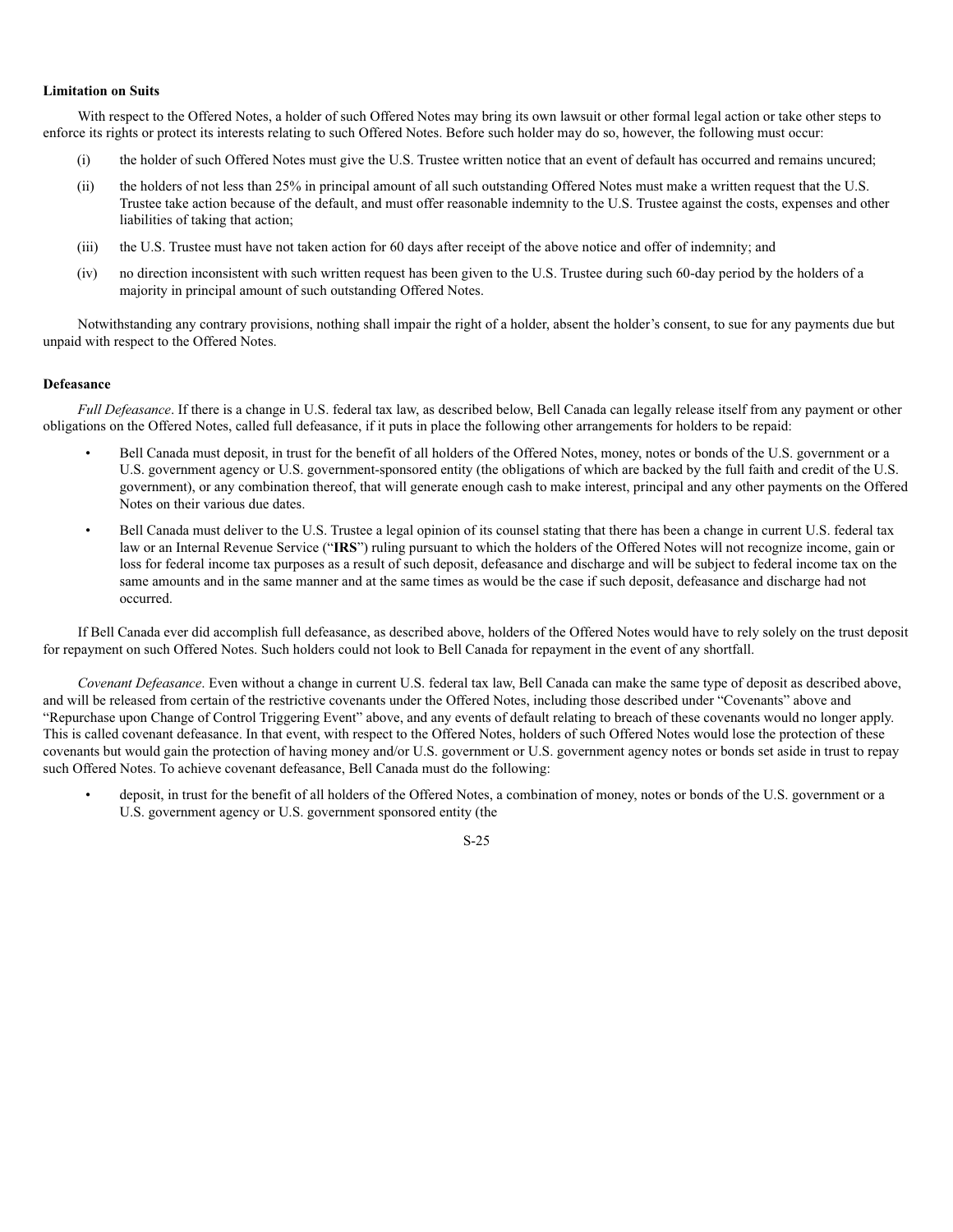**Limitation on Suits**

With respect to the Offered Notes, a holder of such Offered Notes may bring its own lawsuit or other formal legal action or take other steps to enforce its rights or protect its interests relating to such Offered Notes. Before such holder may do so, however, the following must occur:

(i) the holder of such Offered Notes must give the U.S. Trustee written notice that an event of default has occurred and remains uncured;

(ii) the holders of not less than 25% in principal amount of all such outstanding Offered Notes must make a written request that the U.S. Trustee take action because of the default, and must offer reasonable indemnity to the U.S. Trustee against the costs, expenses and other liabilities of taking that action;

(iii) the U.S. Trustee must have not taken action for 60 days after receipt of the above notice and offer of indemnity; and

(iv) no direction inconsistent with such written request has been given to the U.S. Trustee during such 60-day period by the holders of a majority in principal amount of such outstanding Offered Notes.

Notwithstanding any contrary provisions, nothing shall impair the right of a holder, absent the holder's consent, to sue for any payments due but unpaid with respect to the Offered Notes.

**Defeasance**

*Full Defeasance*. If there is a change in U.S. federal tax law, as described below, Bell Canada can legally release itself from any payment or other obligations on the Offered Notes, called full defeasance, if it puts in place the following other arrangements for holders to be repaid:

- Bell Canada must deposit, in trust for the benefit of all holders of the Offered Notes, money, notes or bonds of the U.S. government or a U.S. government agency or U.S. government-sponsored entity (the obligations of which are backed by the full faith and credit of the U.S. government), or any combination thereof, that will generate enough cash to make interest, principal and any other payments on the Offered Notes on their various due dates.
- Bell Canada must deliver to the U.S. Trustee a legal opinion of its counsel stating that there has been a change in current U.S. federal tax law or an Internal Revenue Service ("**IRS**") ruling pursuant to which the holders of the Offered Notes will not recognize income, gain or loss for federal income tax purposes as a result of such deposit, defeasance and discharge and will be subject to federal income tax on the same amounts and in the same manner and at the same times as would be the case if such deposit, defeasance and discharge had not occurred.

If Bell Canada ever did accomplish full defeasance, as described above, holders of the Offered Notes would have to rely solely on the trust deposit for repayment on such Offered Notes. Such holders could not look to Bell Canada for repayment in the event of any shortfall.

*Covenant Defeasance*. Even without a change in current U.S. federal tax law, Bell Canada can make the same type of deposit as described above, and will be released from certain of the restrictive covenants under the Offered Notes, including those described under "Covenants" above and "Repurchase upon Change of Control Triggering Event" above, and any events of default relating to breach of these covenants would no longer apply. This is called covenant defeasance. In that event, with respect to the Offered Notes, holders of such Offered Notes would lose the protection of these covenants but would gain the protection of having money and/or U.S. government or U.S. government agency notes or bonds set aside in trust to repay such Offered Notes. To achieve covenant defeasance, Bell Canada must do the following:

- deposit, in trust for the benefit of all holders of the Offered Notes, a combination of money, notes or bonds of the U.S. government or a U.S. government agency or U.S. government sponsored entity (the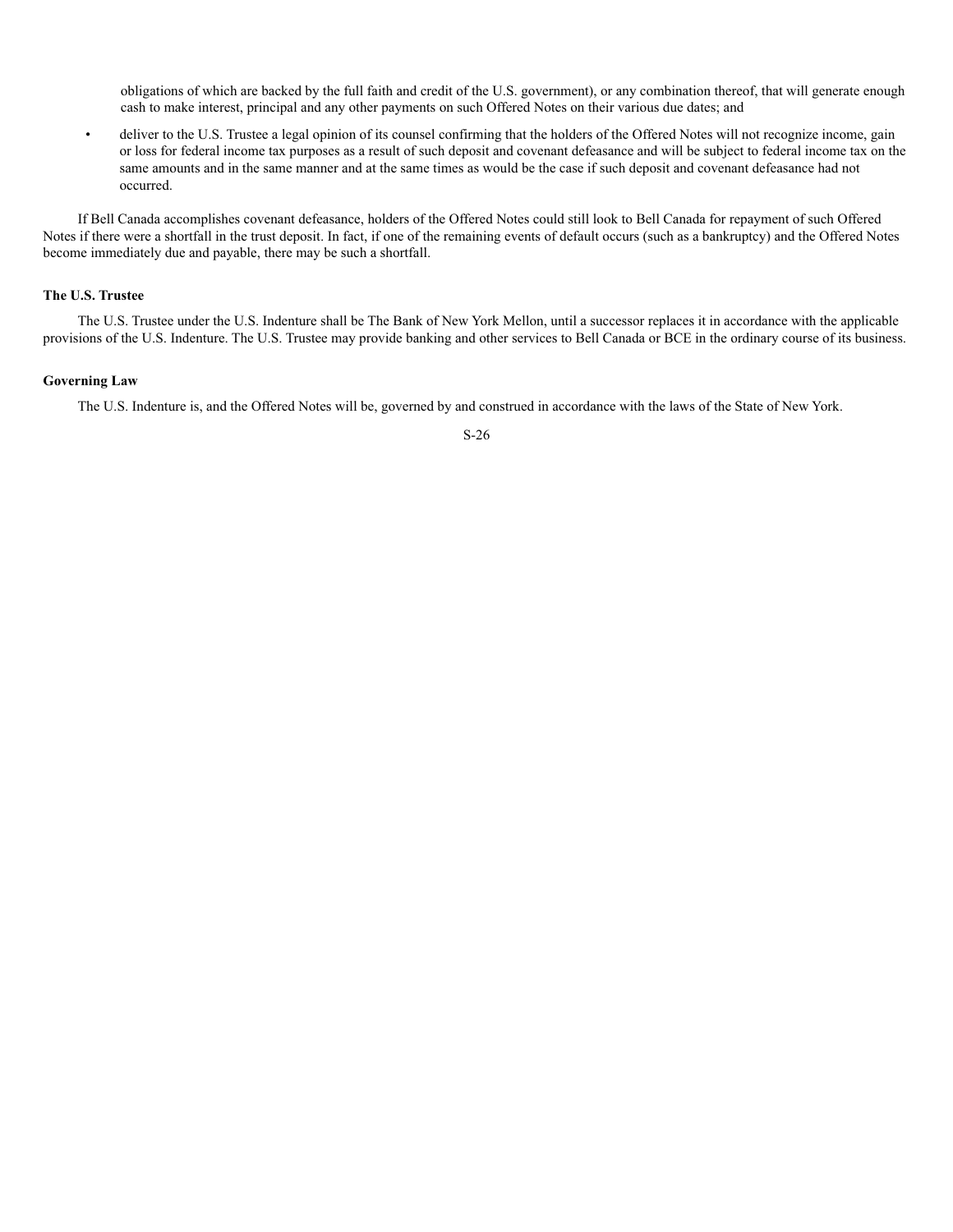obligations of which are backed by the full faith and credit of the U.S. government), or any combination thereof, that will generate enough cash to make interest, principal and any other payments on such Offered Notes on their various due dates; and

- deliver to the U.S. Trustee a legal opinion of its counsel confirming that the holders of the Offered Notes will not recognize income, gain or loss for federal income tax purposes as a result of such deposit and covenant defeasance and will be subject to federal income tax on the same amounts and in the same manner and at the same times as would be the case if such deposit and covenant defeasance had not occurred.

If Bell Canada accomplishes covenant defeasance, holders of the Offered Notes could still look to Bell Canada for repayment of such Offered Notes if there were a shortfall in the trust deposit. In fact, if one of the remaining events of default occurs (such as a bankruptcy) and the Offered Notes become immediately due and payable, there may be such a shortfall.

**The U.S. Trustee**

The U.S. Trustee under the U.S. Indenture shall be The Bank of New York Mellon, until a successor replaces it in accordance with the applicable provisions of the U.S. Indenture. The U.S. Trustee may provide banking and other services to Bell Canada or BCE in the ordinary course of its business.

**Governing Law**

The U.S. Indenture is, and the Offered Notes will be, governed by and construed in accordance with the laws of the State of New York.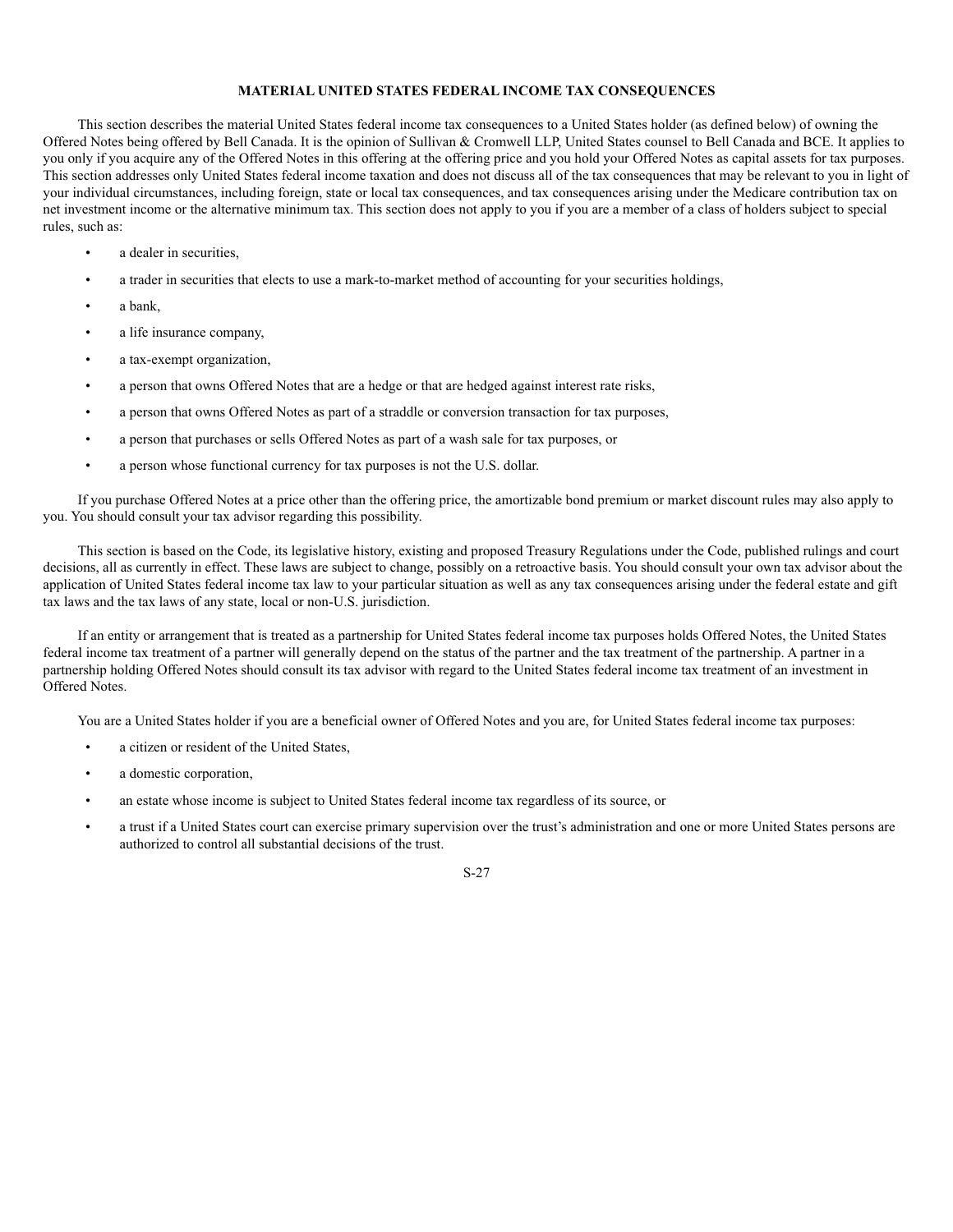## MATERIAL UNITED STATES FEDERAL INCOME TAX CONSEQUENCES

This section describes the material United States federal income tax consequences to a United States holder (as defined below) of owning the Offered Notes being offered by Bell Canada. It is the opinion of Sullivan & Cromwell LLP, United States counsel to Bell Canada and BCE. It applies to you only if you acquire any of the Offered Notes in this offering at the offering price and you hold your Offered Notes as capital assets for tax purposes. This section addresses only United States federal income taxation and does not discuss all of the tax consequences that may be relevant to you in light of your individual circumstances, including foreign, state or local tax consequences, and tax consequences arising under the Medicare contribution tax on net investment income or the alternative minimum tax. This section does not apply to you if you are a member of a class of holders subject to special rules, such as:

- a dealer in securities,
- a trader in securities that elects to use a mark-to-market method of accounting for your securities holdings,
- a bank,
- a life insurance company,
- a tax-exempt organization,
- a person that owns Offered Notes that are a hedge or that are hedged against interest rate risks,
- a person that owns Offered Notes as part of a straddle or conversion transaction for tax purposes,
- a person that purchases or sells Offered Notes as part of a wash sale for tax purposes, or
- a person whose functional currency for tax purposes is not the U.S. dollar.

If you purchase Offered Notes at a price other than the offering price, the amortizable bond premium or market discount rules may also apply to you. You should consult your tax advisor regarding this possibility.

This section is based on the Code, its legislative history, existing and proposed Treasury Regulations under the Code, published rulings and court decisions, all as currently in effect. These laws are subject to change, possibly on a retroactive basis. You should consult your own tax advisor about the application of United States federal income tax law to your particular situation as well as any tax consequences arising under the federal estate and gift tax laws and the tax laws of any state, local or non-U.S. jurisdiction.

If an entity or arrangement that is treated as a partnership for United States federal income tax purposes holds Offered Notes, the United States federal income tax treatment of a partner will generally depend on the status of the partner and the tax treatment of the partnership. A partner in a partnership holding Offered Notes should consult its tax advisor with regard to the United States federal income tax treatment of an investment in Offered Notes.

You are a United States holder if you are a beneficial owner of Offered Notes and you are, for United States federal income tax purposes:

- a citizen or resident of the United States,
- a domestic corporation,
- an estate whose income is subject to United States federal income tax regardless of its source, or
- a trust if a United States court can exercise primary supervision over the trust's administration and one or more United States persons are authorized to control all substantial decisions of the trust.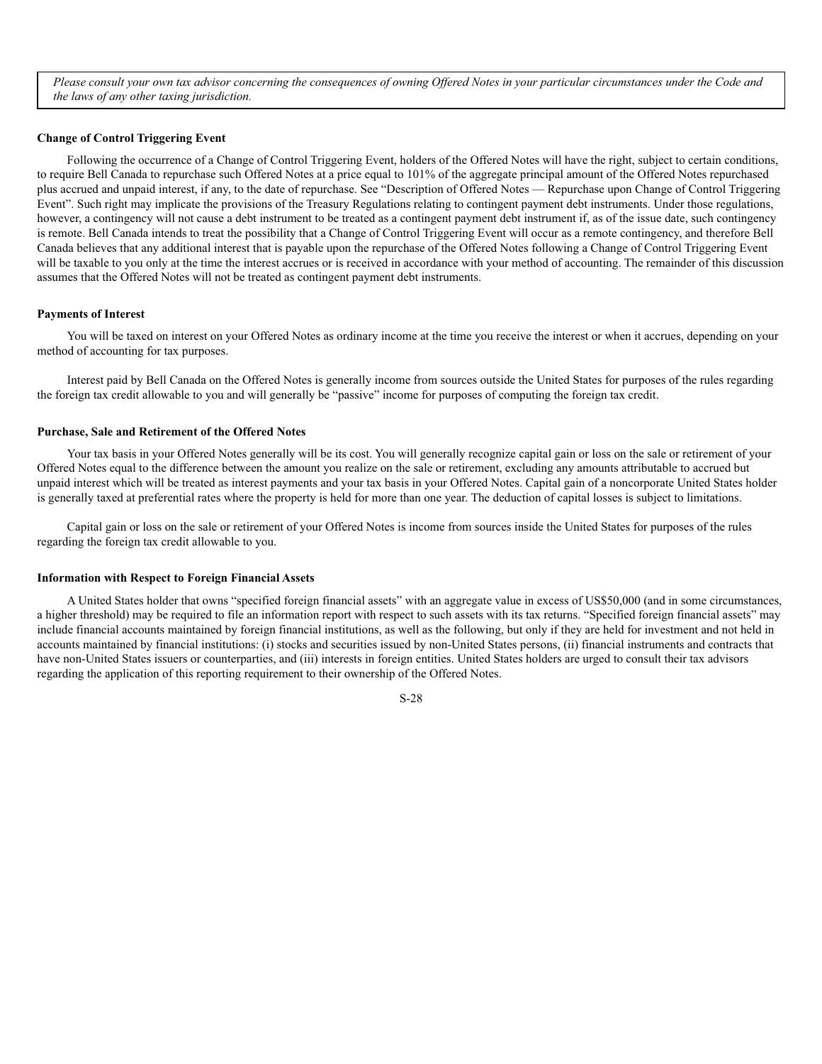*Please consult your own tax advisor concerning the consequences of owning Offered Notes in your particular circumstances under the Code and the laws of any other taxing jurisdiction.*

**Change of Control Triggering Event**

Following the occurrence of a Change of Control Triggering Event, holders of the Offered Notes will have the right, subject to certain conditions, to require Bell Canada to repurchase such Offered Notes at a price equal to 101% of the aggregate principal amount of the Offered Notes repurchased plus accrued and unpaid interest, if any, to the date of repurchase. See "Description of Offered Notes — Repurchase upon Change of Control Triggering Event". Such right may implicate the provisions of the Treasury Regulations relating to contingent payment debt instruments. Under those regulations, however, a contingency will not cause a debt instrument to be treated as a contingent payment debt instrument if, as of the issue date, such contingency is remote. Bell Canada intends to treat the possibility that a Change of Control Triggering Event will occur as a remote contingency, and therefore Bell Canada believes that any additional interest that is payable upon the repurchase of the Offered Notes following a Change of Control Triggering Event will be taxable to you only at the time the interest accrues or is received in accordance with your method of accounting. The remainder of this discussion assumes that the Offered Notes will not be treated as contingent payment debt instruments.

**Payments of Interest**

You will be taxed on interest on your Offered Notes as ordinary income at the time you receive the interest or when it accrues, depending on your method of accounting for tax purposes.

Interest paid by Bell Canada on the Offered Notes is generally income from sources outside the United States for purposes of the rules regarding the foreign tax credit allowable to you and will generally be "passive" income for purposes of computing the foreign tax credit.

**Purchase, Sale and Retirement of the Offered Notes**

Your tax basis in your Offered Notes generally will be its cost. You will generally recognize capital gain or loss on the sale or retirement of your Offered Notes equal to the difference between the amount you realize on the sale or retirement, excluding any amounts attributable to accrued but unpaid interest which will be treated as interest payments and your tax basis in your Offered Notes. Capital gain of a noncorporate United States holder is generally taxed at preferential rates where the property is held for more than one year. The deduction of capital losses is subject to limitations.

Capital gain or loss on the sale or retirement of your Offered Notes is income from sources inside the United States for purposes of the rules regarding the foreign tax credit allowable to you.

**Information with Respect to Foreign Financial Assets**

A United States holder that owns "specified foreign financial assets" with an aggregate value in excess of US$50,000 (and in some circumstances, a higher threshold) may be required to file an information report with respect to such assets with its tax returns. "Specified foreign financial assets" may include financial accounts maintained by foreign financial institutions, as well as the following, but only if they are held for investment and not held in accounts maintained by financial institutions: (i) stocks and securities issued by non-United States persons, (ii) financial instruments and contracts that have non-United States issuers or counterparties, and (iii) interests in foreign entities. United States holders are urged to consult their tax advisors regarding the application of this reporting requirement to their ownership of the Offered Notes.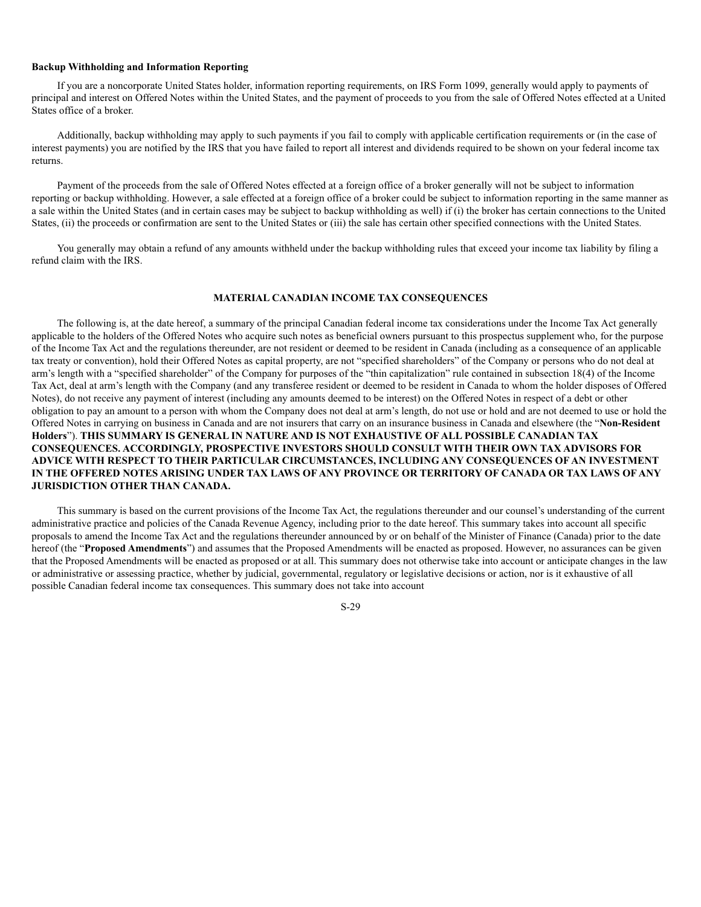**Backup Withholding and Information Reporting**

If you are a noncorporate United States holder, information reporting requirements, on IRS Form 1099, generally would apply to payments of principal and interest on Offered Notes within the United States, and the payment of proceeds to you from the sale of Offered Notes effected at a United States office of a broker.

Additionally, backup withholding may apply to such payments if you fail to comply with applicable certification requirements or (in the case of interest payments) you are notified by the IRS that you have failed to report all interest and dividends required to be shown on your federal income tax returns.

Payment of the proceeds from the sale of Offered Notes effected at a foreign office of a broker generally will not be subject to information reporting or backup withholding. However, a sale effected at a foreign office of a broker could be subject to information reporting in the same manner as a sale within the United States (and in certain cases may be subject to backup withholding as well) if (i) the broker has certain connections to the United States, (ii) the proceeds or confirmation are sent to the United States or (iii) the sale has certain other specified connections with the United States.

You generally may obtain a refund of any amounts withheld under the backup withholding rules that exceed your income tax liability by filing a refund claim with the IRS.

## MATERIAL CANADIAN INCOME TAX CONSEQUENCES

The following is, at the date hereof, a summary of the principal Canadian federal income tax considerations under the Income Tax Act generally applicable to the holders of the Offered Notes who acquire such notes as beneficial owners pursuant to this prospectus supplement who, for the purpose of the Income Tax Act and the regulations thereunder, are not resident or deemed to be resident in Canada (including as a consequence of an applicable tax treaty or convention), hold their Offered Notes as capital property, are not "specified shareholders" of the Company or persons who do not deal at arm's length with a "specified shareholder" of the Company for purposes of the "thin capitalization" rule contained in subsection 18(4) of the Income Tax Act, deal at arm's length with the Company (and any transferee resident or deemed to be resident in Canada to whom the holder disposes of Offered Notes), do not receive any payment of interest (including any amounts deemed to be interest) on the Offered Notes in respect of a debt or other obligation to pay an amount to a person with whom the Company does not deal at arm's length, do not use or hold and are not deemed to use or hold the Offered Notes in carrying on business in Canada and are not insurers that carry on an insurance business in Canada and elsewhere (the "**Non-Resident Holders**"). **THIS SUMMARY IS GENERAL IN NATURE AND IS NOT EXHAUSTIVE OF ALL POSSIBLE CANADIAN TAX CONSEQUENCES. ACCORDINGLY, PROSPECTIVE INVESTORS SHOULD CONSULT WITH THEIR OWN TAX ADVISORS FOR ADVICE WITH RESPECT TO THEIR PARTICULAR CIRCUMSTANCES, INCLUDING ANY CONSEQUENCES OF AN INVESTMENT IN THE OFFERED NOTES ARISING UNDER TAX LAWS OF ANY PROVINCE OR TERRITORY OF CANADA OR TAX LAWS OF ANY JURISDICTION OTHER THAN CANADA.**

This summary is based on the current provisions of the Income Tax Act, the regulations thereunder and our counsel's understanding of the current administrative practice and policies of the Canada Revenue Agency, including prior to the date hereof. This summary takes into account all specific proposals to amend the Income Tax Act and the regulations thereunder announced by or on behalf of the Minister of Finance (Canada) prior to the date hereof (the "**Proposed Amendments**") and assumes that the Proposed Amendments will be enacted as proposed. However, no assurances can be given that the Proposed Amendments will be enacted as proposed or at all. This summary does not otherwise take into account or anticipate changes in the law or administrative or assessing practice, whether by judicial, governmental, regulatory or legislative decisions or action, nor is it exhaustive of all possible Canadian federal income tax consequences. This summary does not take into account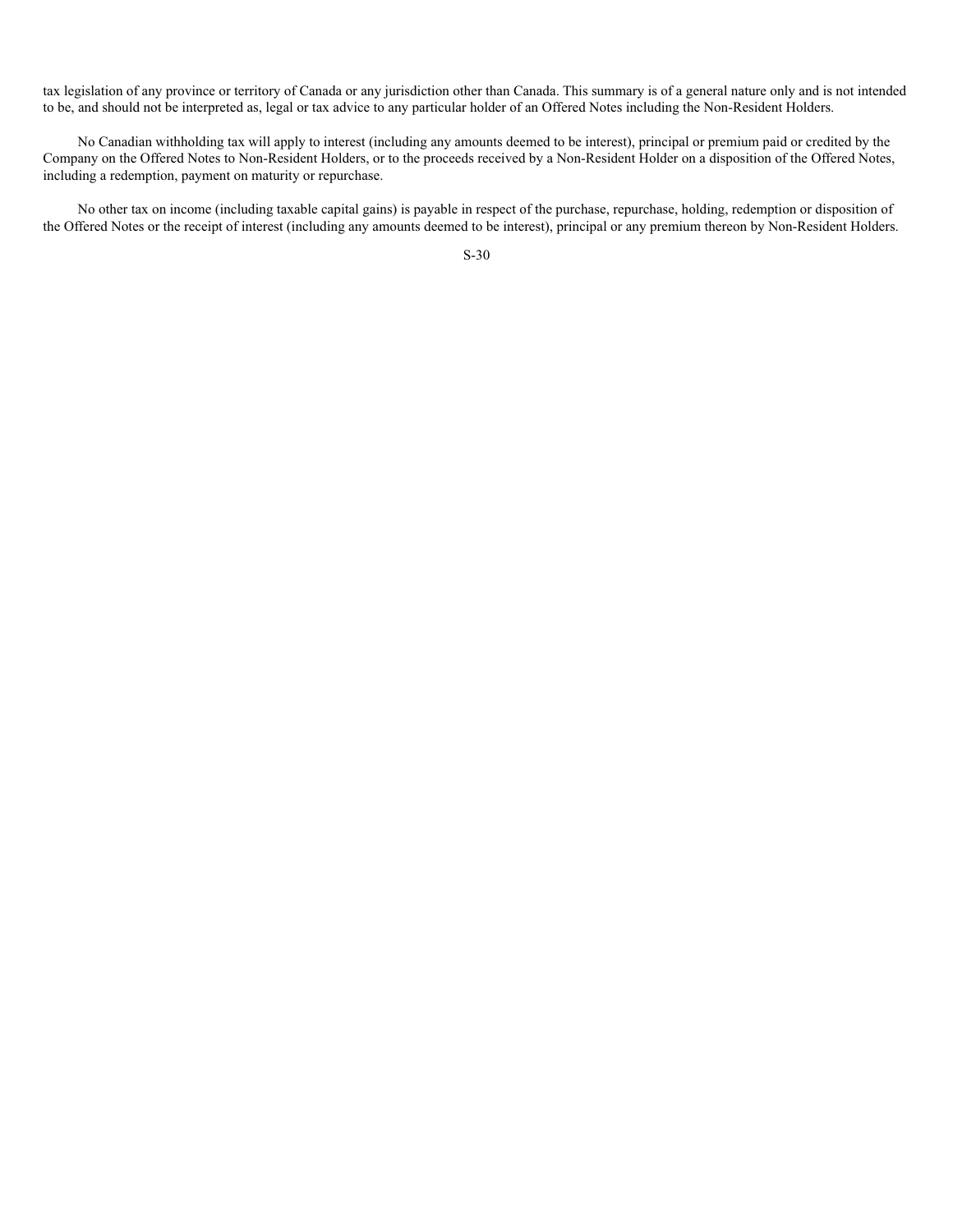tax legislation of any province or territory of Canada or any jurisdiction other than Canada. This summary is of a general nature only and is not intended to be, and should not be interpreted as, legal or tax advice to any particular holder of an Offered Notes including the Non-Resident Holders.

No Canadian withholding tax will apply to interest (including any amounts deemed to be interest), principal or premium paid or credited by the Company on the Offered Notes to Non-Resident Holders, or to the proceeds received by a Non-Resident Holder on a disposition of the Offered Notes, including a redemption, payment on maturity or repurchase.

No other tax on income (including taxable capital gains) is payable in respect of the purchase, repurchase, holding, redemption or disposition of the Offered Notes or the receipt of interest (including any amounts deemed to be interest), principal or any premium thereon by Non-Resident Holders.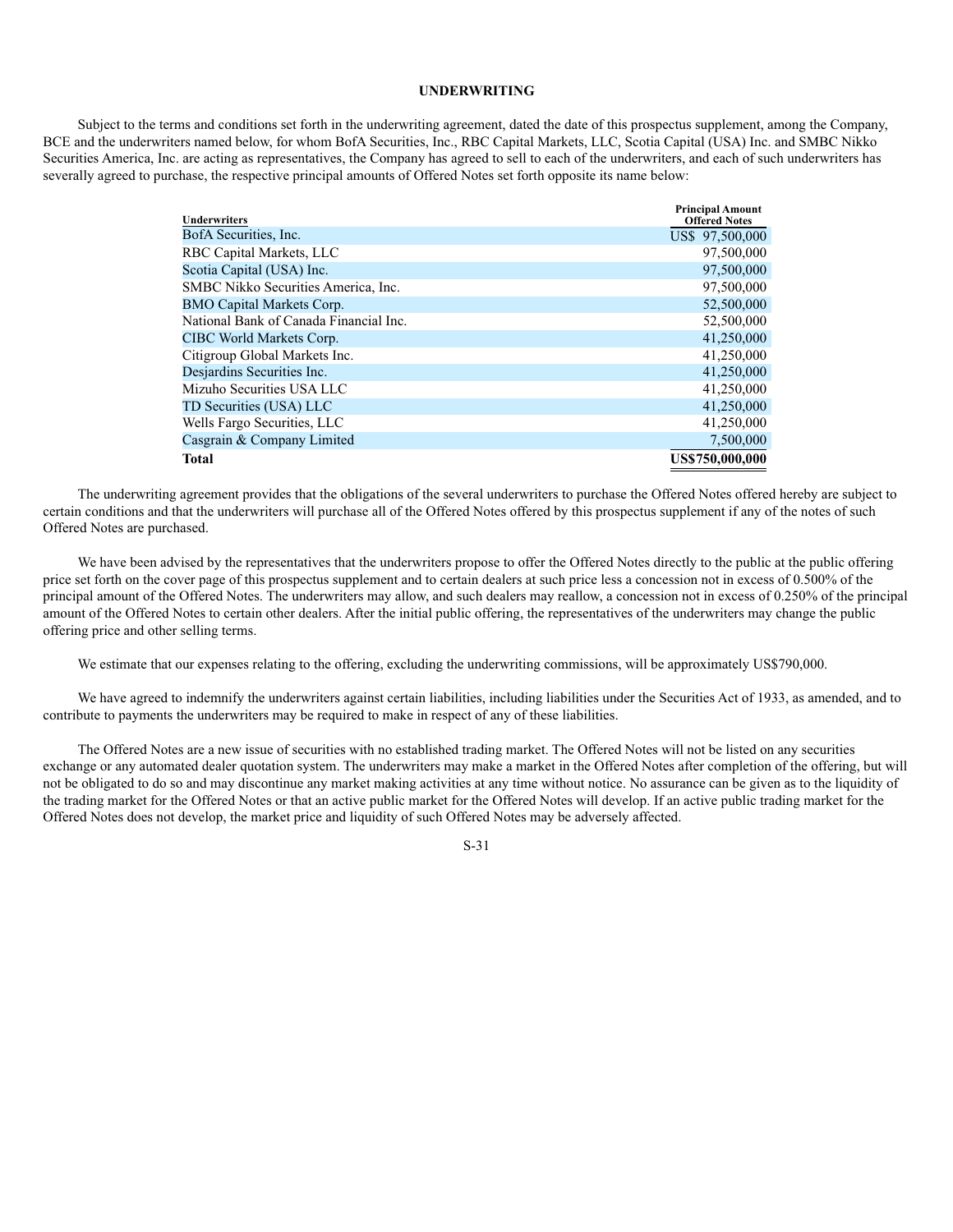## UNDERWRITING

Subject to the terms and conditions set forth in the underwriting agreement, dated the date of this prospectus supplement, among the Company, BCE and the underwriters named below, for whom BofA Securities, Inc., RBC Capital Markets, LLC, Scotia Capital (USA) Inc. and SMBC Nikko Securities America, Inc. are acting as representatives, the Company has agreed to sell to each of the underwriters, and each of such underwriters has severally agreed to purchase, the respective principal amounts of Offered Notes set forth opposite its name below:

| Underwriters | Principal Amount Offered Notes |
|---|---|
| BofA Securities, Inc. | US$ 97,500,000 |
| RBC Capital Markets, LLC | 97,500,000 |
| Scotia Capital (USA) Inc. | 97,500,000 |
| SMBC Nikko Securities America, Inc. | 97,500,000 |
| BMO Capital Markets Corp. | 52,500,000 |
| National Bank of Canada Financial Inc. | 52,500,000 |
| CIBC World Markets Corp. | 41,250,000 |
| Citigroup Global Markets Inc. | 41,250,000 |
| Desjardins Securities Inc. | 41,250,000 |
| Mizuho Securities USA LLC | 41,250,000 |
| TD Securities (USA) LLC | 41,250,000 |
| Wells Fargo Securities, LLC | 41,250,000 |
| Casgrain & Company Limited | 7,500,000 |
| **Total** | **US$750,000,000** |

The underwriting agreement provides that the obligations of the several underwriters to purchase the Offered Notes offered hereby are subject to certain conditions and that the underwriters will purchase all of the Offered Notes offered by this prospectus supplement if any of the notes of such Offered Notes are purchased.

We have been advised by the representatives that the underwriters propose to offer the Offered Notes directly to the public at the public offering price set forth on the cover page of this prospectus supplement and to certain dealers at such price less a concession not in excess of 0.500% of the principal amount of the Offered Notes. The underwriters may allow, and such dealers may reallow, a concession not in excess of 0.250% of the principal amount of the Offered Notes to certain other dealers. After the initial public offering, the representatives of the underwriters may change the public offering price and other selling terms.

We estimate that our expenses relating to the offering, excluding the underwriting commissions, will be approximately US$790,000.

We have agreed to indemnify the underwriters against certain liabilities, including liabilities under the Securities Act of 1933, as amended, and to contribute to payments the underwriters may be required to make in respect of any of these liabilities.

The Offered Notes are a new issue of securities with no established trading market. The Offered Notes will not be listed on any securities exchange or any automated dealer quotation system. The underwriters may make a market in the Offered Notes after completion of the offering, but will not be obligated to do so and may discontinue any market making activities at any time without notice. No assurance can be given as to the liquidity of the trading market for the Offered Notes or that an active public market for the Offered Notes will develop. If an active public trading market for the Offered Notes does not develop, the market price and liquidity of such Offered Notes may be adversely affected.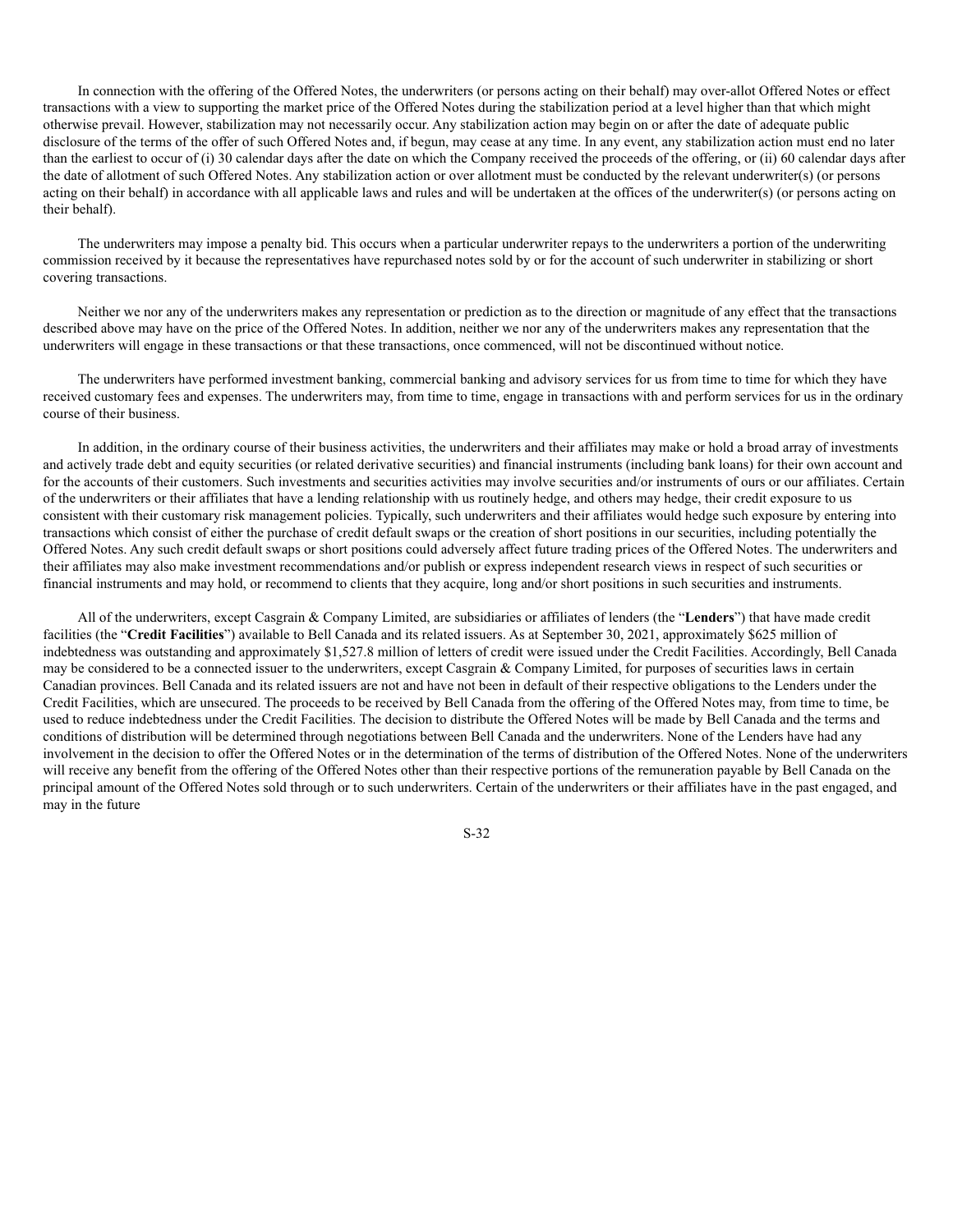In connection with the offering of the Offered Notes, the underwriters (or persons acting on their behalf) may over-allot Offered Notes or effect transactions with a view to supporting the market price of the Offered Notes during the stabilization period at a level higher than that which might otherwise prevail. However, stabilization may not necessarily occur. Any stabilization action may begin on or after the date of adequate public disclosure of the terms of the offer of such Offered Notes and, if begun, may cease at any time. In any event, any stabilization action must end no later than the earliest to occur of (i) 30 calendar days after the date on which the Company received the proceeds of the offering, or (ii) 60 calendar days after the date of allotment of such Offered Notes. Any stabilization action or over allotment must be conducted by the relevant underwriter(s) (or persons acting on their behalf) in accordance with all applicable laws and rules and will be undertaken at the offices of the underwriter(s) (or persons acting on their behalf).

The underwriters may impose a penalty bid. This occurs when a particular underwriter repays to the underwriters a portion of the underwriting commission received by it because the representatives have repurchased notes sold by or for the account of such underwriter in stabilizing or short covering transactions.

Neither we nor any of the underwriters makes any representation or prediction as to the direction or magnitude of any effect that the transactions described above may have on the price of the Offered Notes. In addition, neither we nor any of the underwriters makes any representation that the underwriters will engage in these transactions or that these transactions, once commenced, will not be discontinued without notice.

The underwriters have performed investment banking, commercial banking and advisory services for us from time to time for which they have received customary fees and expenses. The underwriters may, from time to time, engage in transactions with and perform services for us in the ordinary course of their business.

In addition, in the ordinary course of their business activities, the underwriters and their affiliates may make or hold a broad array of investments and actively trade debt and equity securities (or related derivative securities) and financial instruments (including bank loans) for their own account and for the accounts of their customers. Such investments and securities activities may involve securities and/or instruments of ours or our affiliates. Certain of the underwriters or their affiliates that have a lending relationship with us routinely hedge, and others may hedge, their credit exposure to us consistent with their customary risk management policies. Typically, such underwriters and their affiliates would hedge such exposure by entering into transactions which consist of either the purchase of credit default swaps or the creation of short positions in our securities, including potentially the Offered Notes. Any such credit default swaps or short positions could adversely affect future trading prices of the Offered Notes. The underwriters and their affiliates may also make investment recommendations and/or publish or express independent research views in respect of such securities or financial instruments and may hold, or recommend to clients that they acquire, long and/or short positions in such securities and instruments.

All of the underwriters, except Casgrain & Company Limited, are subsidiaries or affiliates of lenders (the "**Lenders**") that have made credit facilities (the "**Credit Facilities**") available to Bell Canada and its related issuers. As at September 30, 2021, approximately $625 million of indebtedness was outstanding and approximately $1,527.8 million of letters of credit were issued under the Credit Facilities. Accordingly, Bell Canada may be considered to be a connected issuer to the underwriters, except Casgrain & Company Limited, for purposes of securities laws in certain Canadian provinces. Bell Canada and its related issuers are not and have not been in default of their respective obligations to the Lenders under the Credit Facilities, which are unsecured. The proceeds to be received by Bell Canada from the offering of the Offered Notes may, from time to time, be used to reduce indebtedness under the Credit Facilities. The decision to distribute the Offered Notes will be made by Bell Canada and the terms and conditions of distribution will be determined through negotiations between Bell Canada and the underwriters. None of the Lenders have had any involvement in the decision to offer the Offered Notes or in the determination of the terms of distribution of the Offered Notes. None of the underwriters will receive any benefit from the offering of the Offered Notes other than their respective portions of the remuneration payable by Bell Canada on the principal amount of the Offered Notes sold through or to such underwriters. Certain of the underwriters or their affiliates have in the past engaged, and may in the future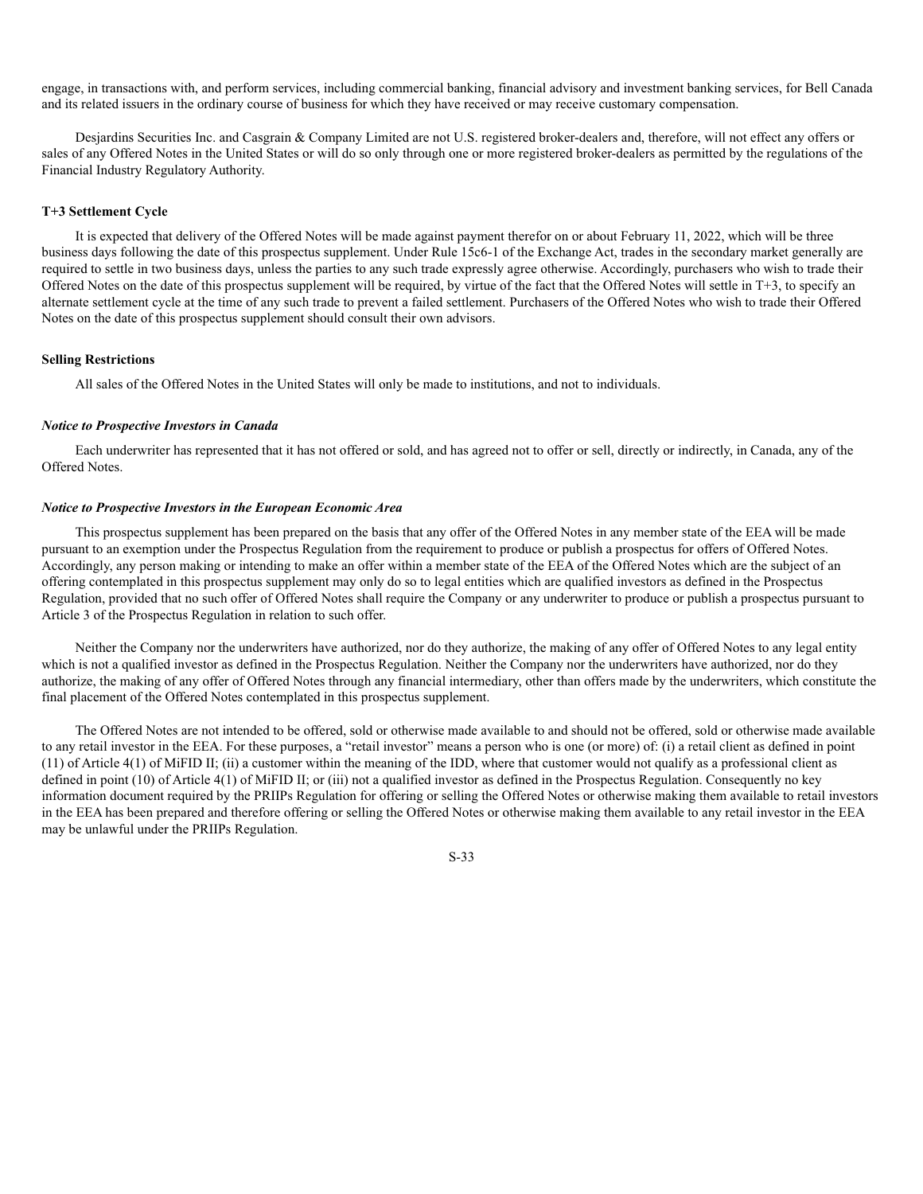engage, in transactions with, and perform services, including commercial banking, financial advisory and investment banking services, for Bell Canada and its related issuers in the ordinary course of business for which they have received or may receive customary compensation.

Desjardins Securities Inc. and Casgrain & Company Limited are not U.S. registered broker-dealers and, therefore, will not effect any offers or sales of any Offered Notes in the United States or will do so only through one or more registered broker-dealers as permitted by the regulations of the Financial Industry Regulatory Authority.

**T+3 Settlement Cycle**

It is expected that delivery of the Offered Notes will be made against payment therefor on or about February 11, 2022, which will be three business days following the date of this prospectus supplement. Under Rule 15c6-1 of the Exchange Act, trades in the secondary market generally are required to settle in two business days, unless the parties to any such trade expressly agree otherwise. Accordingly, purchasers who wish to trade their Offered Notes on the date of this prospectus supplement will be required, by virtue of the fact that the Offered Notes will settle in T+3, to specify an alternate settlement cycle at the time of any such trade to prevent a failed settlement. Purchasers of the Offered Notes who wish to trade their Offered Notes on the date of this prospectus supplement should consult their own advisors.

**Selling Restrictions**

All sales of the Offered Notes in the United States will only be made to institutions, and not to individuals.

***Notice to Prospective Investors in Canada***

Each underwriter has represented that it has not offered or sold, and has agreed not to offer or sell, directly or indirectly, in Canada, any of the Offered Notes.

***Notice to Prospective Investors in the European Economic Area***

This prospectus supplement has been prepared on the basis that any offer of the Offered Notes in any member state of the EEA will be made pursuant to an exemption under the Prospectus Regulation from the requirement to produce or publish a prospectus for offers of Offered Notes. Accordingly, any person making or intending to make an offer within a member state of the EEA of the Offered Notes which are the subject of an offering contemplated in this prospectus supplement may only do so to legal entities which are qualified investors as defined in the Prospectus Regulation, provided that no such offer of Offered Notes shall require the Company or any underwriter to produce or publish a prospectus pursuant to Article 3 of the Prospectus Regulation in relation to such offer.

Neither the Company nor the underwriters have authorized, nor do they authorize, the making of any offer of Offered Notes to any legal entity which is not a qualified investor as defined in the Prospectus Regulation. Neither the Company nor the underwriters have authorized, nor do they authorize, the making of any offer of Offered Notes through any financial intermediary, other than offers made by the underwriters, which constitute the final placement of the Offered Notes contemplated in this prospectus supplement.

The Offered Notes are not intended to be offered, sold or otherwise made available to and should not be offered, sold or otherwise made available to any retail investor in the EEA. For these purposes, a "retail investor" means a person who is one (or more) of: (i) a retail client as defined in point (11) of Article 4(1) of MiFID II; (ii) a customer within the meaning of the IDD, where that customer would not qualify as a professional client as defined in point (10) of Article 4(1) of MiFID II; or (iii) not a qualified investor as defined in the Prospectus Regulation. Consequently no key information document required by the PRIIPs Regulation for offering or selling the Offered Notes or otherwise making them available to retail investors in the EEA has been prepared and therefore offering or selling the Offered Notes or otherwise making them available to any retail investor in the EEA may be unlawful under the PRIIPs Regulation.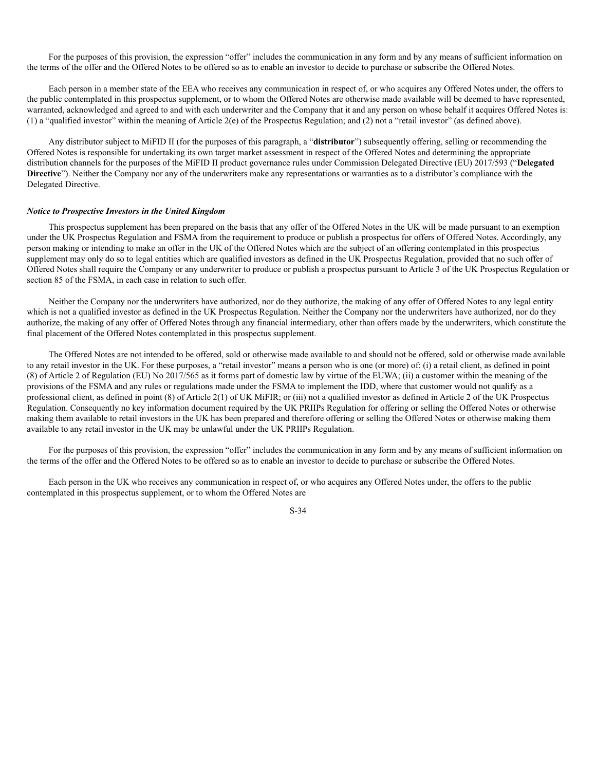For the purposes of this provision, the expression "offer" includes the communication in any form and by any means of sufficient information on the terms of the offer and the Offered Notes to be offered so as to enable an investor to decide to purchase or subscribe the Offered Notes.

Each person in a member state of the EEA who receives any communication in respect of, or who acquires any Offered Notes under, the offers to the public contemplated in this prospectus supplement, or to whom the Offered Notes are otherwise made available will be deemed to have represented, warranted, acknowledged and agreed to and with each underwriter and the Company that it and any person on whose behalf it acquires Offered Notes is: (1) a "qualified investor" within the meaning of Article 2(e) of the Prospectus Regulation; and (2) not a "retail investor" (as defined above).

Any distributor subject to MiFID II (for the purposes of this paragraph, a "**distributor**") subsequently offering, selling or recommending the Offered Notes is responsible for undertaking its own target market assessment in respect of the Offered Notes and determining the appropriate distribution channels for the purposes of the MiFID II product governance rules under Commission Delegated Directive (EU) 2017/593 ("**Delegated Directive**"). Neither the Company nor any of the underwriters make any representations or warranties as to a distributor's compliance with the Delegated Directive.

***Notice to Prospective Investors in the United Kingdom***

This prospectus supplement has been prepared on the basis that any offer of the Offered Notes in the UK will be made pursuant to an exemption under the UK Prospectus Regulation and FSMA from the requirement to produce or publish a prospectus for offers of Offered Notes. Accordingly, any person making or intending to make an offer in the UK of the Offered Notes which are the subject of an offering contemplated in this prospectus supplement may only do so to legal entities which are qualified investors as defined in the UK Prospectus Regulation, provided that no such offer of Offered Notes shall require the Company or any underwriter to produce or publish a prospectus pursuant to Article 3 of the UK Prospectus Regulation or section 85 of the FSMA, in each case in relation to such offer.

Neither the Company nor the underwriters have authorized, nor do they authorize, the making of any offer of Offered Notes to any legal entity which is not a qualified investor as defined in the UK Prospectus Regulation. Neither the Company nor the underwriters have authorized, nor do they authorize, the making of any offer of Offered Notes through any financial intermediary, other than offers made by the underwriters, which constitute the final placement of the Offered Notes contemplated in this prospectus supplement.

The Offered Notes are not intended to be offered, sold or otherwise made available to and should not be offered, sold or otherwise made available to any retail investor in the UK. For these purposes, a "retail investor" means a person who is one (or more) of: (i) a retail client, as defined in point (8) of Article 2 of Regulation (EU) No 2017/565 as it forms part of domestic law by virtue of the EUWA; (ii) a customer within the meaning of the provisions of the FSMA and any rules or regulations made under the FSMA to implement the IDD, where that customer would not qualify as a professional client, as defined in point (8) of Article 2(1) of UK MiFIR; or (iii) not a qualified investor as defined in Article 2 of the UK Prospectus Regulation. Consequently no key information document required by the UK PRIIPs Regulation for offering or selling the Offered Notes or otherwise making them available to retail investors in the UK has been prepared and therefore offering or selling the Offered Notes or otherwise making them available to any retail investor in the UK may be unlawful under the UK PRIIPs Regulation.

For the purposes of this provision, the expression "offer" includes the communication in any form and by any means of sufficient information on the terms of the offer and the Offered Notes to be offered so as to enable an investor to decide to purchase or subscribe the Offered Notes.

Each person in the UK who receives any communication in respect of, or who acquires any Offered Notes under, the offers to the public contemplated in this prospectus supplement, or to whom the Offered Notes are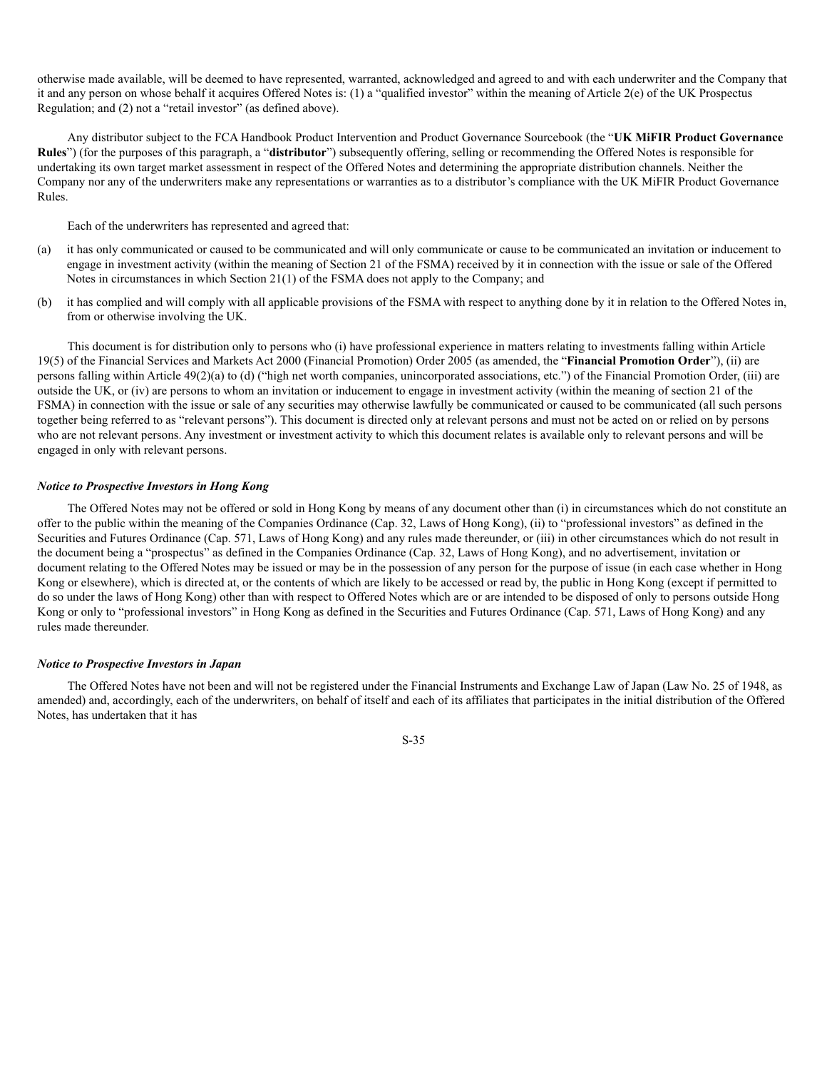otherwise made available, will be deemed to have represented, warranted, acknowledged and agreed to and with each underwriter and the Company that it and any person on whose behalf it acquires Offered Notes is: (1) a "qualified investor" within the meaning of Article 2(e) of the UK Prospectus Regulation; and (2) not a "retail investor" (as defined above).

Any distributor subject to the FCA Handbook Product Intervention and Product Governance Sourcebook (the "**UK MiFIR Product Governance Rules**") (for the purposes of this paragraph, a "**distributor**") subsequently offering, selling or recommending the Offered Notes is responsible for undertaking its own target market assessment in respect of the Offered Notes and determining the appropriate distribution channels. Neither the Company nor any of the underwriters make any representations or warranties as to a distributor's compliance with the UK MiFIR Product Governance Rules.

Each of the underwriters has represented and agreed that:

(a) it has only communicated or caused to be communicated and will only communicate or cause to be communicated an invitation or inducement to engage in investment activity (within the meaning of Section 21 of the FSMA) received by it in connection with the issue or sale of the Offered Notes in circumstances in which Section 21(1) of the FSMA does not apply to the Company; and

(b) it has complied and will comply with all applicable provisions of the FSMA with respect to anything done by it in relation to the Offered Notes in, from or otherwise involving the UK.

This document is for distribution only to persons who (i) have professional experience in matters relating to investments falling within Article 19(5) of the Financial Services and Markets Act 2000 (Financial Promotion) Order 2005 (as amended, the "**Financial Promotion Order**"), (ii) are persons falling within Article 49(2)(a) to (d) ("high net worth companies, unincorporated associations, etc.") of the Financial Promotion Order, (iii) are outside the UK, or (iv) are persons to whom an invitation or inducement to engage in investment activity (within the meaning of section 21 of the FSMA) in connection with the issue or sale of any securities may otherwise lawfully be communicated or caused to be communicated (all such persons together being referred to as "relevant persons"). This document is directed only at relevant persons and must not be acted on or relied on by persons who are not relevant persons. Any investment or investment activity to which this document relates is available only to relevant persons and will be engaged in only with relevant persons.

***Notice to Prospective Investors in Hong Kong***

The Offered Notes may not be offered or sold in Hong Kong by means of any document other than (i) in circumstances which do not constitute an offer to the public within the meaning of the Companies Ordinance (Cap. 32, Laws of Hong Kong), (ii) to "professional investors" as defined in the Securities and Futures Ordinance (Cap. 571, Laws of Hong Kong) and any rules made thereunder, or (iii) in other circumstances which do not result in the document being a "prospectus" as defined in the Companies Ordinance (Cap. 32, Laws of Hong Kong), and no advertisement, invitation or document relating to the Offered Notes may be issued or may be in the possession of any person for the purpose of issue (in each case whether in Hong Kong or elsewhere), which is directed at, or the contents of which are likely to be accessed or read by, the public in Hong Kong (except if permitted to do so under the laws of Hong Kong) other than with respect to Offered Notes which are or are intended to be disposed of only to persons outside Hong Kong or only to "professional investors" in Hong Kong as defined in the Securities and Futures Ordinance (Cap. 571, Laws of Hong Kong) and any rules made thereunder.

***Notice to Prospective Investors in Japan***

The Offered Notes have not been and will not be registered under the Financial Instruments and Exchange Law of Japan (Law No. 25 of 1948, as amended) and, accordingly, each of the underwriters, on behalf of itself and each of its affiliates that participates in the initial distribution of the Offered Notes, has undertaken that it has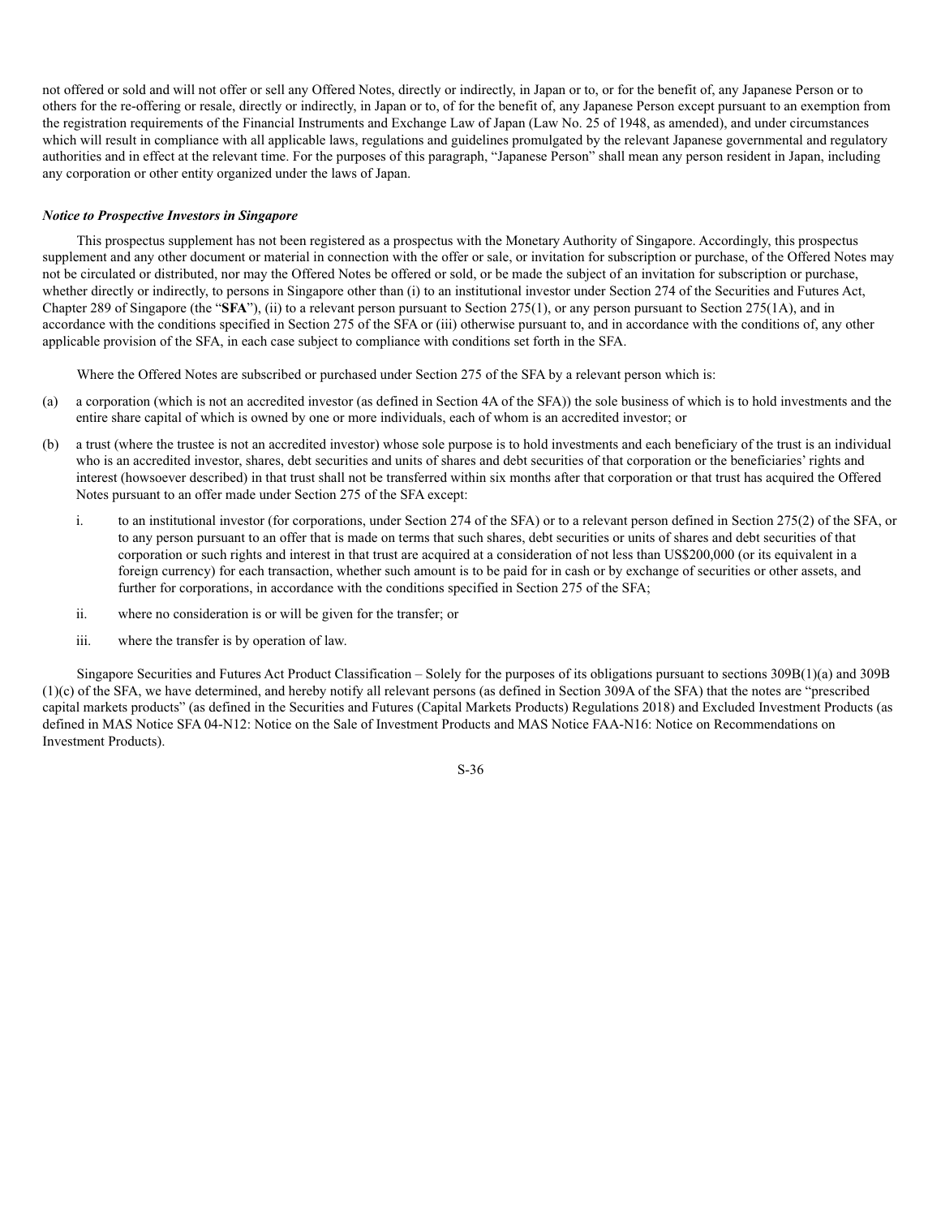not offered or sold and will not offer or sell any Offered Notes, directly or indirectly, in Japan or to, or for the benefit of, any Japanese Person or to others for the re-offering or resale, directly or indirectly, in Japan or to, of for the benefit of, any Japanese Person except pursuant to an exemption from the registration requirements of the Financial Instruments and Exchange Law of Japan (Law No. 25 of 1948, as amended), and under circumstances which will result in compliance with all applicable laws, regulations and guidelines promulgated by the relevant Japanese governmental and regulatory authorities and in effect at the relevant time. For the purposes of this paragraph, "Japanese Person" shall mean any person resident in Japan, including any corporation or other entity organized under the laws of Japan.

***Notice to Prospective Investors in Singapore***

This prospectus supplement has not been registered as a prospectus with the Monetary Authority of Singapore. Accordingly, this prospectus supplement and any other document or material in connection with the offer or sale, or invitation for subscription or purchase, of the Offered Notes may not be circulated or distributed, nor may the Offered Notes be offered or sold, or be made the subject of an invitation for subscription or purchase, whether directly or indirectly, to persons in Singapore other than (i) to an institutional investor under Section 274 of the Securities and Futures Act, Chapter 289 of Singapore (the "**SFA**"), (ii) to a relevant person pursuant to Section 275(1), or any person pursuant to Section 275(1A), and in accordance with the conditions specified in Section 275 of the SFA or (iii) otherwise pursuant to, and in accordance with the conditions of, any other applicable provision of the SFA, in each case subject to compliance with conditions set forth in the SFA.

Where the Offered Notes are subscribed or purchased under Section 275 of the SFA by a relevant person which is:

(a) a corporation (which is not an accredited investor (as defined in Section 4A of the SFA)) the sole business of which is to hold investments and the entire share capital of which is owned by one or more individuals, each of whom is an accredited investor; or

(b) a trust (where the trustee is not an accredited investor) whose sole purpose is to hold investments and each beneficiary of the trust is an individual who is an accredited investor, shares, debt securities and units of shares and debt securities of that corporation or the beneficiaries' rights and interest (howsoever described) in that trust shall not be transferred within six months after that corporation or that trust has acquired the Offered Notes pursuant to an offer made under Section 275 of the SFA except:

   i. to an institutional investor (for corporations, under Section 274 of the SFA) or to a relevant person defined in Section 275(2) of the SFA, or to any person pursuant to an offer that is made on terms that such shares, debt securities or units of shares and debt securities of that corporation or such rights and interest in that trust are acquired at a consideration of not less than US$200,000 (or its equivalent in a foreign currency) for each transaction, whether such amount is to be paid for in cash or by exchange of securities or other assets, and further for corporations, in accordance with the conditions specified in Section 275 of the SFA;

   ii. where no consideration is or will be given for the transfer; or

   iii. where the transfer is by operation of law.

Singapore Securities and Futures Act Product Classification – Solely for the purposes of its obligations pursuant to sections 309B(1)(a) and 309B (1)(c) of the SFA, we have determined, and hereby notify all relevant persons (as defined in Section 309A of the SFA) that the notes are "prescribed capital markets products" (as defined in the Securities and Futures (Capital Markets Products) Regulations 2018) and Excluded Investment Products (as defined in MAS Notice SFA 04-N12: Notice on the Sale of Investment Products and MAS Notice FAA-N16: Notice on Recommendations on Investment Products).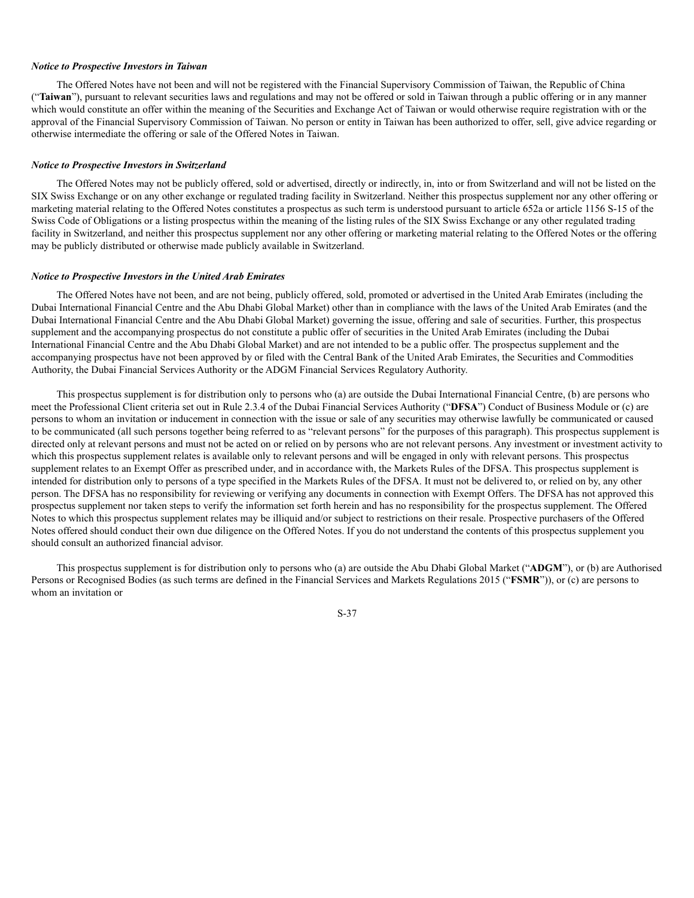***Notice to Prospective Investors in Taiwan***

The Offered Notes have not been and will not be registered with the Financial Supervisory Commission of Taiwan, the Republic of China ("**Taiwan**"), pursuant to relevant securities laws and regulations and may not be offered or sold in Taiwan through a public offering or in any manner which would constitute an offer within the meaning of the Securities and Exchange Act of Taiwan or would otherwise require registration with or the approval of the Financial Supervisory Commission of Taiwan. No person or entity in Taiwan has been authorized to offer, sell, give advice regarding or otherwise intermediate the offering or sale of the Offered Notes in Taiwan.

***Notice to Prospective Investors in Switzerland***

The Offered Notes may not be publicly offered, sold or advertised, directly or indirectly, in, into or from Switzerland and will not be listed on the SIX Swiss Exchange or on any other exchange or regulated trading facility in Switzerland. Neither this prospectus supplement nor any other offering or marketing material relating to the Offered Notes constitutes a prospectus as such term is understood pursuant to article 652a or article 1156 S-15 of the Swiss Code of Obligations or a listing prospectus within the meaning of the listing rules of the SIX Swiss Exchange or any other regulated trading facility in Switzerland, and neither this prospectus supplement nor any other offering or marketing material relating to the Offered Notes or the offering may be publicly distributed or otherwise made publicly available in Switzerland.

***Notice to Prospective Investors in the United Arab Emirates***

The Offered Notes have not been, and are not being, publicly offered, sold, promoted or advertised in the United Arab Emirates (including the Dubai International Financial Centre and the Abu Dhabi Global Market) other than in compliance with the laws of the United Arab Emirates (and the Dubai International Financial Centre and the Abu Dhabi Global Market) governing the issue, offering and sale of securities. Further, this prospectus supplement and the accompanying prospectus do not constitute a public offer of securities in the United Arab Emirates (including the Dubai International Financial Centre and the Abu Dhabi Global Market) and are not intended to be a public offer. The prospectus supplement and the accompanying prospectus have not been approved by or filed with the Central Bank of the United Arab Emirates, the Securities and Commodities Authority, the Dubai Financial Services Authority or the ADGM Financial Services Regulatory Authority.

This prospectus supplement is for distribution only to persons who (a) are outside the Dubai International Financial Centre, (b) are persons who meet the Professional Client criteria set out in Rule 2.3.4 of the Dubai Financial Services Authority ("**DFSA**") Conduct of Business Module or (c) are persons to whom an invitation or inducement in connection with the issue or sale of any securities may otherwise lawfully be communicated or caused to be communicated (all such persons together being referred to as "relevant persons" for the purposes of this paragraph). This prospectus supplement is directed only at relevant persons and must not be acted on or relied on by persons who are not relevant persons. Any investment or investment activity to which this prospectus supplement relates is available only to relevant persons and will be engaged in only with relevant persons. This prospectus supplement relates to an Exempt Offer as prescribed under, and in accordance with, the Markets Rules of the DFSA. This prospectus supplement is intended for distribution only to persons of a type specified in the Markets Rules of the DFSA. It must not be delivered to, or relied on by, any other person. The DFSA has no responsibility for reviewing or verifying any documents in connection with Exempt Offers. The DFSA has not approved this prospectus supplement nor taken steps to verify the information set forth herein and has no responsibility for the prospectus supplement. The Offered Notes to which this prospectus supplement relates may be illiquid and/or subject to restrictions on their resale. Prospective purchasers of the Offered Notes offered should conduct their own due diligence on the Offered Notes. If you do not understand the contents of this prospectus supplement you should consult an authorized financial advisor.

This prospectus supplement is for distribution only to persons who (a) are outside the Abu Dhabi Global Market ("**ADGM**"), or (b) are Authorised Persons or Recognised Bodies (as such terms are defined in the Financial Services and Markets Regulations 2015 ("**FSMR**")), or (c) are persons to whom an invitation or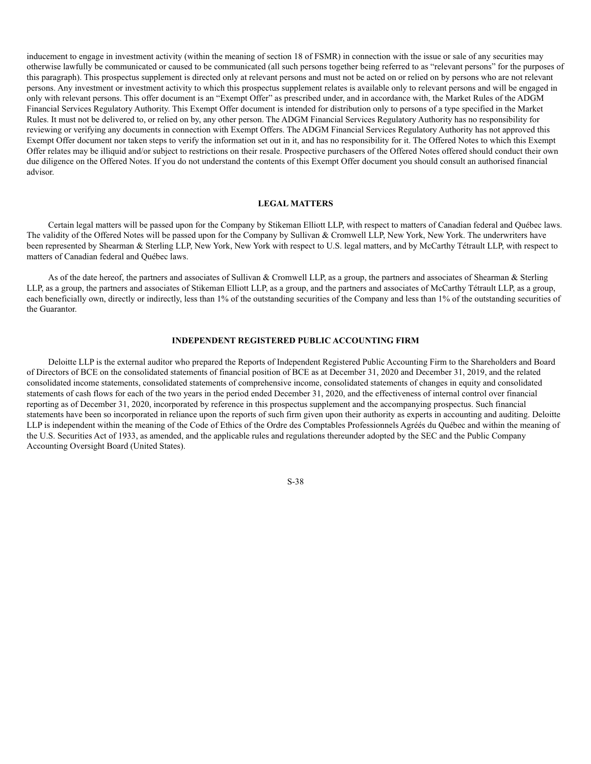inducement to engage in investment activity (within the meaning of section 18 of FSMR) in connection with the issue or sale of any securities may otherwise lawfully be communicated or caused to be communicated (all such persons together being referred to as "relevant persons" for the purposes of this paragraph). This prospectus supplement is directed only at relevant persons and must not be acted on or relied on by persons who are not relevant persons. Any investment or investment activity to which this prospectus supplement relates is available only to relevant persons and will be engaged in only with relevant persons. This offer document is an "Exempt Offer" as prescribed under, and in accordance with, the Market Rules of the ADGM Financial Services Regulatory Authority. This Exempt Offer document is intended for distribution only to persons of a type specified in the Market Rules. It must not be delivered to, or relied on by, any other person. The ADGM Financial Services Regulatory Authority has no responsibility for reviewing or verifying any documents in connection with Exempt Offers. The ADGM Financial Services Regulatory Authority has not approved this Exempt Offer document nor taken steps to verify the information set out in it, and has no responsibility for it. The Offered Notes to which this Exempt Offer relates may be illiquid and/or subject to restrictions on their resale. Prospective purchasers of the Offered Notes offered should conduct their own due diligence on the Offered Notes. If you do not understand the contents of this Exempt Offer document you should consult an authorised financial advisor.

## LEGAL MATTERS

Certain legal matters will be passed upon for the Company by Stikeman Elliott LLP, with respect to matters of Canadian federal and Québec laws. The validity of the Offered Notes will be passed upon for the Company by Sullivan & Cromwell LLP, New York, New York. The underwriters have been represented by Shearman & Sterling LLP, New York, New York with respect to U.S. legal matters, and by McCarthy Tétrault LLP, with respect to matters of Canadian federal and Québec laws.

As of the date hereof, the partners and associates of Sullivan & Cromwell LLP, as a group, the partners and associates of Shearman & Sterling LLP, as a group, the partners and associates of Stikeman Elliott LLP, as a group, and the partners and associates of McCarthy Tétrault LLP, as a group, each beneficially own, directly or indirectly, less than 1% of the outstanding securities of the Company and less than 1% of the outstanding securities of the Guarantor.

## INDEPENDENT REGISTERED PUBLIC ACCOUNTING FIRM

Deloitte LLP is the external auditor who prepared the Reports of Independent Registered Public Accounting Firm to the Shareholders and Board of Directors of BCE on the consolidated statements of financial position of BCE as at December 31, 2020 and December 31, 2019, and the related consolidated income statements, consolidated statements of comprehensive income, consolidated statements of changes in equity and consolidated statements of cash flows for each of the two years in the period ended December 31, 2020, and the effectiveness of internal control over financial reporting as of December 31, 2020, incorporated by reference in this prospectus supplement and the accompanying prospectus. Such financial statements have been so incorporated in reliance upon the reports of such firm given upon their authority as experts in accounting and auditing. Deloitte LLP is independent within the meaning of the Code of Ethics of the Ordre des Comptables Professionnels Agréés du Québec and within the meaning of the U.S. Securities Act of 1933, as amended, and the applicable rules and regulations thereunder adopted by the SEC and the Public Company Accounting Oversight Board (United States).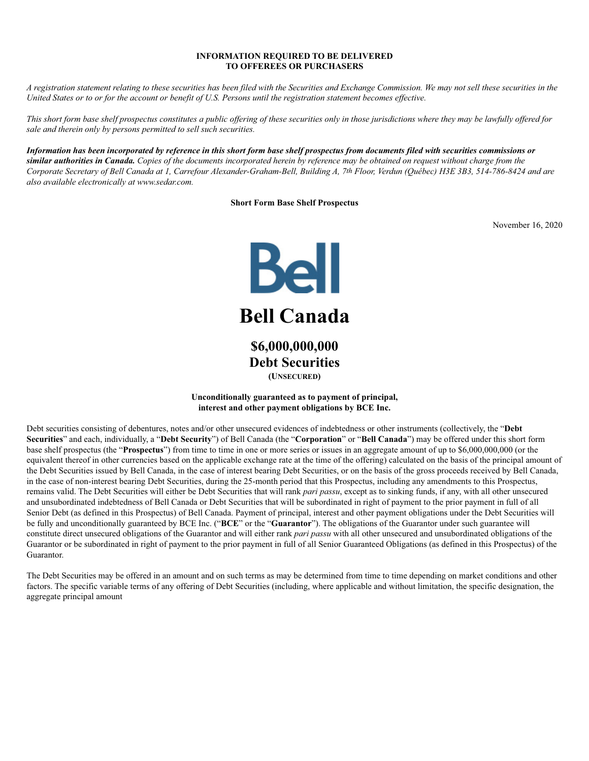**INFORMATION REQUIRED TO BE DELIVERED TO OFFEREES OR PURCHASERS**

*A registration statement relating to these securities has been filed with the Securities and Exchange Commission. We may not sell these securities in the United States or to or for the account or benefit of U.S. Persons until the registration statement becomes effective.*

*This short form base shelf prospectus constitutes a public offering of these securities only in those jurisdictions where they may be lawfully offered for sale and therein only by persons permitted to sell such securities.*

***Information has been incorporated by reference in this short form base shelf prospectus from documents filed with securities commissions or similar authorities in Canada.*** *Copies of the documents incorporated herein by reference may be obtained on request without charge from the Corporate Secretary of Bell Canada at 1, Carrefour Alexander-Graham-Bell, Building A, 7th Floor, Verdun (Québec) H3E 3B3, 514-786-8424 and are also available electronically at www.sedar.com.*

**Short Form Base Shelf Prospectus**

November 16, 2020

Bell

# Bell Canada

## $6,000,000,000
## Debt Securities

**(UNSECURED)**

**Unconditionally guaranteed as to payment of principal, interest and other payment obligations by BCE Inc.**

Debt securities consisting of debentures, notes and/or other unsecured evidences of indebtedness or other instruments (collectively, the "**Debt Securities**" and each, individually, a "**Debt Security**") of Bell Canada (the "**Corporation**" or "**Bell Canada**") may be offered under this short form base shelf prospectus (the "**Prospectus**") from time to time in one or more series or issues in an aggregate amount of up to $6,000,000,000 (or the equivalent thereof in other currencies based on the applicable exchange rate at the time of the offering) calculated on the basis of the principal amount of the Debt Securities issued by Bell Canada, in the case of interest bearing Debt Securities, or on the basis of the gross proceeds received by Bell Canada, in the case of non-interest bearing Debt Securities, during the 25-month period that this Prospectus, including any amendments to this Prospectus, remains valid. The Debt Securities will either be Debt Securities that will rank *pari passu*, except as to sinking funds, if any, with all other unsecured and unsubordinated indebtedness of Bell Canada or Debt Securities that will be subordinated in right of payment to the prior payment in full of all Senior Debt (as defined in this Prospectus) of Bell Canada. Payment of principal, interest and other payment obligations under the Debt Securities will be fully and unconditionally guaranteed by BCE Inc. ("**BCE**" or the "**Guarantor**"). The obligations of the Guarantor under such guarantee will constitute direct unsecured obligations of the Guarantor and will either rank *pari passu* with all other unsecured and unsubordinated obligations of the Guarantor or be subordinated in right of payment to the prior payment in full of all Senior Guaranteed Obligations (as defined in this Prospectus) of the Guarantor.

The Debt Securities may be offered in an amount and on such terms as may be determined from time to time depending on market conditions and other factors. The specific variable terms of any offering of Debt Securities (including, where applicable and without limitation, the specific designation, the aggregate principal amount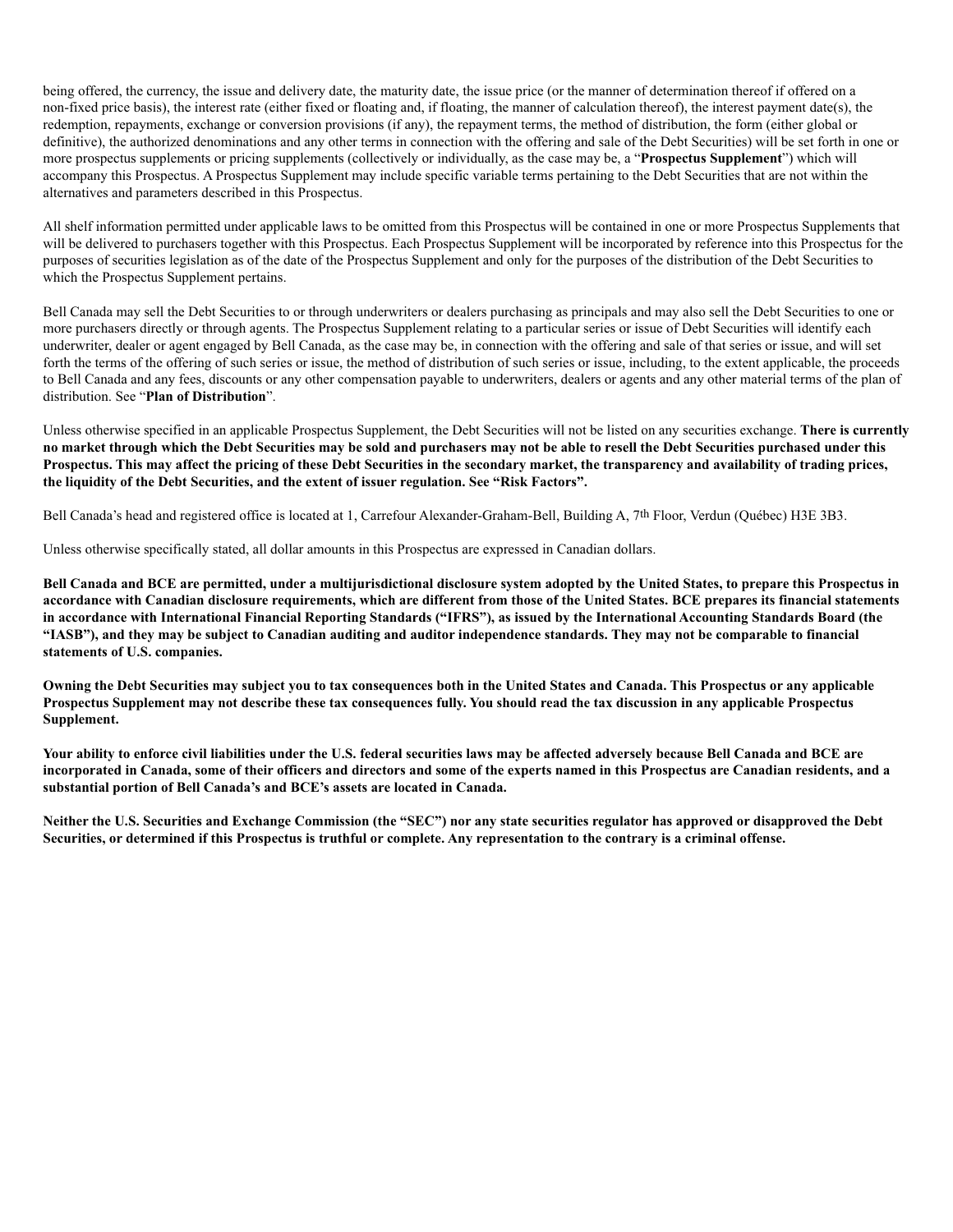being offered, the currency, the issue and delivery date, the maturity date, the issue price (or the manner of determination thereof if offered on a non-fixed price basis), the interest rate (either fixed or floating and, if floating, the manner of calculation thereof), the interest payment date(s), the redemption, repayments, exchange or conversion provisions (if any), the repayment terms, the method of distribution, the form (either global or definitive), the authorized denominations and any other terms in connection with the offering and sale of the Debt Securities) will be set forth in one or more prospectus supplements or pricing supplements (collectively or individually, as the case may be, a "**Prospectus Supplement**") which will accompany this Prospectus. A Prospectus Supplement may include specific variable terms pertaining to the Debt Securities that are not within the alternatives and parameters described in this Prospectus.

All shelf information permitted under applicable laws to be omitted from this Prospectus will be contained in one or more Prospectus Supplements that will be delivered to purchasers together with this Prospectus. Each Prospectus Supplement will be incorporated by reference into this Prospectus for the purposes of securities legislation as of the date of the Prospectus Supplement and only for the purposes of the distribution of the Debt Securities to which the Prospectus Supplement pertains.

Bell Canada may sell the Debt Securities to or through underwriters or dealers purchasing as principals and may also sell the Debt Securities to one or more purchasers directly or through agents. The Prospectus Supplement relating to a particular series or issue of Debt Securities will identify each underwriter, dealer or agent engaged by Bell Canada, as the case may be, in connection with the offering and sale of that series or issue, and will set forth the terms of the offering of such series or issue, the method of distribution of such series or issue, including, to the extent applicable, the proceeds to Bell Canada and any fees, discounts or any other compensation payable to underwriters, dealers or agents and any other material terms of the plan of distribution. See "**Plan of Distribution**".

Unless otherwise specified in an applicable Prospectus Supplement, the Debt Securities will not be listed on any securities exchange. **There is currently no market through which the Debt Securities may be sold and purchasers may not be able to resell the Debt Securities purchased under this Prospectus. This may affect the pricing of these Debt Securities in the secondary market, the transparency and availability of trading prices, the liquidity of the Debt Securities, and the extent of issuer regulation. See "Risk Factors".**

Bell Canada's head and registered office is located at 1, Carrefour Alexander-Graham-Bell, Building A, 7th Floor, Verdun (Québec) H3E 3B3.

Unless otherwise specifically stated, all dollar amounts in this Prospectus are expressed in Canadian dollars.

**Bell Canada and BCE are permitted, under a multijurisdictional disclosure system adopted by the United States, to prepare this Prospectus in accordance with Canadian disclosure requirements, which are different from those of the United States. BCE prepares its financial statements in accordance with International Financial Reporting Standards ("IFRS"), as issued by the International Accounting Standards Board (the "IASB"), and they may be subject to Canadian auditing and auditor independence standards. They may not be comparable to financial statements of U.S. companies.**

**Owning the Debt Securities may subject you to tax consequences both in the United States and Canada. This Prospectus or any applicable Prospectus Supplement may not describe these tax consequences fully. You should read the tax discussion in any applicable Prospectus Supplement.**

**Your ability to enforce civil liabilities under the U.S. federal securities laws may be affected adversely because Bell Canada and BCE are incorporated in Canada, some of their officers and directors and some of the experts named in this Prospectus are Canadian residents, and a substantial portion of Bell Canada's and BCE's assets are located in Canada.**

**Neither the U.S. Securities and Exchange Commission (the "SEC") nor any state securities regulator has approved or disapproved the Debt Securities, or determined if this Prospectus is truthful or complete. Any representation to the contrary is a criminal offense.**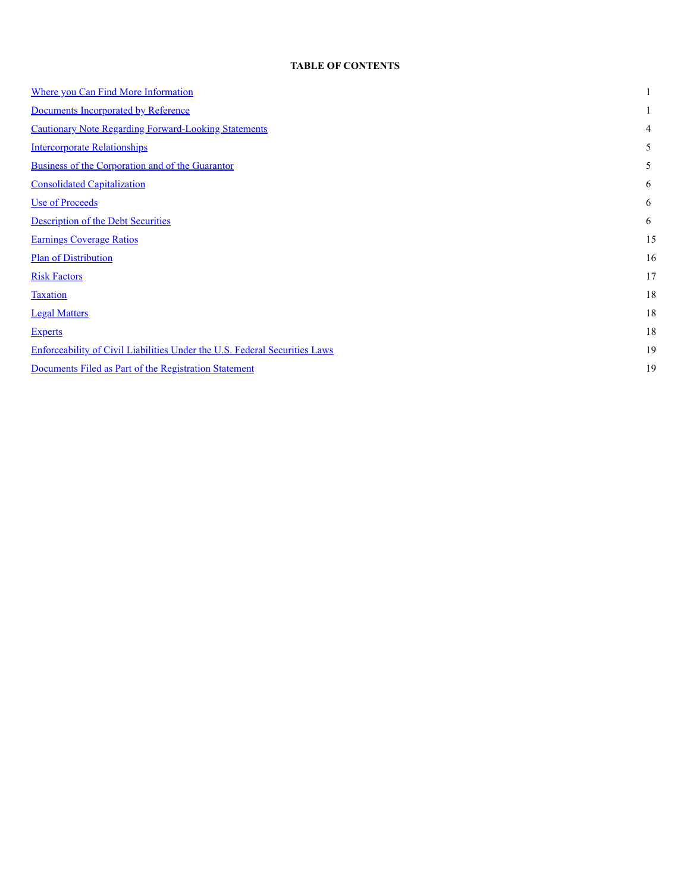**TABLE OF CONTENTS**

| | |
|---|---|
| Where you Can Find More Information | 1 |
| Documents Incorporated by Reference | 1 |
| Cautionary Note Regarding Forward-Looking Statements | 4 |
| Intercorporate Relationships | 5 |
| Business of the Corporation and of the Guarantor | 5 |
| Consolidated Capitalization | 6 |
| Use of Proceeds | 6 |
| Description of the Debt Securities | 6 |
| Earnings Coverage Ratios | 15 |
| Plan of Distribution | 16 |
| Risk Factors | 17 |
| Taxation | 18 |
| Legal Matters | 18 |
| Experts | 18 |
| Enforceability of Civil Liabilities Under the U.S. Federal Securities Laws | 19 |
| Documents Filed as Part of the Registration Statement | 19 |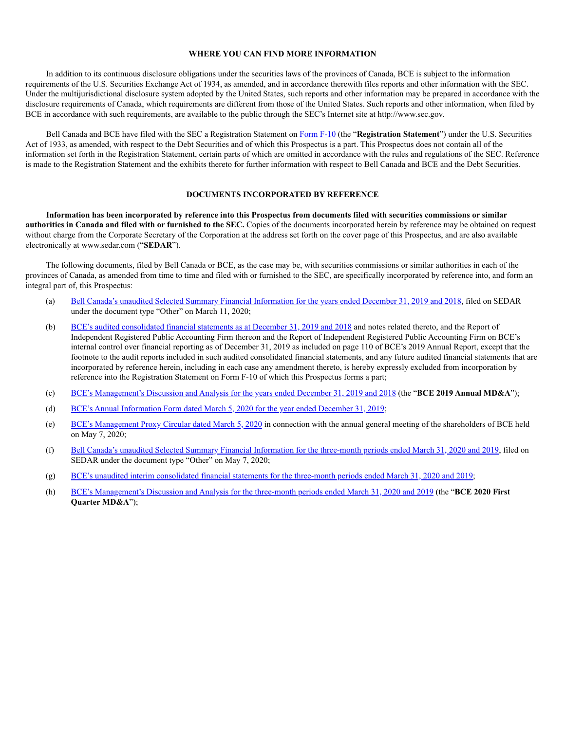## WHERE YOU CAN FIND MORE INFORMATION

In addition to its continuous disclosure obligations under the securities laws of the provinces of Canada, BCE is subject to the information requirements of the U.S. Securities Exchange Act of 1934, as amended, and in accordance therewith files reports and other information with the SEC. Under the multijurisdictional disclosure system adopted by the United States, such reports and other information may be prepared in accordance with the disclosure requirements of Canada, which requirements are different from those of the United States. Such reports and other information, when filed by BCE in accordance with such requirements, are available to the public through the SEC's Internet site at http://www.sec.gov.

Bell Canada and BCE have filed with the SEC a Registration Statement on Form F-10 (the "**Registration Statement**") under the U.S. Securities Act of 1933, as amended, with respect to the Debt Securities and of which this Prospectus is a part. This Prospectus does not contain all of the information set forth in the Registration Statement, certain parts of which are omitted in accordance with the rules and regulations of the SEC. Reference is made to the Registration Statement and the exhibits thereto for further information with respect to Bell Canada and BCE and the Debt Securities.

## DOCUMENTS INCORPORATED BY REFERENCE

**Information has been incorporated by reference into this Prospectus from documents filed with securities commissions or similar authorities in Canada and filed with or furnished to the SEC.** Copies of the documents incorporated herein by reference may be obtained on request without charge from the Corporate Secretary of the Corporation at the address set forth on the cover page of this Prospectus, and are also available electronically at www.sedar.com ("**SEDAR**").

The following documents, filed by Bell Canada or BCE, as the case may be, with securities commissions or similar authorities in each of the provinces of Canada, as amended from time to time and filed with or furnished to the SEC, are specifically incorporated by reference into, and form an integral part of, this Prospectus:

(a) Bell Canada's unaudited Selected Summary Financial Information for the years ended December 31, 2019 and 2018, filed on SEDAR under the document type "Other" on March 11, 2020;

(b) BCE's audited consolidated financial statements as at December 31, 2019 and 2018 and notes related thereto, and the Report of Independent Registered Public Accounting Firm thereon and the Report of Independent Registered Public Accounting Firm on BCE's internal control over financial reporting as of December 31, 2019 as included on page 110 of BCE's 2019 Annual Report, except that the footnote to the audit reports included in such audited consolidated financial statements, and any future audited financial statements that are incorporated by reference herein, including in each case any amendment thereto, is hereby expressly excluded from incorporation by reference into the Registration Statement on Form F-10 of which this Prospectus forms a part;

(c) BCE's Management's Discussion and Analysis for the years ended December 31, 2019 and 2018 (the "**BCE 2019 Annual MD&A**");

(d) BCE's Annual Information Form dated March 5, 2020 for the year ended December 31, 2019;

(e) BCE's Management Proxy Circular dated March 5, 2020 in connection with the annual general meeting of the shareholders of BCE held on May 7, 2020;

(f) Bell Canada's unaudited Selected Summary Financial Information for the three-month periods ended March 31, 2020 and 2019, filed on SEDAR under the document type "Other" on May 7, 2020;

(g) BCE's unaudited interim consolidated financial statements for the three-month periods ended March 31, 2020 and 2019;

(h) BCE's Management's Discussion and Analysis for the three-month periods ended March 31, 2020 and 2019 (the "**BCE 2020 First Quarter MD&A**");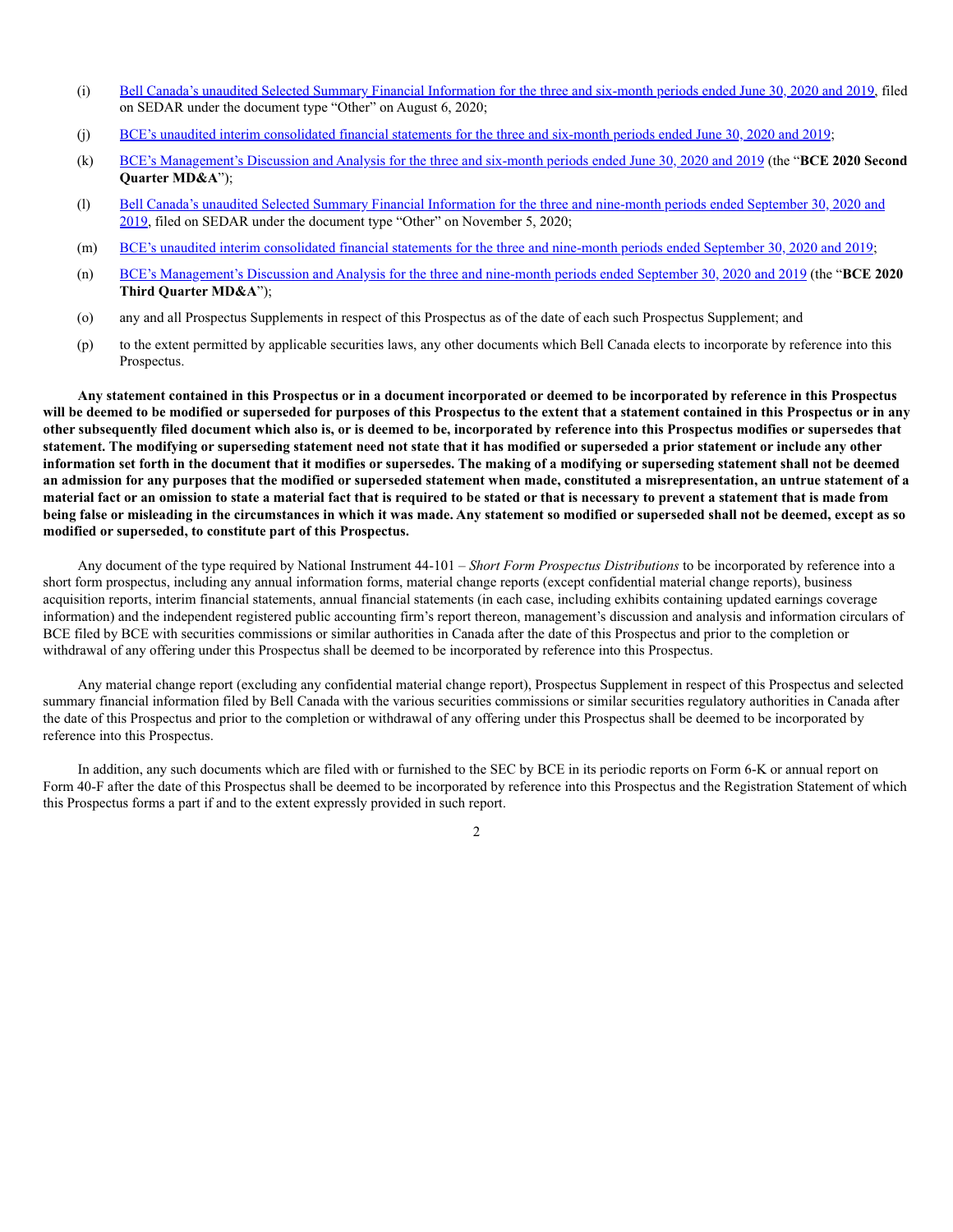- (i) Bell Canada's unaudited Selected Summary Financial Information for the three and six-month periods ended June 30, 2020 and 2019, filed on SEDAR under the document type "Other" on August 6, 2020;
- (j) BCE's unaudited interim consolidated financial statements for the three and six-month periods ended June 30, 2020 and 2019;
- (k) BCE's Management's Discussion and Analysis for the three and six-month periods ended June 30, 2020 and 2019 (the "**BCE 2020 Second Quarter MD&A**");
- (l) Bell Canada's unaudited Selected Summary Financial Information for the three and nine-month periods ended September 30, 2020 and 2019, filed on SEDAR under the document type "Other" on November 5, 2020;
- (m) BCE's unaudited interim consolidated financial statements for the three and nine-month periods ended September 30, 2020 and 2019;
- (n) BCE's Management's Discussion and Analysis for the three and nine-month periods ended September 30, 2020 and 2019 (the "**BCE 2020 Third Quarter MD&A**");
- (o) any and all Prospectus Supplements in respect of this Prospectus as of the date of each such Prospectus Supplement; and
- (p) to the extent permitted by applicable securities laws, any other documents which Bell Canada elects to incorporate by reference into this Prospectus.

**Any statement contained in this Prospectus or in a document incorporated or deemed to be incorporated by reference in this Prospectus will be deemed to be modified or superseded for purposes of this Prospectus to the extent that a statement contained in this Prospectus or in any other subsequently filed document which also is, or is deemed to be, incorporated by reference into this Prospectus modifies or supersedes that statement. The modifying or superseding statement need not state that it has modified or superseded a prior statement or include any other information set forth in the document that it modifies or supersedes. The making of a modifying or superseding statement shall not be deemed an admission for any purposes that the modified or superseded statement when made, constituted a misrepresentation, an untrue statement of a material fact or an omission to state a material fact that is required to be stated or that is necessary to prevent a statement that is made from being false or misleading in the circumstances in which it was made. Any statement so modified or superseded shall not be deemed, except as so modified or superseded, to constitute part of this Prospectus.**

Any document of the type required by National Instrument 44-101 – *Short Form Prospectus Distributions* to be incorporated by reference into a short form prospectus, including any annual information forms, material change reports (except confidential material change reports), business acquisition reports, interim financial statements, annual financial statements (in each case, including exhibits containing updated earnings coverage information) and the independent registered public accounting firm's report thereon, management's discussion and analysis and information circulars of BCE filed by BCE with securities commissions or similar authorities in Canada after the date of this Prospectus and prior to the completion or withdrawal of any offering under this Prospectus shall be deemed to be incorporated by reference into this Prospectus.

Any material change report (excluding any confidential material change report), Prospectus Supplement in respect of this Prospectus and selected summary financial information filed by Bell Canada with the various securities commissions or similar securities regulatory authorities in Canada after the date of this Prospectus and prior to the completion or withdrawal of any offering under this Prospectus shall be deemed to be incorporated by reference into this Prospectus.

In addition, any such documents which are filed with or furnished to the SEC by BCE in its periodic reports on Form 6-K or annual report on Form 40-F after the date of this Prospectus shall be deemed to be incorporated by reference into this Prospectus and the Registration Statement of which this Prospectus forms a part if and to the extent expressly provided in such report.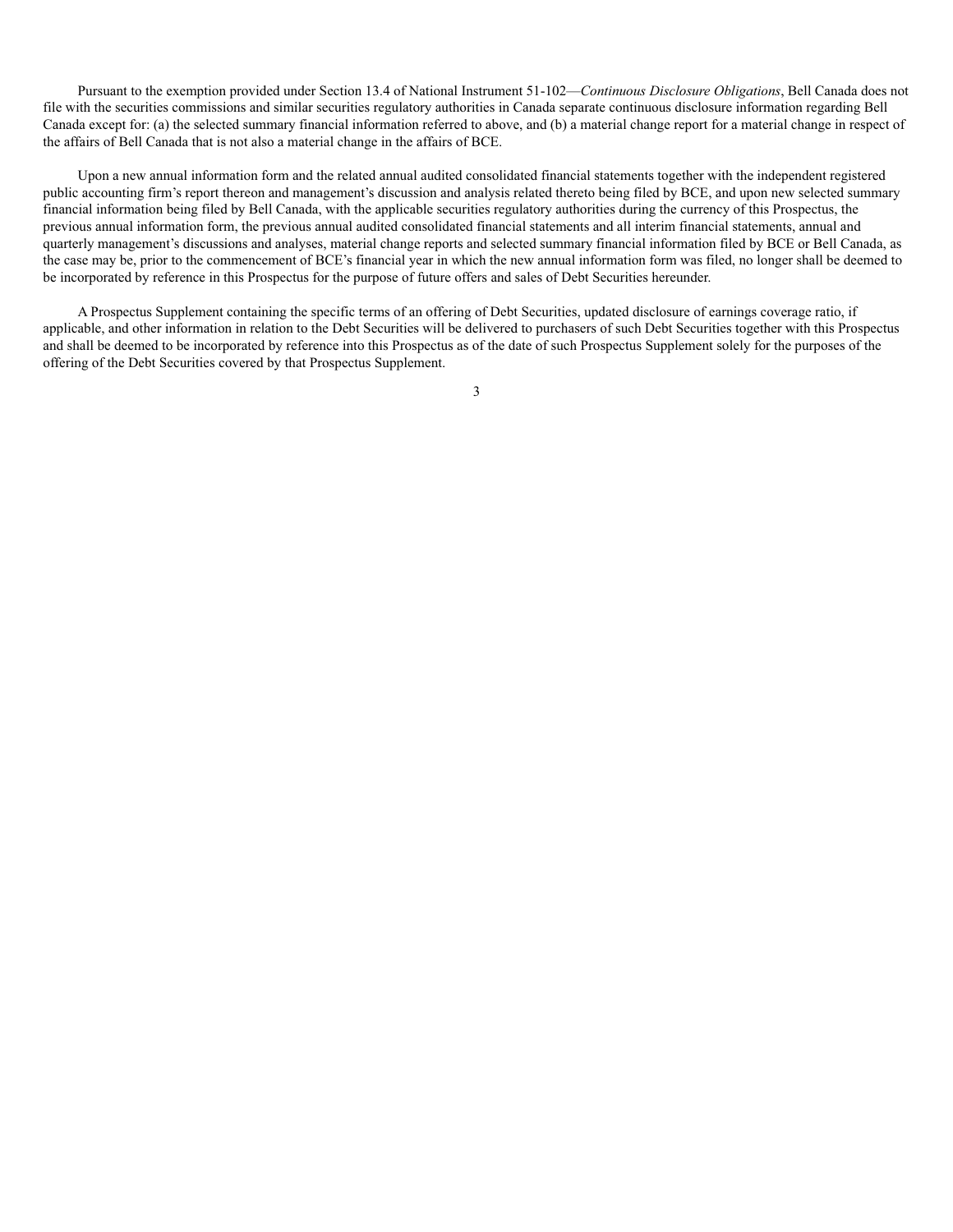Pursuant to the exemption provided under Section 13.4 of National Instrument 51-102—*Continuous Disclosure Obligations*, Bell Canada does not file with the securities commissions and similar securities regulatory authorities in Canada separate continuous disclosure information regarding Bell Canada except for: (a) the selected summary financial information referred to above, and (b) a material change report for a material change in respect of the affairs of Bell Canada that is not also a material change in the affairs of BCE.

Upon a new annual information form and the related annual audited consolidated financial statements together with the independent registered public accounting firm's report thereon and management's discussion and analysis related thereto being filed by BCE, and upon new selected summary financial information being filed by Bell Canada, with the applicable securities regulatory authorities during the currency of this Prospectus, the previous annual information form, the previous annual audited consolidated financial statements and all interim financial statements, annual and quarterly management's discussions and analyses, material change reports and selected summary financial information filed by BCE or Bell Canada, as the case may be, prior to the commencement of BCE's financial year in which the new annual information form was filed, no longer shall be deemed to be incorporated by reference in this Prospectus for the purpose of future offers and sales of Debt Securities hereunder.

A Prospectus Supplement containing the specific terms of an offering of Debt Securities, updated disclosure of earnings coverage ratio, if applicable, and other information in relation to the Debt Securities will be delivered to purchasers of such Debt Securities together with this Prospectus and shall be deemed to be incorporated by reference into this Prospectus as of the date of such Prospectus Supplement solely for the purposes of the offering of the Debt Securities covered by that Prospectus Supplement.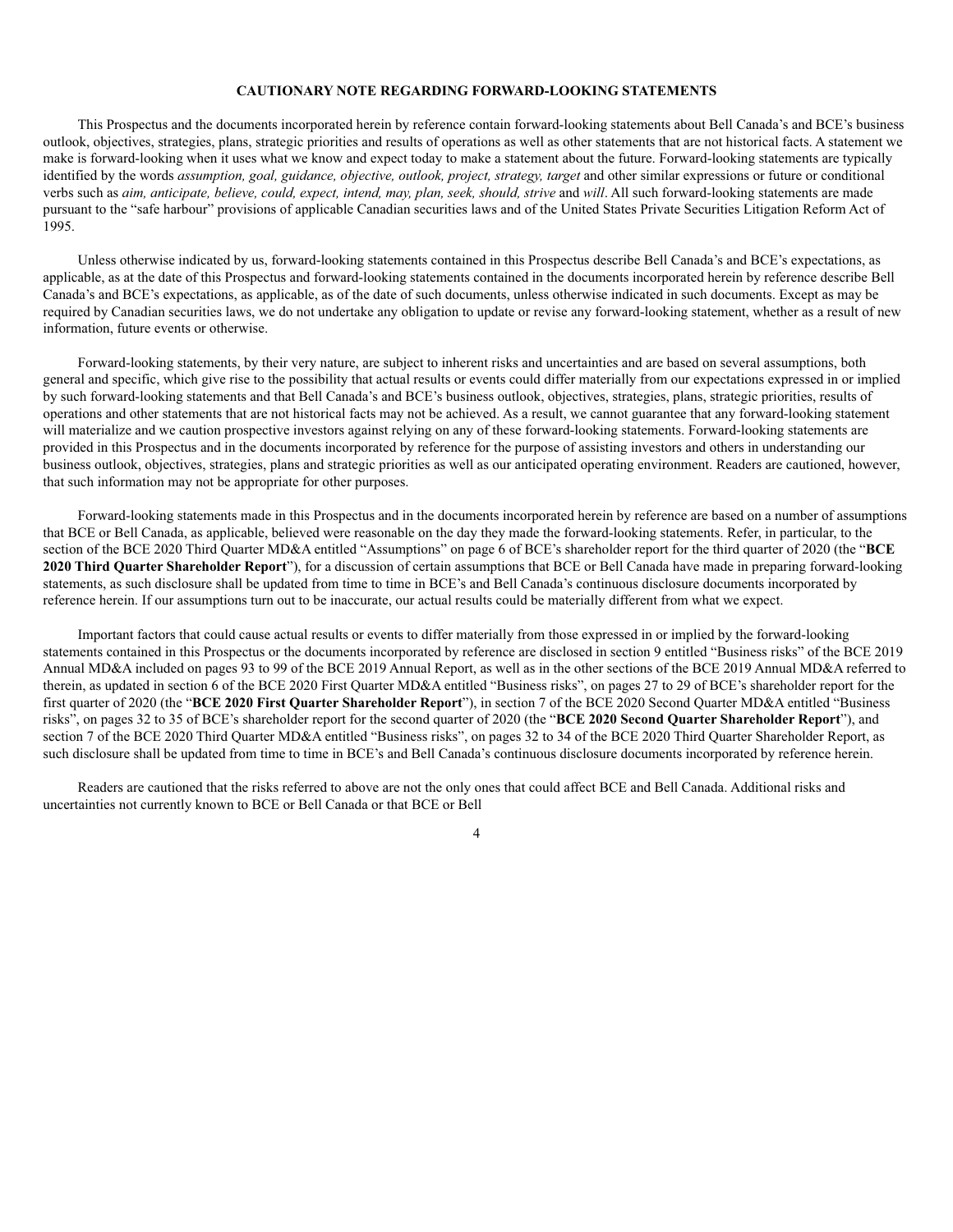## CAUTIONARY NOTE REGARDING FORWARD-LOOKING STATEMENTS

This Prospectus and the documents incorporated herein by reference contain forward-looking statements about Bell Canada's and BCE's business outlook, objectives, strategies, plans, strategic priorities and results of operations as well as other statements that are not historical facts. A statement we make is forward-looking when it uses what we know and expect today to make a statement about the future. Forward-looking statements are typically identified by the words *assumption, goal, guidance, objective, outlook, project, strategy, target* and other similar expressions or future or conditional verbs such as *aim, anticipate, believe, could, expect, intend, may, plan, seek, should, strive* and *will*. All such forward-looking statements are made pursuant to the "safe harbour" provisions of applicable Canadian securities laws and of the United States Private Securities Litigation Reform Act of 1995.

Unless otherwise indicated by us, forward-looking statements contained in this Prospectus describe Bell Canada's and BCE's expectations, as applicable, as at the date of this Prospectus and forward-looking statements contained in the documents incorporated herein by reference describe Bell Canada's and BCE's expectations, as applicable, as of the date of such documents, unless otherwise indicated in such documents. Except as may be required by Canadian securities laws, we do not undertake any obligation to update or revise any forward-looking statement, whether as a result of new information, future events or otherwise.

Forward-looking statements, by their very nature, are subject to inherent risks and uncertainties and are based on several assumptions, both general and specific, which give rise to the possibility that actual results or events could differ materially from our expectations expressed in or implied by such forward-looking statements and that Bell Canada's and BCE's business outlook, objectives, strategies, plans, strategic priorities, results of operations and other statements that are not historical facts may not be achieved. As a result, we cannot guarantee that any forward-looking statement will materialize and we caution prospective investors against relying on any of these forward-looking statements. Forward-looking statements are provided in this Prospectus and in the documents incorporated by reference for the purpose of assisting investors and others in understanding our business outlook, objectives, strategies, plans and strategic priorities as well as our anticipated operating environment. Readers are cautioned, however, that such information may not be appropriate for other purposes.

Forward-looking statements made in this Prospectus and in the documents incorporated herein by reference are based on a number of assumptions that BCE or Bell Canada, as applicable, believed were reasonable on the day they made the forward-looking statements. Refer, in particular, to the section of the BCE 2020 Third Quarter MD&A entitled "Assumptions" on page 6 of BCE's shareholder report for the third quarter of 2020 (the "**BCE 2020 Third Quarter Shareholder Report**"), for a discussion of certain assumptions that BCE or Bell Canada have made in preparing forward-looking statements, as such disclosure shall be updated from time to time in BCE's and Bell Canada's continuous disclosure documents incorporated by reference herein. If our assumptions turn out to be inaccurate, our actual results could be materially different from what we expect.

Important factors that could cause actual results or events to differ materially from those expressed in or implied by the forward-looking statements contained in this Prospectus or the documents incorporated by reference are disclosed in section 9 entitled "Business risks" of the BCE 2019 Annual MD&A included on pages 93 to 99 of the BCE 2019 Annual Report, as well as in the other sections of the BCE 2019 Annual MD&A referred to therein, as updated in section 6 of the BCE 2020 First Quarter MD&A entitled "Business risks", on pages 27 to 29 of BCE's shareholder report for the first quarter of 2020 (the "**BCE 2020 First Quarter Shareholder Report**"), in section 7 of the BCE 2020 Second Quarter MD&A entitled "Business risks", on pages 32 to 35 of BCE's shareholder report for the second quarter of 2020 (the "**BCE 2020 Second Quarter Shareholder Report**"), and section 7 of the BCE 2020 Third Quarter MD&A entitled "Business risks", on pages 32 to 34 of the BCE 2020 Third Quarter Shareholder Report, as such disclosure shall be updated from time to time in BCE's and Bell Canada's continuous disclosure documents incorporated by reference herein.

Readers are cautioned that the risks referred to above are not the only ones that could affect BCE and Bell Canada. Additional risks and uncertainties not currently known to BCE or Bell Canada or that BCE or Bell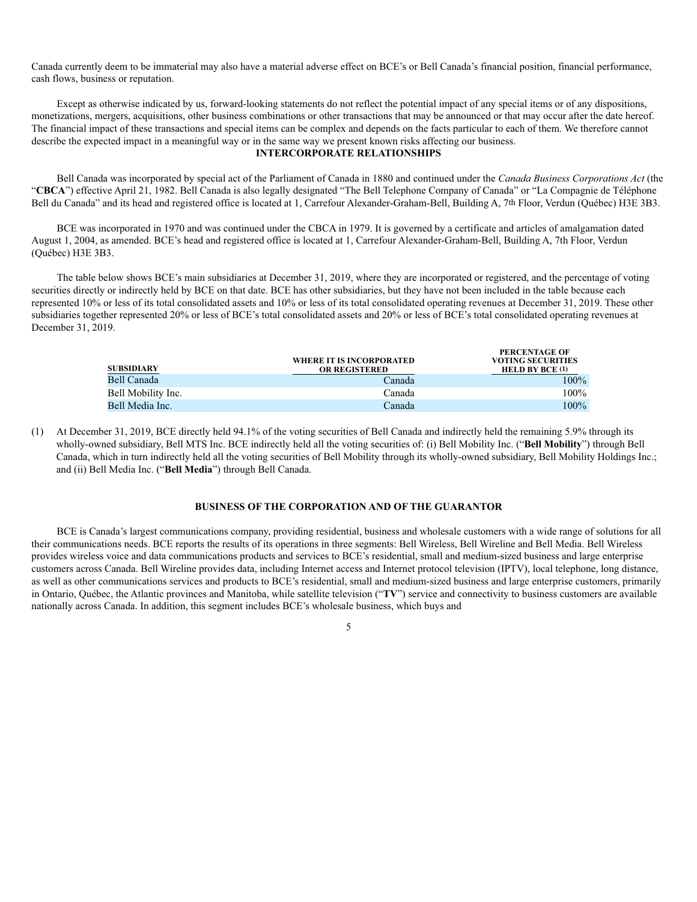Canada currently deem to be immaterial may also have a material adverse effect on BCE's or Bell Canada's financial position, financial performance, cash flows, business or reputation.

Except as otherwise indicated by us, forward-looking statements do not reflect the potential impact of any special items or of any dispositions, monetizations, mergers, acquisitions, other business combinations or other transactions that may be announced or that may occur after the date hereof. The financial impact of these transactions and special items can be complex and depends on the facts particular to each of them. We therefore cannot describe the expected impact in a meaningful way or in the same way we present known risks affecting our business.

## INTERCORPORATE RELATIONSHIPS

Bell Canada was incorporated by special act of the Parliament of Canada in 1880 and continued under the *Canada Business Corporations Act* (the "**CBCA**") effective April 21, 1982. Bell Canada is also legally designated "The Bell Telephone Company of Canada" or "La Compagnie de Téléphone Bell du Canada" and its head and registered office is located at 1, Carrefour Alexander-Graham-Bell, Building A, 7th Floor, Verdun (Québec) H3E 3B3.

BCE was incorporated in 1970 and was continued under the CBCA in 1979. It is governed by a certificate and articles of amalgamation dated August 1, 2004, as amended. BCE's head and registered office is located at 1, Carrefour Alexander-Graham-Bell, Building A, 7th Floor, Verdun (Québec) H3E 3B3.

The table below shows BCE's main subsidiaries at December 31, 2019, where they are incorporated or registered, and the percentage of voting securities directly or indirectly held by BCE on that date. BCE has other subsidiaries, but they have not been included in the table because each represented 10% or less of its total consolidated assets and 10% or less of its total consolidated operating revenues at December 31, 2019. These other subsidiaries together represented 20% or less of BCE's total consolidated assets and 20% or less of BCE's total consolidated operating revenues at December 31, 2019.

| SUBSIDIARY | WHERE IT IS INCORPORATED OR REGISTERED | PERCENTAGE OF VOTING SECURITIES HELD BY BCE (1) |
|---|---|---|
| Bell Canada | Canada | 100% |
| Bell Mobility Inc. | Canada | 100% |
| Bell Media Inc. | Canada | 100% |

(1) At December 31, 2019, BCE directly held 94.1% of the voting securities of Bell Canada and indirectly held the remaining 5.9% through its wholly-owned subsidiary, Bell MTS Inc. BCE indirectly held all the voting securities of: (i) Bell Mobility Inc. ("**Bell Mobility**") through Bell Canada, which in turn indirectly held all the voting securities of Bell Mobility through its wholly-owned subsidiary, Bell Mobility Holdings Inc.; and (ii) Bell Media Inc. ("**Bell Media**") through Bell Canada.

## BUSINESS OF THE CORPORATION AND OF THE GUARANTOR

BCE is Canada's largest communications company, providing residential, business and wholesale customers with a wide range of solutions for all their communications needs. BCE reports the results of its operations in three segments: Bell Wireless, Bell Wireline and Bell Media. Bell Wireless provides wireless voice and data communications products and services to BCE's residential, small and medium-sized business and large enterprise customers across Canada. Bell Wireline provides data, including Internet access and Internet protocol television (IPTV), local telephone, long distance, as well as other communications services and products to BCE's residential, small and medium-sized business and large enterprise customers, primarily in Ontario, Québec, the Atlantic provinces and Manitoba, while satellite television ("**TV**") service and connectivity to business customers are available nationally across Canada. In addition, this segment includes BCE's wholesale business, which buys and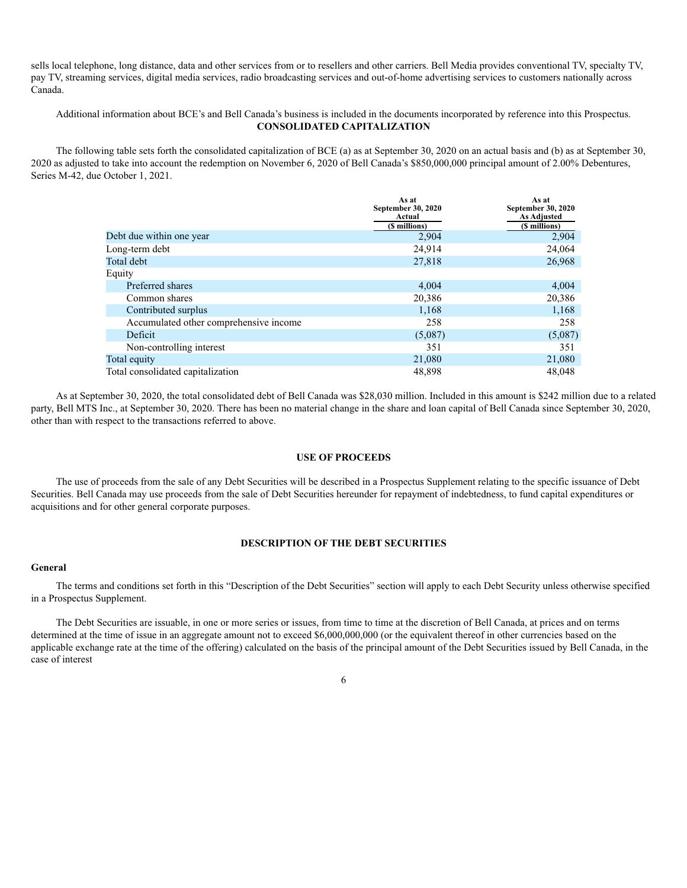sells local telephone, long distance, data and other services from or to resellers and other carriers. Bell Media provides conventional TV, specialty TV, pay TV, streaming services, digital media services, radio broadcasting services and out-of-home advertising services to customers nationally across Canada.

Additional information about BCE's and Bell Canada's business is included in the documents incorporated by reference into this Prospectus.

## CONSOLIDATED CAPITALIZATION

The following table sets forth the consolidated capitalization of BCE (a) as at September 30, 2020 on an actual basis and (b) as at September 30, 2020 as adjusted to take into account the redemption on November 6, 2020 of Bell Canada's $850,000,000 principal amount of 2.00% Debentures, Series M-42, due October 1, 2021.

| | As at September 30, 2020 Actual ($ millions) | As at September 30, 2020 As Adjusted ($ millions) |
|---|---|---|
| Debt due within one year | 2,904 | 2,904 |
| Long-term debt | 24,914 | 24,064 |
| Total debt | 27,818 | 26,968 |
| Equity | | |
| Preferred shares | 4,004 | 4,004 |
| Common shares | 20,386 | 20,386 |
| Contributed surplus | 1,168 | 1,168 |
| Accumulated other comprehensive income | 258 | 258 |
| Deficit | (5,087) | (5,087) |
| Non-controlling interest | 351 | 351 |
| Total equity | 21,080 | 21,080 |
| Total consolidated capitalization | 48,898 | 48,048 |

As at September 30, 2020, the total consolidated debt of Bell Canada was $28,030 million. Included in this amount is $242 million due to a related party, Bell MTS Inc., at September 30, 2020. There has been no material change in the share and loan capital of Bell Canada since September 30, 2020, other than with respect to the transactions referred to above.

## USE OF PROCEEDS

The use of proceeds from the sale of any Debt Securities will be described in a Prospectus Supplement relating to the specific issuance of Debt Securities. Bell Canada may use proceeds from the sale of Debt Securities hereunder for repayment of indebtedness, to fund capital expenditures or acquisitions and for other general corporate purposes.

## DESCRIPTION OF THE DEBT SECURITIES

### General

The terms and conditions set forth in this "Description of the Debt Securities" section will apply to each Debt Security unless otherwise specified in a Prospectus Supplement.

The Debt Securities are issuable, in one or more series or issues, from time to time at the discretion of Bell Canada, at prices and on terms determined at the time of issue in an aggregate amount not to exceed $6,000,000,000 (or the equivalent thereof in other currencies based on the applicable exchange rate at the time of the offering) calculated on the basis of the principal amount of the Debt Securities issued by Bell Canada, in the case of interest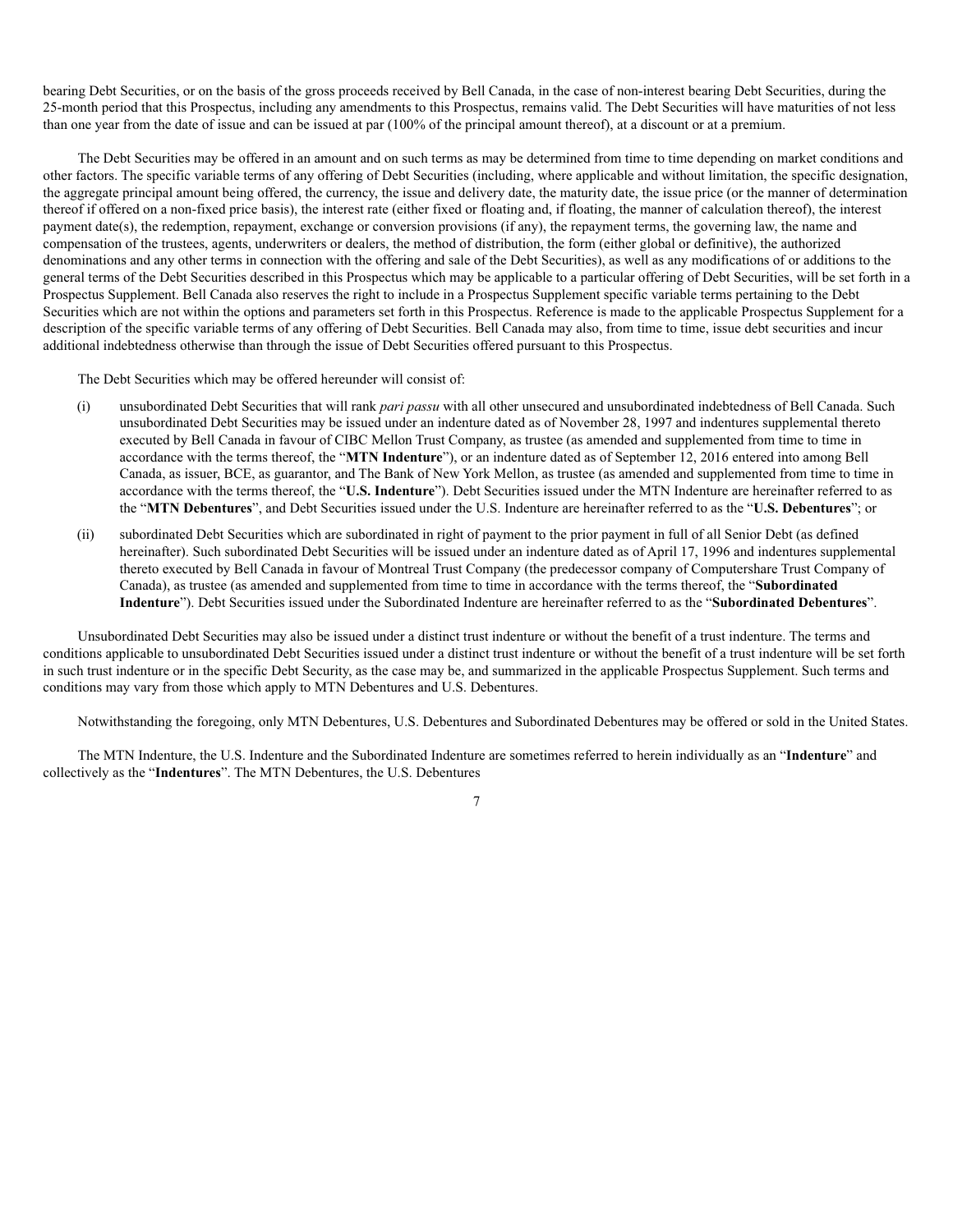bearing Debt Securities, or on the basis of the gross proceeds received by Bell Canada, in the case of non-interest bearing Debt Securities, during the 25-month period that this Prospectus, including any amendments to this Prospectus, remains valid. The Debt Securities will have maturities of not less than one year from the date of issue and can be issued at par (100% of the principal amount thereof), at a discount or at a premium.

The Debt Securities may be offered in an amount and on such terms as may be determined from time to time depending on market conditions and other factors. The specific variable terms of any offering of Debt Securities (including, where applicable and without limitation, the specific designation, the aggregate principal amount being offered, the currency, the issue and delivery date, the maturity date, the issue price (or the manner of determination thereof if offered on a non-fixed price basis), the interest rate (either fixed or floating and, if floating, the manner of calculation thereof), the interest payment date(s), the redemption, repayment, exchange or conversion provisions (if any), the repayment terms, the governing law, the name and compensation of the trustees, agents, underwriters or dealers, the method of distribution, the form (either global or definitive), the authorized denominations and any other terms in connection with the offering and sale of the Debt Securities), as well as any modifications of or additions to the general terms of the Debt Securities described in this Prospectus which may be applicable to a particular offering of Debt Securities, will be set forth in a Prospectus Supplement. Bell Canada also reserves the right to include in a Prospectus Supplement specific variable terms pertaining to the Debt Securities which are not within the options and parameters set forth in this Prospectus. Reference is made to the applicable Prospectus Supplement for a description of the specific variable terms of any offering of Debt Securities. Bell Canada may also, from time to time, issue debt securities and incur additional indebtedness otherwise than through the issue of Debt Securities offered pursuant to this Prospectus.

The Debt Securities which may be offered hereunder will consist of:

(i) unsubordinated Debt Securities that will rank *pari passu* with all other unsecured and unsubordinated indebtedness of Bell Canada. Such unsubordinated Debt Securities may be issued under an indenture dated as of November 28, 1997 and indentures supplemental thereto executed by Bell Canada in favour of CIBC Mellon Trust Company, as trustee (as amended and supplemented from time to time in accordance with the terms thereof, the "**MTN Indenture**"), or an indenture dated as of September 12, 2016 entered into among Bell Canada, as issuer, BCE, as guarantor, and The Bank of New York Mellon, as trustee (as amended and supplemented from time to time in accordance with the terms thereof, the "**U.S. Indenture**"). Debt Securities issued under the MTN Indenture are hereinafter referred to as the "**MTN Debentures**", and Debt Securities issued under the U.S. Indenture are hereinafter referred to as the "**U.S. Debentures**"; or

(ii) subordinated Debt Securities which are subordinated in right of payment to the prior payment in full of all Senior Debt (as defined hereinafter). Such subordinated Debt Securities will be issued under an indenture dated as of April 17, 1996 and indentures supplemental thereto executed by Bell Canada in favour of Montreal Trust Company (the predecessor company of Computershare Trust Company of Canada), as trustee (as amended and supplemented from time to time in accordance with the terms thereof, the "**Subordinated Indenture**"). Debt Securities issued under the Subordinated Indenture are hereinafter referred to as the "**Subordinated Debentures**".

Unsubordinated Debt Securities may also be issued under a distinct trust indenture or without the benefit of a trust indenture. The terms and conditions applicable to unsubordinated Debt Securities issued under a distinct trust indenture or without the benefit of a trust indenture will be set forth in such trust indenture or in the specific Debt Security, as the case may be, and summarized in the applicable Prospectus Supplement. Such terms and conditions may vary from those which apply to MTN Debentures and U.S. Debentures.

Notwithstanding the foregoing, only MTN Debentures, U.S. Debentures and Subordinated Debentures may be offered or sold in the United States.

The MTN Indenture, the U.S. Indenture and the Subordinated Indenture are sometimes referred to herein individually as an "**Indenture**" and collectively as the "**Indentures**". The MTN Debentures, the U.S. Debentures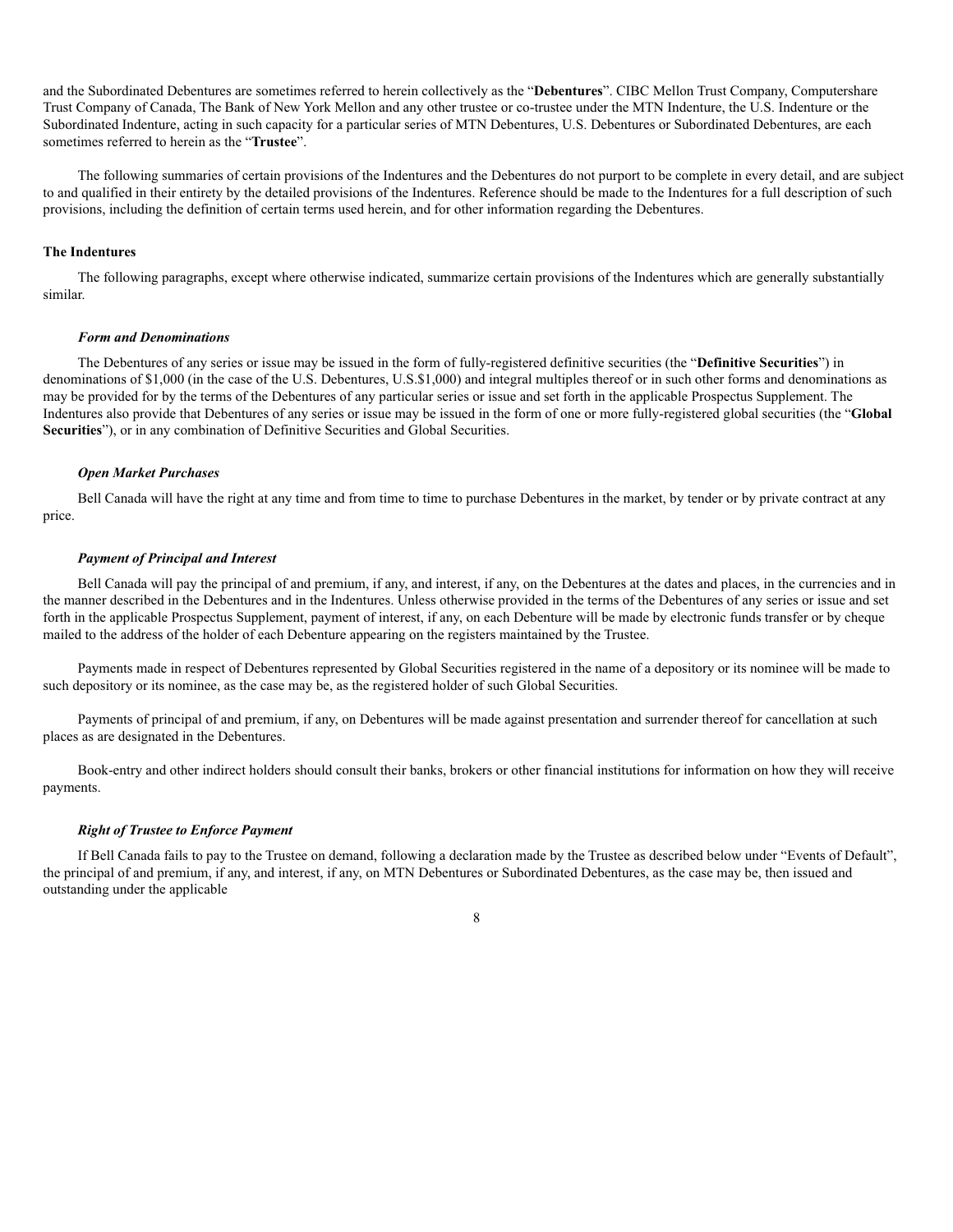and the Subordinated Debentures are sometimes referred to herein collectively as the "**Debentures**". CIBC Mellon Trust Company, Computershare Trust Company of Canada, The Bank of New York Mellon and any other trustee or co-trustee under the MTN Indenture, the U.S. Indenture or the Subordinated Indenture, acting in such capacity for a particular series of MTN Debentures, U.S. Debentures or Subordinated Debentures, are each sometimes referred to herein as the "**Trustee**".

The following summaries of certain provisions of the Indentures and the Debentures do not purport to be complete in every detail, and are subject to and qualified in their entirety by the detailed provisions of the Indentures. Reference should be made to the Indentures for a full description of such provisions, including the definition of certain terms used herein, and for other information regarding the Debentures.

### The Indentures

The following paragraphs, except where otherwise indicated, summarize certain provisions of the Indentures which are generally substantially similar.

#### *Form and Denominations*

The Debentures of any series or issue may be issued in the form of fully-registered definitive securities (the "**Definitive Securities**") in denominations of $1,000 (in the case of the U.S. Debentures, U.S.$1,000) and integral multiples thereof or in such other forms and denominations as may be provided for by the terms of the Debentures of any particular series or issue and set forth in the applicable Prospectus Supplement. The Indentures also provide that Debentures of any series or issue may be issued in the form of one or more fully-registered global securities (the "**Global Securities**"), or in any combination of Definitive Securities and Global Securities.

#### *Open Market Purchases*

Bell Canada will have the right at any time and from time to time to purchase Debentures in the market, by tender or by private contract at any price.

#### *Payment of Principal and Interest*

Bell Canada will pay the principal of and premium, if any, and interest, if any, on the Debentures at the dates and places, in the currencies and in the manner described in the Debentures and in the Indentures. Unless otherwise provided in the terms of the Debentures of any series or issue and set forth in the applicable Prospectus Supplement, payment of interest, if any, on each Debenture will be made by electronic funds transfer or by cheque mailed to the address of the holder of each Debenture appearing on the registers maintained by the Trustee.

Payments made in respect of Debentures represented by Global Securities registered in the name of a depository or its nominee will be made to such depository or its nominee, as the case may be, as the registered holder of such Global Securities.

Payments of principal of and premium, if any, on Debentures will be made against presentation and surrender thereof for cancellation at such places as are designated in the Debentures.

Book-entry and other indirect holders should consult their banks, brokers or other financial institutions for information on how they will receive payments.

#### *Right of Trustee to Enforce Payment*

If Bell Canada fails to pay to the Trustee on demand, following a declaration made by the Trustee as described below under "Events of Default", the principal of and premium, if any, and interest, if any, on MTN Debentures or Subordinated Debentures, as the case may be, then issued and outstanding under the applicable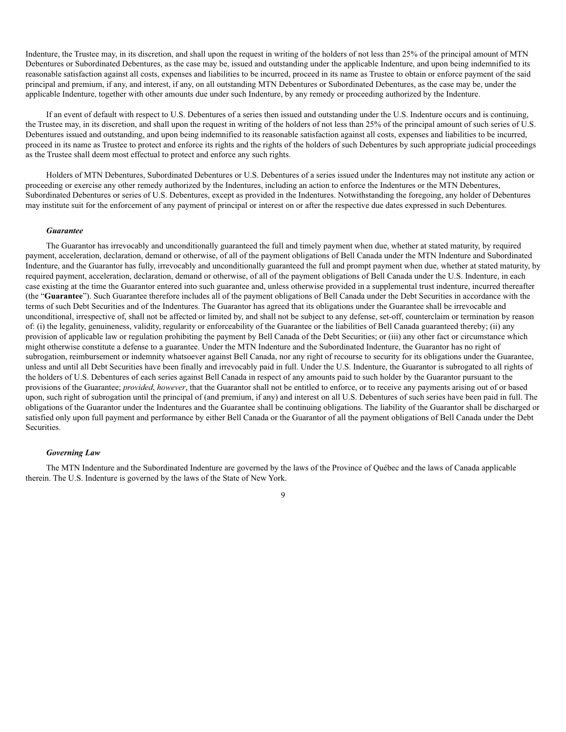Indenture, the Trustee may, in its discretion, and shall upon the request in writing of the holders of not less than 25% of the principal amount of MTN Debentures or Subordinated Debentures, as the case may be, issued and outstanding under the applicable Indenture, and upon being indemnified to its reasonable satisfaction against all costs, expenses and liabilities to be incurred, proceed in its name as Trustee to obtain or enforce payment of the said principal and premium, if any, and interest, if any, on all outstanding MTN Debentures or Subordinated Debentures, as the case may be, under the applicable Indenture, together with other amounts due under such Indenture, by any remedy or proceeding authorized by the Indenture.

If an event of default with respect to U.S. Debentures of a series then issued and outstanding under the U.S. Indenture occurs and is continuing, the Trustee may, in its discretion, and shall upon the request in writing of the holders of not less than 25% of the principal amount of such series of U.S. Debentures issued and outstanding, and upon being indemnified to its reasonable satisfaction against all costs, expenses and liabilities to be incurred, proceed in its name as Trustee to protect and enforce its rights and the rights of the holders of such Debentures by such appropriate judicial proceedings as the Trustee shall deem most effectual to protect and enforce any such rights.

Holders of MTN Debentures, Subordinated Debentures or U.S. Debentures of a series issued under the Indentures may not institute any action or proceeding or exercise any other remedy authorized by the Indentures, including an action to enforce the Indentures or the MTN Debentures, Subordinated Debentures or series of U.S. Debentures, except as provided in the Indentures. Notwithstanding the foregoing, any holder of Debentures may institute suit for the enforcement of any payment of principal or interest on or after the respective due dates expressed in such Debentures.

***Guarantee***

The Guarantor has irrevocably and unconditionally guaranteed the full and timely payment when due, whether at stated maturity, by required payment, acceleration, declaration, demand or otherwise, of all of the payment obligations of Bell Canada under the MTN Indenture and Subordinated Indenture, and the Guarantor has fully, irrevocably and unconditionally guaranteed the full and prompt payment when due, whether at stated maturity, by required payment, acceleration, declaration, demand or otherwise, of all of the payment obligations of Bell Canada under the U.S. Indenture, in each case existing at the time the Guarantor entered into such guarantee and, unless otherwise provided in a supplemental trust indenture, incurred thereafter (the "**Guarantee**"). Such Guarantee therefore includes all of the payment obligations of Bell Canada under the Debt Securities in accordance with the terms of such Debt Securities and of the Indentures. The Guarantor has agreed that its obligations under the Guarantee shall be irrevocable and unconditional, irrespective of, shall not be affected or limited by, and shall not be subject to any defense, set-off, counterclaim or termination by reason of: (i) the legality, genuineness, validity, regularity or enforceability of the Guarantee or the liabilities of Bell Canada guaranteed thereby; (ii) any provision of applicable law or regulation prohibiting the payment by Bell Canada of the Debt Securities; or (iii) any other fact or circumstance which might otherwise constitute a defense to a guarantee. Under the MTN Indenture and the Subordinated Indenture, the Guarantor has no right of subrogation, reimbursement or indemnity whatsoever against Bell Canada, nor any right of recourse to security for its obligations under the Guarantee, unless and until all Debt Securities have been finally and irrevocably paid in full. Under the U.S. Indenture, the Guarantor is subrogated to all rights of the holders of U.S. Debentures of each series against Bell Canada in respect of any amounts paid to such holder by the Guarantor pursuant to the provisions of the Guarantee; *provided*, *however*, that the Guarantor shall not be entitled to enforce, or to receive any payments arising out of or based upon, such right of subrogation until the principal of (and premium, if any) and interest on all U.S. Debentures of such series have been paid in full. The obligations of the Guarantor under the Indentures and the Guarantee shall be continuing obligations. The liability of the Guarantor shall be discharged or satisfied only upon full payment and performance by either Bell Canada or the Guarantor of all the payment obligations of Bell Canada under the Debt Securities.

***Governing Law***

The MTN Indenture and the Subordinated Indenture are governed by the laws of the Province of Québec and the laws of Canada applicable therein. The U.S. Indenture is governed by the laws of the State of New York.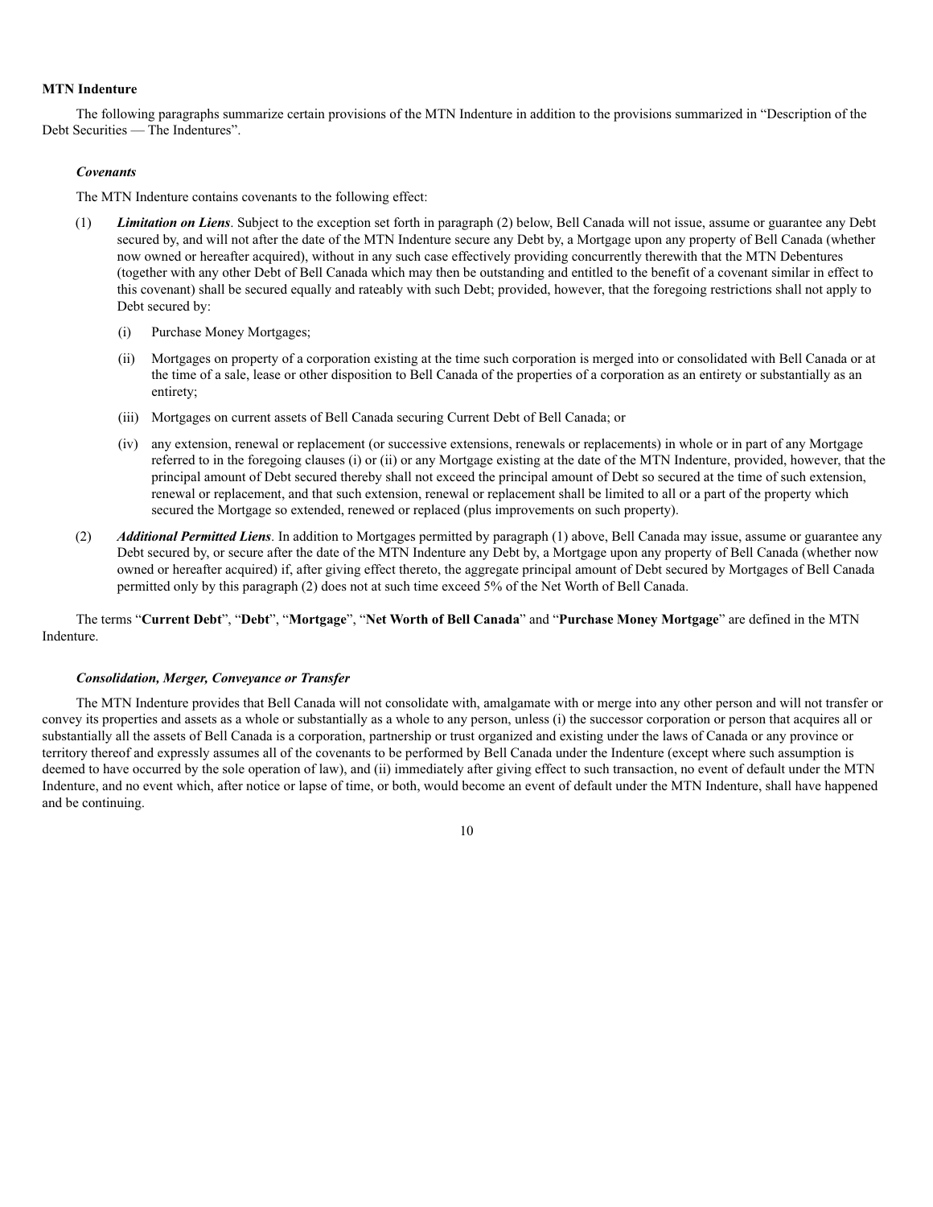**MTN Indenture**

The following paragraphs summarize certain provisions of the MTN Indenture in addition to the provisions summarized in "Description of the Debt Securities — The Indentures".

***Covenants***

The MTN Indenture contains covenants to the following effect:

(1) ***Limitation on Liens***. Subject to the exception set forth in paragraph (2) below, Bell Canada will not issue, assume or guarantee any Debt secured by, and will not after the date of the MTN Indenture secure any Debt by, a Mortgage upon any property of Bell Canada (whether now owned or hereafter acquired), without in any such case effectively providing concurrently therewith that the MTN Debentures (together with any other Debt of Bell Canada which may then be outstanding and entitled to the benefit of a covenant similar in effect to this covenant) shall be secured equally and rateably with such Debt; provided, however, that the foregoing restrictions shall not apply to Debt secured by:

   (i) Purchase Money Mortgages;

   (ii) Mortgages on property of a corporation existing at the time such corporation is merged into or consolidated with Bell Canada or at the time of a sale, lease or other disposition to Bell Canada of the properties of a corporation as an entirety or substantially as an entirety;

   (iii) Mortgages on current assets of Bell Canada securing Current Debt of Bell Canada; or

   (iv) any extension, renewal or replacement (or successive extensions, renewals or replacements) in whole or in part of any Mortgage referred to in the foregoing clauses (i) or (ii) or any Mortgage existing at the date of the MTN Indenture, provided, however, that the principal amount of Debt secured thereby shall not exceed the principal amount of Debt so secured at the time of such extension, renewal or replacement, and that such extension, renewal or replacement shall be limited to all or a part of the property which secured the Mortgage so extended, renewed or replaced (plus improvements on such property).

(2) ***Additional Permitted Liens***. In addition to Mortgages permitted by paragraph (1) above, Bell Canada may issue, assume or guarantee any Debt secured by, or secure after the date of the MTN Indenture any Debt by, a Mortgage upon any property of Bell Canada (whether now owned or hereafter acquired) if, after giving effect thereto, the aggregate principal amount of Debt secured by Mortgages of Bell Canada permitted only by this paragraph (2) does not at such time exceed 5% of the Net Worth of Bell Canada.

The terms "**Current Debt**", "**Debt**", "**Mortgage**", "**Net Worth of Bell Canada**" and "**Purchase Money Mortgage**" are defined in the MTN Indenture.

***Consolidation, Merger, Conveyance or Transfer***

The MTN Indenture provides that Bell Canada will not consolidate with, amalgamate with or merge into any other person and will not transfer or convey its properties and assets as a whole or substantially as a whole to any person, unless (i) the successor corporation or person that acquires all or substantially all the assets of Bell Canada is a corporation, partnership or trust organized and existing under the laws of Canada or any province or territory thereof and expressly assumes all of the covenants to be performed by Bell Canada under the Indenture (except where such assumption is deemed to have occurred by the sole operation of law), and (ii) immediately after giving effect to such transaction, no event of default under the MTN Indenture, and no event which, after notice or lapse of time, or both, would become an event of default under the MTN Indenture, shall have happened and be continuing.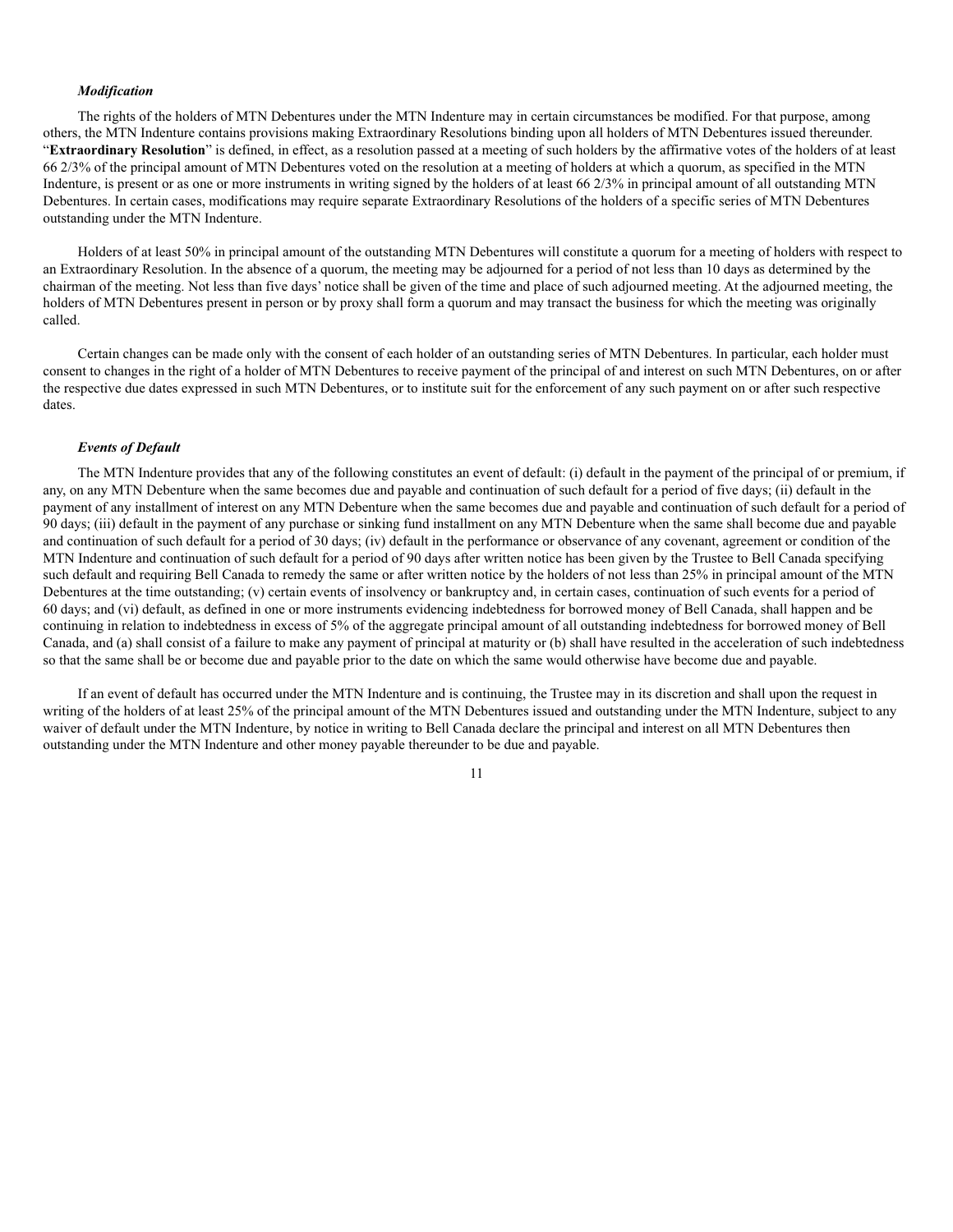***Modification***

The rights of the holders of MTN Debentures under the MTN Indenture may in certain circumstances be modified. For that purpose, among others, the MTN Indenture contains provisions making Extraordinary Resolutions binding upon all holders of MTN Debentures issued thereunder. "**Extraordinary Resolution**" is defined, in effect, as a resolution passed at a meeting of such holders by the affirmative votes of the holders of at least 66 2/3% of the principal amount of MTN Debentures voted on the resolution at a meeting of holders at which a quorum, as specified in the MTN Indenture, is present or as one or more instruments in writing signed by the holders of at least 66 2/3% in principal amount of all outstanding MTN Debentures. In certain cases, modifications may require separate Extraordinary Resolutions of the holders of a specific series of MTN Debentures outstanding under the MTN Indenture.

Holders of at least 50% in principal amount of the outstanding MTN Debentures will constitute a quorum for a meeting of holders with respect to an Extraordinary Resolution. In the absence of a quorum, the meeting may be adjourned for a period of not less than 10 days as determined by the chairman of the meeting. Not less than five days' notice shall be given of the time and place of such adjourned meeting. At the adjourned meeting, the holders of MTN Debentures present in person or by proxy shall form a quorum and may transact the business for which the meeting was originally called.

Certain changes can be made only with the consent of each holder of an outstanding series of MTN Debentures. In particular, each holder must consent to changes in the right of a holder of MTN Debentures to receive payment of the principal of and interest on such MTN Debentures, on or after the respective due dates expressed in such MTN Debentures, or to institute suit for the enforcement of any such payment on or after such respective dates.

***Events of Default***

The MTN Indenture provides that any of the following constitutes an event of default: (i) default in the payment of the principal of or premium, if any, on any MTN Debenture when the same becomes due and payable and continuation of such default for a period of five days; (ii) default in the payment of any installment of interest on any MTN Debenture when the same becomes due and payable and continuation of such default for a period of 90 days; (iii) default in the payment of any purchase or sinking fund installment on any MTN Debenture when the same shall become due and payable and continuation of such default for a period of 30 days; (iv) default in the performance or observance of any covenant, agreement or condition of the MTN Indenture and continuation of such default for a period of 90 days after written notice has been given by the Trustee to Bell Canada specifying such default and requiring Bell Canada to remedy the same or after written notice by the holders of not less than 25% in principal amount of the MTN Debentures at the time outstanding; (v) certain events of insolvency or bankruptcy and, in certain cases, continuation of such events for a period of 60 days; and (vi) default, as defined in one or more instruments evidencing indebtedness for borrowed money of Bell Canada, shall happen and be continuing in relation to indebtedness in excess of 5% of the aggregate principal amount of all outstanding indebtedness for borrowed money of Bell Canada, and (a) shall consist of a failure to make any payment of principal at maturity or (b) shall have resulted in the acceleration of such indebtedness so that the same shall be or become due and payable prior to the date on which the same would otherwise have become due and payable.

If an event of default has occurred under the MTN Indenture and is continuing, the Trustee may in its discretion and shall upon the request in writing of the holders of at least 25% of the principal amount of the MTN Debentures issued and outstanding under the MTN Indenture, subject to any waiver of default under the MTN Indenture, by notice in writing to Bell Canada declare the principal and interest on all MTN Debentures then outstanding under the MTN Indenture and other money payable thereunder to be due and payable.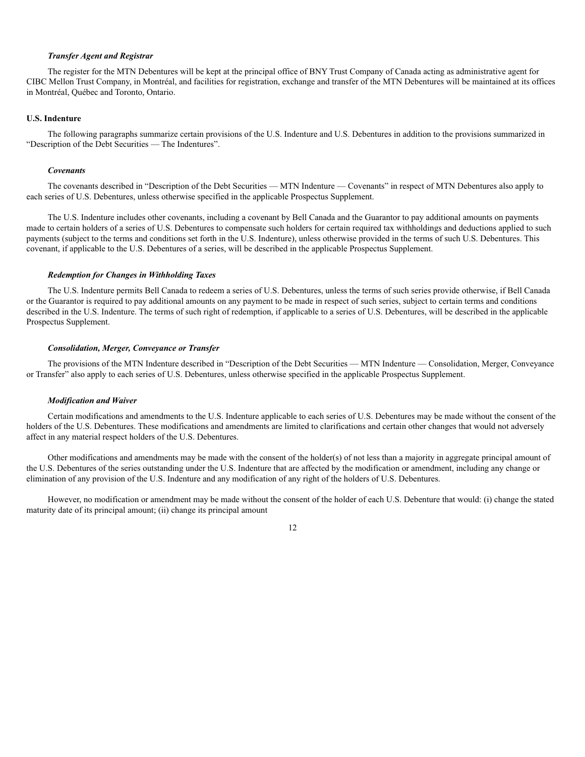### *Transfer Agent and Registrar*

The register for the MTN Debentures will be kept at the principal office of BNY Trust Company of Canada acting as administrative agent for CIBC Mellon Trust Company, in Montréal, and facilities for registration, exchange and transfer of the MTN Debentures will be maintained at its offices in Montréal, Québec and Toronto, Ontario.

## U.S. Indenture

The following paragraphs summarize certain provisions of the U.S. Indenture and U.S. Debentures in addition to the provisions summarized in "Description of the Debt Securities — The Indentures".

### *Covenants*

The covenants described in "Description of the Debt Securities — MTN Indenture — Covenants" in respect of MTN Debentures also apply to each series of U.S. Debentures, unless otherwise specified in the applicable Prospectus Supplement.

The U.S. Indenture includes other covenants, including a covenant by Bell Canada and the Guarantor to pay additional amounts on payments made to certain holders of a series of U.S. Debentures to compensate such holders for certain required tax withholdings and deductions applied to such payments (subject to the terms and conditions set forth in the U.S. Indenture), unless otherwise provided in the terms of such U.S. Debentures. This covenant, if applicable to the U.S. Debentures of a series, will be described in the applicable Prospectus Supplement.

### *Redemption for Changes in Withholding Taxes*

The U.S. Indenture permits Bell Canada to redeem a series of U.S. Debentures, unless the terms of such series provide otherwise, if Bell Canada or the Guarantor is required to pay additional amounts on any payment to be made in respect of such series, subject to certain terms and conditions described in the U.S. Indenture. The terms of such right of redemption, if applicable to a series of U.S. Debentures, will be described in the applicable Prospectus Supplement.

### *Consolidation, Merger, Conveyance or Transfer*

The provisions of the MTN Indenture described in "Description of the Debt Securities — MTN Indenture — Consolidation, Merger, Conveyance or Transfer" also apply to each series of U.S. Debentures, unless otherwise specified in the applicable Prospectus Supplement.

### *Modification and Waiver*

Certain modifications and amendments to the U.S. Indenture applicable to each series of U.S. Debentures may be made without the consent of the holders of the U.S. Debentures. These modifications and amendments are limited to clarifications and certain other changes that would not adversely affect in any material respect holders of the U.S. Debentures.

Other modifications and amendments may be made with the consent of the holder(s) of not less than a majority in aggregate principal amount of the U.S. Debentures of the series outstanding under the U.S. Indenture that are affected by the modification or amendment, including any change or elimination of any provision of the U.S. Indenture and any modification of any right of the holders of U.S. Debentures.

However, no modification or amendment may be made without the consent of the holder of each U.S. Debenture that would: (i) change the stated maturity date of its principal amount; (ii) change its principal amount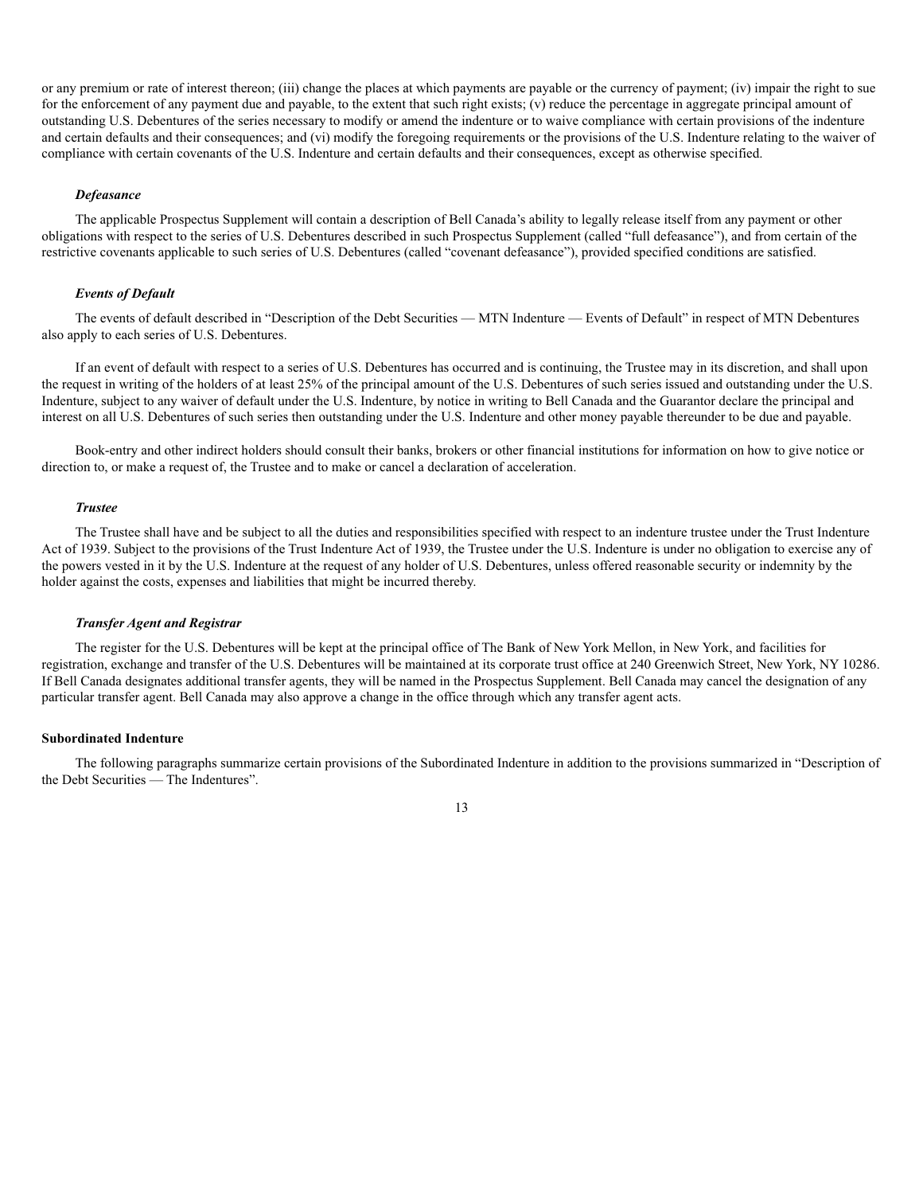or any premium or rate of interest thereon; (iii) change the places at which payments are payable or the currency of payment; (iv) impair the right to sue for the enforcement of any payment due and payable, to the extent that such right exists; (v) reduce the percentage in aggregate principal amount of outstanding U.S. Debentures of the series necessary to modify or amend the indenture or to waive compliance with certain provisions of the indenture and certain defaults and their consequences; and (vi) modify the foregoing requirements or the provisions of the U.S. Indenture relating to the waiver of compliance with certain covenants of the U.S. Indenture and certain defaults and their consequences, except as otherwise specified.

***Defeasance***

The applicable Prospectus Supplement will contain a description of Bell Canada's ability to legally release itself from any payment or other obligations with respect to the series of U.S. Debentures described in such Prospectus Supplement (called "full defeasance"), and from certain of the restrictive covenants applicable to such series of U.S. Debentures (called "covenant defeasance"), provided specified conditions are satisfied.

***Events of Default***

The events of default described in "Description of the Debt Securities — MTN Indenture — Events of Default" in respect of MTN Debentures also apply to each series of U.S. Debentures.

If an event of default with respect to a series of U.S. Debentures has occurred and is continuing, the Trustee may in its discretion, and shall upon the request in writing of the holders of at least 25% of the principal amount of the U.S. Debentures of such series issued and outstanding under the U.S. Indenture, subject to any waiver of default under the U.S. Indenture, by notice in writing to Bell Canada and the Guarantor declare the principal and interest on all U.S. Debentures of such series then outstanding under the U.S. Indenture and other money payable thereunder to be due and payable.

Book-entry and other indirect holders should consult their banks, brokers or other financial institutions for information on how to give notice or direction to, or make a request of, the Trustee and to make or cancel a declaration of acceleration.

***Trustee***

The Trustee shall have and be subject to all the duties and responsibilities specified with respect to an indenture trustee under the Trust Indenture Act of 1939. Subject to the provisions of the Trust Indenture Act of 1939, the Trustee under the U.S. Indenture is under no obligation to exercise any of the powers vested in it by the U.S. Indenture at the request of any holder of U.S. Debentures, unless offered reasonable security or indemnity by the holder against the costs, expenses and liabilities that might be incurred thereby.

***Transfer Agent and Registrar***

The register for the U.S. Debentures will be kept at the principal office of The Bank of New York Mellon, in New York, and facilities for registration, exchange and transfer of the U.S. Debentures will be maintained at its corporate trust office at 240 Greenwich Street, New York, NY 10286. If Bell Canada designates additional transfer agents, they will be named in the Prospectus Supplement. Bell Canada may cancel the designation of any particular transfer agent. Bell Canada may also approve a change in the office through which any transfer agent acts.

**Subordinated Indenture**

The following paragraphs summarize certain provisions of the Subordinated Indenture in addition to the provisions summarized in "Description of the Debt Securities — The Indentures".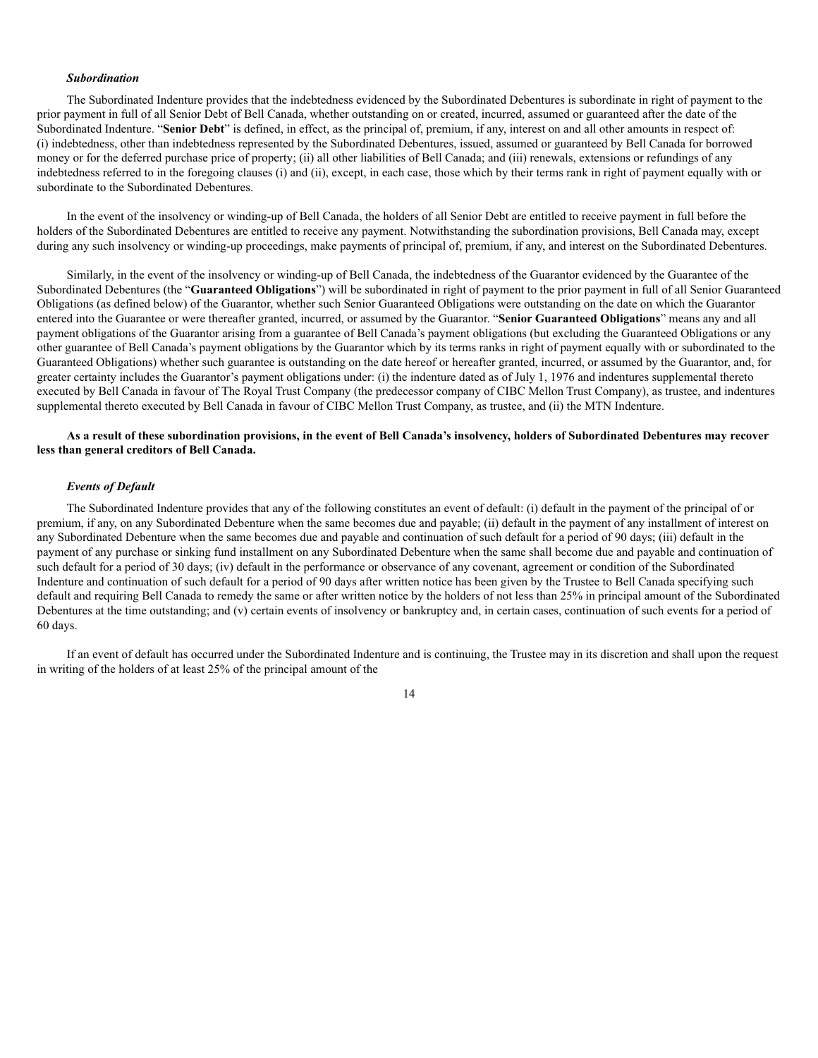### *Subordination*

The Subordinated Indenture provides that the indebtedness evidenced by the Subordinated Debentures is subordinate in right of payment to the prior payment in full of all Senior Debt of Bell Canada, whether outstanding on or created, incurred, assumed or guaranteed after the date of the Subordinated Indenture. "**Senior Debt**" is defined, in effect, as the principal of, premium, if any, interest on and all other amounts in respect of: (i) indebtedness, other than indebtedness represented by the Subordinated Debentures, issued, assumed or guaranteed by Bell Canada for borrowed money or for the deferred purchase price of property; (ii) all other liabilities of Bell Canada; and (iii) renewals, extensions or refundings of any indebtedness referred to in the foregoing clauses (i) and (ii), except, in each case, those which by their terms rank in right of payment equally with or subordinate to the Subordinated Debentures.

In the event of the insolvency or winding-up of Bell Canada, the holders of all Senior Debt are entitled to receive payment in full before the holders of the Subordinated Debentures are entitled to receive any payment. Notwithstanding the subordination provisions, Bell Canada may, except during any such insolvency or winding-up proceedings, make payments of principal of, premium, if any, and interest on the Subordinated Debentures.

Similarly, in the event of the insolvency or winding-up of Bell Canada, the indebtedness of the Guarantor evidenced by the Guarantee of the Subordinated Debentures (the "**Guaranteed Obligations**") will be subordinated in right of payment to the prior payment in full of all Senior Guaranteed Obligations (as defined below) of the Guarantor, whether such Senior Guaranteed Obligations were outstanding on the date on which the Guarantor entered into the Guarantee or were thereafter granted, incurred, or assumed by the Guarantor. "**Senior Guaranteed Obligations**" means any and all payment obligations of the Guarantor arising from a guarantee of Bell Canada's payment obligations (but excluding the Guaranteed Obligations or any other guarantee of Bell Canada's payment obligations by the Guarantor which by its terms ranks in right of payment equally with or subordinated to the Guaranteed Obligations) whether such guarantee is outstanding on the date hereof or hereafter granted, incurred, or assumed by the Guarantor, and, for greater certainty includes the Guarantor's payment obligations under: (i) the indenture dated as of July 1, 1976 and indentures supplemental thereto executed by Bell Canada in favour of The Royal Trust Company (the predecessor company of CIBC Mellon Trust Company), as trustee, and indentures supplemental thereto executed by Bell Canada in favour of CIBC Mellon Trust Company, as trustee, and (ii) the MTN Indenture.

**As a result of these subordination provisions, in the event of Bell Canada's insolvency, holders of Subordinated Debentures may recover less than general creditors of Bell Canada.**

### *Events of Default*

The Subordinated Indenture provides that any of the following constitutes an event of default: (i) default in the payment of the principal of or premium, if any, on any Subordinated Debenture when the same becomes due and payable; (ii) default in the payment of any installment of interest on any Subordinated Debenture when the same becomes due and payable and continuation of such default for a period of 90 days; (iii) default in the payment of any purchase or sinking fund installment on any Subordinated Debenture when the same shall become due and payable and continuation of such default for a period of 30 days; (iv) default in the performance or observance of any covenant, agreement or condition of the Subordinated Indenture and continuation of such default for a period of 90 days after written notice has been given by the Trustee to Bell Canada specifying such default and requiring Bell Canada to remedy the same or after written notice by the holders of not less than 25% in principal amount of the Subordinated Debentures at the time outstanding; and (v) certain events of insolvency or bankruptcy and, in certain cases, continuation of such events for a period of 60 days.

If an event of default has occurred under the Subordinated Indenture and is continuing, the Trustee may in its discretion and shall upon the request in writing of the holders of at least 25% of the principal amount of the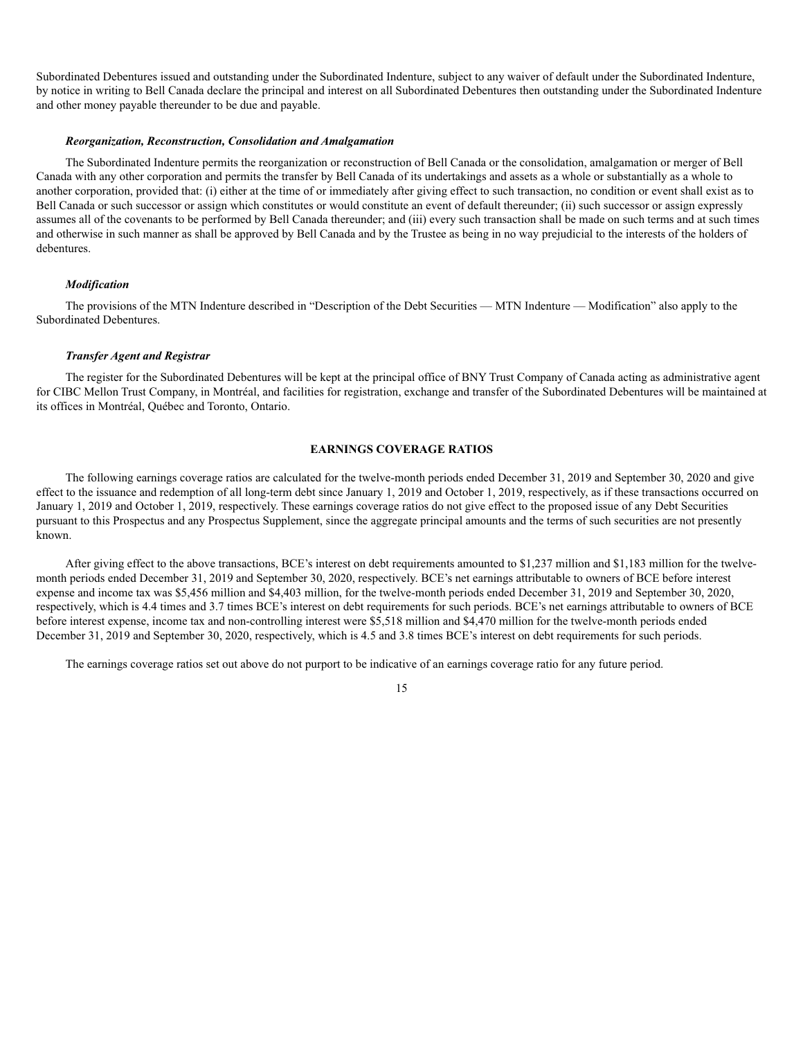Subordinated Debentures issued and outstanding under the Subordinated Indenture, subject to any waiver of default under the Subordinated Indenture, by notice in writing to Bell Canada declare the principal and interest on all Subordinated Debentures then outstanding under the Subordinated Indenture and other money payable thereunder to be due and payable.

#### *Reorganization, Reconstruction, Consolidation and Amalgamation*

The Subordinated Indenture permits the reorganization or reconstruction of Bell Canada or the consolidation, amalgamation or merger of Bell Canada with any other corporation and permits the transfer by Bell Canada of its undertakings and assets as a whole or substantially as a whole to another corporation, provided that: (i) either at the time of or immediately after giving effect to such transaction, no condition or event shall exist as to Bell Canada or such successor or assign which constitutes or would constitute an event of default thereunder; (ii) such successor or assign expressly assumes all of the covenants to be performed by Bell Canada thereunder; and (iii) every such transaction shall be made on such terms and at such times and otherwise in such manner as shall be approved by Bell Canada and by the Trustee as being in no way prejudicial to the interests of the holders of debentures.

#### *Modification*

The provisions of the MTN Indenture described in "Description of the Debt Securities — MTN Indenture — Modification" also apply to the Subordinated Debentures.

#### *Transfer Agent and Registrar*

The register for the Subordinated Debentures will be kept at the principal office of BNY Trust Company of Canada acting as administrative agent for CIBC Mellon Trust Company, in Montréal, and facilities for registration, exchange and transfer of the Subordinated Debentures will be maintained at its offices in Montréal, Québec and Toronto, Ontario.

## EARNINGS COVERAGE RATIOS

The following earnings coverage ratios are calculated for the twelve-month periods ended December 31, 2019 and September 30, 2020 and give effect to the issuance and redemption of all long-term debt since January 1, 2019 and October 1, 2019, respectively, as if these transactions occurred on January 1, 2019 and October 1, 2019, respectively. These earnings coverage ratios do not give effect to the proposed issue of any Debt Securities pursuant to this Prospectus and any Prospectus Supplement, since the aggregate principal amounts and the terms of such securities are not presently known.

After giving effect to the above transactions, BCE's interest on debt requirements amounted to $1,237 million and $1,183 million for the twelve-month periods ended December 31, 2019 and September 30, 2020, respectively. BCE's net earnings attributable to owners of BCE before interest expense and income tax was $5,456 million and $4,403 million, for the twelve-month periods ended December 31, 2019 and September 30, 2020, respectively, which is 4.4 times and 3.7 times BCE's interest on debt requirements for such periods. BCE's net earnings attributable to owners of BCE before interest expense, income tax and non-controlling interest were $5,518 million and $4,470 million for the twelve-month periods ended December 31, 2019 and September 30, 2020, respectively, which is 4.5 and 3.8 times BCE's interest on debt requirements for such periods.

The earnings coverage ratios set out above do not purport to be indicative of an earnings coverage ratio for any future period.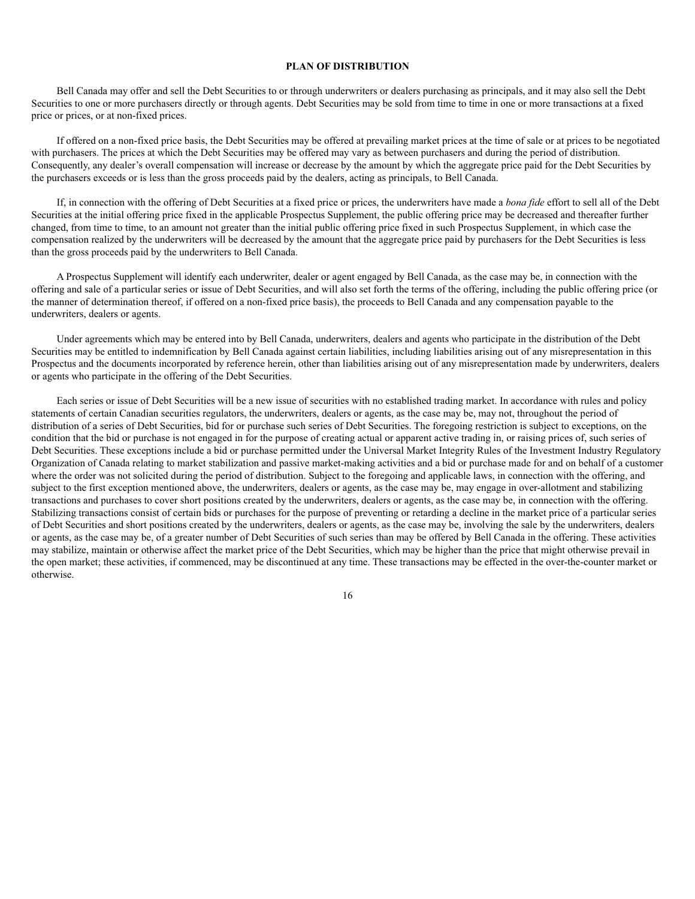## PLAN OF DISTRIBUTION

Bell Canada may offer and sell the Debt Securities to or through underwriters or dealers purchasing as principals, and it may also sell the Debt Securities to one or more purchasers directly or through agents. Debt Securities may be sold from time to time in one or more transactions at a fixed price or prices, or at non-fixed prices.

If offered on a non-fixed price basis, the Debt Securities may be offered at prevailing market prices at the time of sale or at prices to be negotiated with purchasers. The prices at which the Debt Securities may be offered may vary as between purchasers and during the period of distribution. Consequently, any dealer's overall compensation will increase or decrease by the amount by which the aggregate price paid for the Debt Securities by the purchasers exceeds or is less than the gross proceeds paid by the dealers, acting as principals, to Bell Canada.

If, in connection with the offering of Debt Securities at a fixed price or prices, the underwriters have made a *bona fide* effort to sell all of the Debt Securities at the initial offering price fixed in the applicable Prospectus Supplement, the public offering price may be decreased and thereafter further changed, from time to time, to an amount not greater than the initial public offering price fixed in such Prospectus Supplement, in which case the compensation realized by the underwriters will be decreased by the amount that the aggregate price paid by purchasers for the Debt Securities is less than the gross proceeds paid by the underwriters to Bell Canada.

A Prospectus Supplement will identify each underwriter, dealer or agent engaged by Bell Canada, as the case may be, in connection with the offering and sale of a particular series or issue of Debt Securities, and will also set forth the terms of the offering, including the public offering price (or the manner of determination thereof, if offered on a non-fixed price basis), the proceeds to Bell Canada and any compensation payable to the underwriters, dealers or agents.

Under agreements which may be entered into by Bell Canada, underwriters, dealers and agents who participate in the distribution of the Debt Securities may be entitled to indemnification by Bell Canada against certain liabilities, including liabilities arising out of any misrepresentation in this Prospectus and the documents incorporated by reference herein, other than liabilities arising out of any misrepresentation made by underwriters, dealers or agents who participate in the offering of the Debt Securities.

Each series or issue of Debt Securities will be a new issue of securities with no established trading market. In accordance with rules and policy statements of certain Canadian securities regulators, the underwriters, dealers or agents, as the case may be, may not, throughout the period of distribution of a series of Debt Securities, bid for or purchase such series of Debt Securities. The foregoing restriction is subject to exceptions, on the condition that the bid or purchase is not engaged in for the purpose of creating actual or apparent active trading in, or raising prices of, such series of Debt Securities. These exceptions include a bid or purchase permitted under the Universal Market Integrity Rules of the Investment Industry Regulatory Organization of Canada relating to market stabilization and passive market-making activities and a bid or purchase made for and on behalf of a customer where the order was not solicited during the period of distribution. Subject to the foregoing and applicable laws, in connection with the offering, and subject to the first exception mentioned above, the underwriters, dealers or agents, as the case may be, may engage in over-allotment and stabilizing transactions and purchases to cover short positions created by the underwriters, dealers or agents, as the case may be, in connection with the offering. Stabilizing transactions consist of certain bids or purchases for the purpose of preventing or retarding a decline in the market price of a particular series of Debt Securities and short positions created by the underwriters, dealers or agents, as the case may be, involving the sale by the underwriters, dealers or agents, as the case may be, of a greater number of Debt Securities of such series than may be offered by Bell Canada in the offering. These activities may stabilize, maintain or otherwise affect the market price of the Debt Securities, which may be higher than the price that might otherwise prevail in the open market; these activities, if commenced, may be discontinued at any time. These transactions may be effected in the over-the-counter market or otherwise.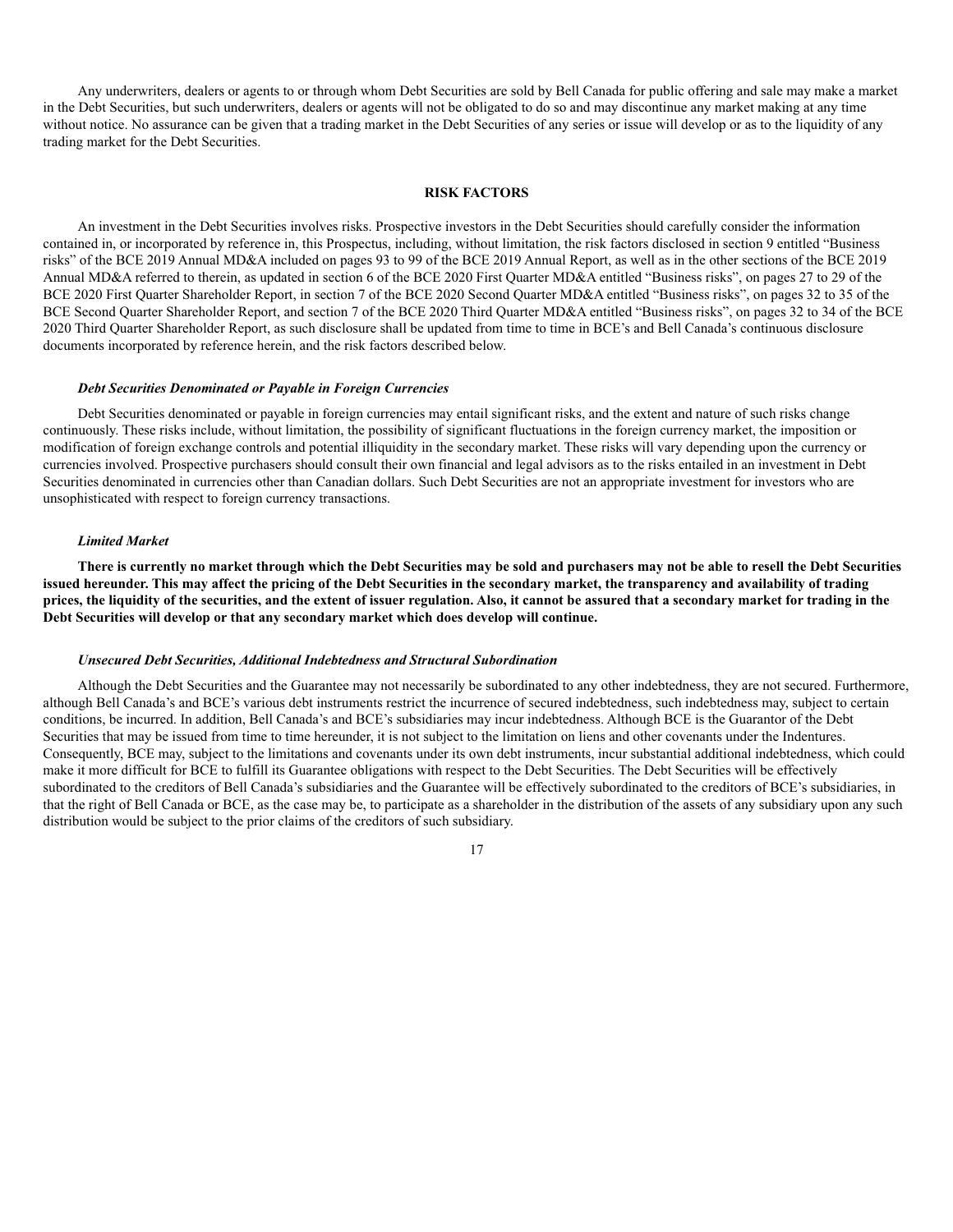Any underwriters, dealers or agents to or through whom Debt Securities are sold by Bell Canada for public offering and sale may make a market in the Debt Securities, but such underwriters, dealers or agents will not be obligated to do so and may discontinue any market making at any time without notice. No assurance can be given that a trading market in the Debt Securities of any series or issue will develop or as to the liquidity of any trading market for the Debt Securities.

## RISK FACTORS

An investment in the Debt Securities involves risks. Prospective investors in the Debt Securities should carefully consider the information contained in, or incorporated by reference in, this Prospectus, including, without limitation, the risk factors disclosed in section 9 entitled "Business risks" of the BCE 2019 Annual MD&A included on pages 93 to 99 of the BCE 2019 Annual Report, as well as in the other sections of the BCE 2019 Annual MD&A referred to therein, as updated in section 6 of the BCE 2020 First Quarter MD&A entitled "Business risks", on pages 27 to 29 of the BCE 2020 First Quarter Shareholder Report, in section 7 of the BCE 2020 Second Quarter MD&A entitled "Business risks", on pages 32 to 35 of the BCE Second Quarter Shareholder Report, and section 7 of the BCE 2020 Third Quarter MD&A entitled "Business risks", on pages 32 to 34 of the BCE 2020 Third Quarter Shareholder Report, as such disclosure shall be updated from time to time in BCE's and Bell Canada's continuous disclosure documents incorporated by reference herein, and the risk factors described below.

### *Debt Securities Denominated or Payable in Foreign Currencies*

Debt Securities denominated or payable in foreign currencies may entail significant risks, and the extent and nature of such risks change continuously. These risks include, without limitation, the possibility of significant fluctuations in the foreign currency market, the imposition or modification of foreign exchange controls and potential illiquidity in the secondary market. These risks will vary depending upon the currency or currencies involved. Prospective purchasers should consult their own financial and legal advisors as to the risks entailed in an investment in Debt Securities denominated in currencies other than Canadian dollars. Such Debt Securities are not an appropriate investment for investors who are unsophisticated with respect to foreign currency transactions.

### *Limited Market*

**There is currently no market through which the Debt Securities may be sold and purchasers may not be able to resell the Debt Securities issued hereunder. This may affect the pricing of the Debt Securities in the secondary market, the transparency and availability of trading prices, the liquidity of the securities, and the extent of issuer regulation. Also, it cannot be assured that a secondary market for trading in the Debt Securities will develop or that any secondary market which does develop will continue.**

### *Unsecured Debt Securities, Additional Indebtedness and Structural Subordination*

Although the Debt Securities and the Guarantee may not necessarily be subordinated to any other indebtedness, they are not secured. Furthermore, although Bell Canada's and BCE's various debt instruments restrict the incurrence of secured indebtedness, such indebtedness may, subject to certain conditions, be incurred. In addition, Bell Canada's and BCE's subsidiaries may incur indebtedness. Although BCE is the Guarantor of the Debt Securities that may be issued from time to time hereunder, it is not subject to the limitation on liens and other covenants under the Indentures. Consequently, BCE may, subject to the limitations and covenants under its own debt instruments, incur substantial additional indebtedness, which could make it more difficult for BCE to fulfill its Guarantee obligations with respect to the Debt Securities. The Debt Securities will be effectively subordinated to the creditors of Bell Canada's subsidiaries and the Guarantee will be effectively subordinated to the creditors of BCE's subsidiaries, in that the right of Bell Canada or BCE, as the case may be, to participate as a shareholder in the distribution of the assets of any subsidiary upon any such distribution would be subject to the prior claims of the creditors of such subsidiary.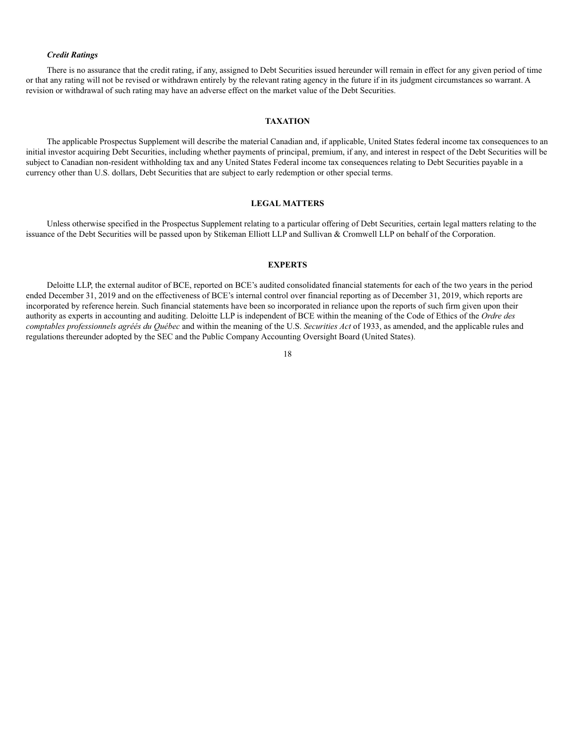***Credit Ratings***

There is no assurance that the credit rating, if any, assigned to Debt Securities issued hereunder will remain in effect for any given period of time or that any rating will not be revised or withdrawn entirely by the relevant rating agency in the future if in its judgment circumstances so warrant. A revision or withdrawal of such rating may have an adverse effect on the market value of the Debt Securities.

## TAXATION

The applicable Prospectus Supplement will describe the material Canadian and, if applicable, United States federal income tax consequences to an initial investor acquiring Debt Securities, including whether payments of principal, premium, if any, and interest in respect of the Debt Securities will be subject to Canadian non-resident withholding tax and any United States Federal income tax consequences relating to Debt Securities payable in a currency other than U.S. dollars, Debt Securities that are subject to early redemption or other special terms.

## LEGAL MATTERS

Unless otherwise specified in the Prospectus Supplement relating to a particular offering of Debt Securities, certain legal matters relating to the issuance of the Debt Securities will be passed upon by Stikeman Elliott LLP and Sullivan & Cromwell LLP on behalf of the Corporation.

## EXPERTS

Deloitte LLP, the external auditor of BCE, reported on BCE's audited consolidated financial statements for each of the two years in the period ended December 31, 2019 and on the effectiveness of BCE's internal control over financial reporting as of December 31, 2019, which reports are incorporated by reference herein. Such financial statements have been so incorporated in reliance upon the reports of such firm given upon their authority as experts in accounting and auditing. Deloitte LLP is independent of BCE within the meaning of the Code of Ethics of the *Ordre des comptables professionnels agréés du Québec* and within the meaning of the U.S. *Securities Act* of 1933, as amended, and the applicable rules and regulations thereunder adopted by the SEC and the Public Company Accounting Oversight Board (United States).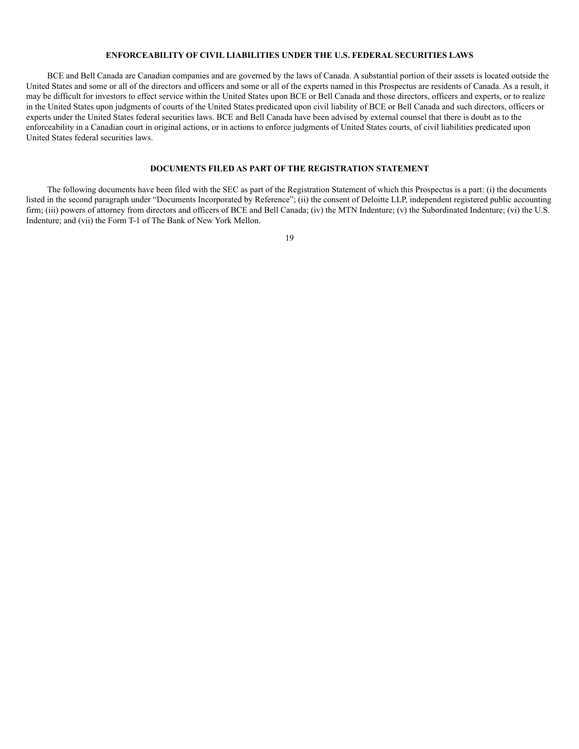## ENFORCEABILITY OF CIVIL LIABILITIES UNDER THE U.S. FEDERAL SECURITIES LAWS

BCE and Bell Canada are Canadian companies and are governed by the laws of Canada. A substantial portion of their assets is located outside the United States and some or all of the directors and officers and some or all of the experts named in this Prospectus are residents of Canada. As a result, it may be difficult for investors to effect service within the United States upon BCE or Bell Canada and those directors, officers and experts, or to realize in the United States upon judgments of courts of the United States predicated upon civil liability of BCE or Bell Canada and such directors, officers or experts under the United States federal securities laws. BCE and Bell Canada have been advised by external counsel that there is doubt as to the enforceability in a Canadian court in original actions, or in actions to enforce judgments of United States courts, of civil liabilities predicated upon United States federal securities laws.

## DOCUMENTS FILED AS PART OF THE REGISTRATION STATEMENT

The following documents have been filed with the SEC as part of the Registration Statement of which this Prospectus is a part: (i) the documents listed in the second paragraph under "Documents Incorporated by Reference"; (ii) the consent of Deloitte LLP, independent registered public accounting firm; (iii) powers of attorney from directors and officers of BCE and Bell Canada; (iv) the MTN Indenture; (v) the Subordinated Indenture; (vi) the U.S. Indenture; and (vii) the Form T-1 of The Bank of New York Mellon.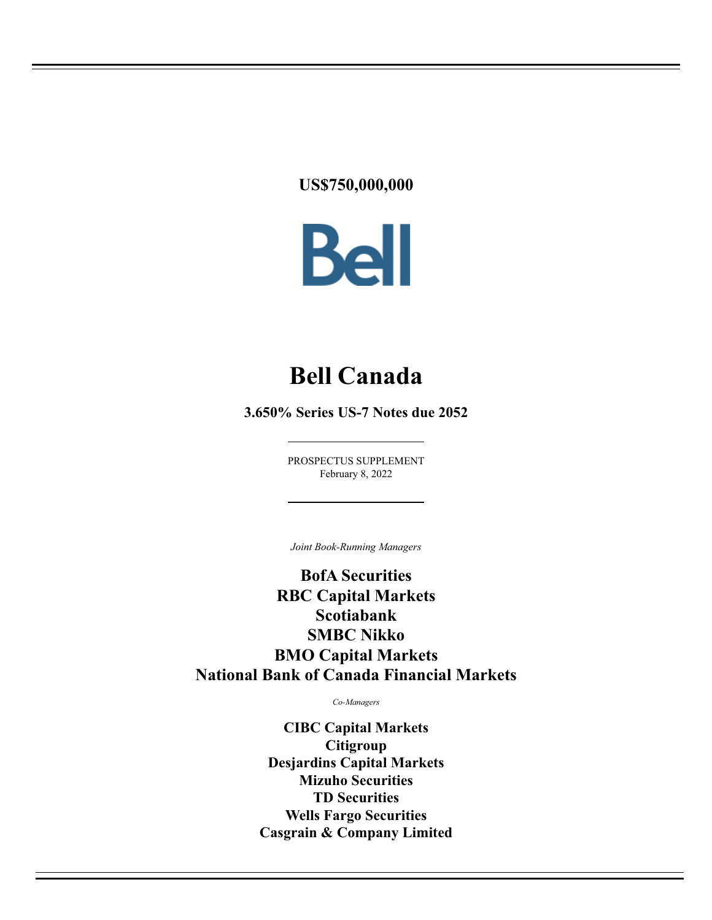**US$750,000,000**

Bell

# Bell Canada

**3.650% Series US-7 Notes due 2052**

PROSPECTUS SUPPLEMENT
February 8, 2022

*Joint Book-Running Managers*

**BofA Securities**
**RBC Capital Markets**
**Scotiabank**
**SMBC Nikko**
**BMO Capital Markets**
**National Bank of Canada Financial Markets**

*Co-Managers*

**CIBC Capital Markets**
**Citigroup**
**Desjardins Capital Markets**
**Mizuho Securities**
**TD Securities**
**Wells Fargo Securities**
**Casgrain & Company Limited**